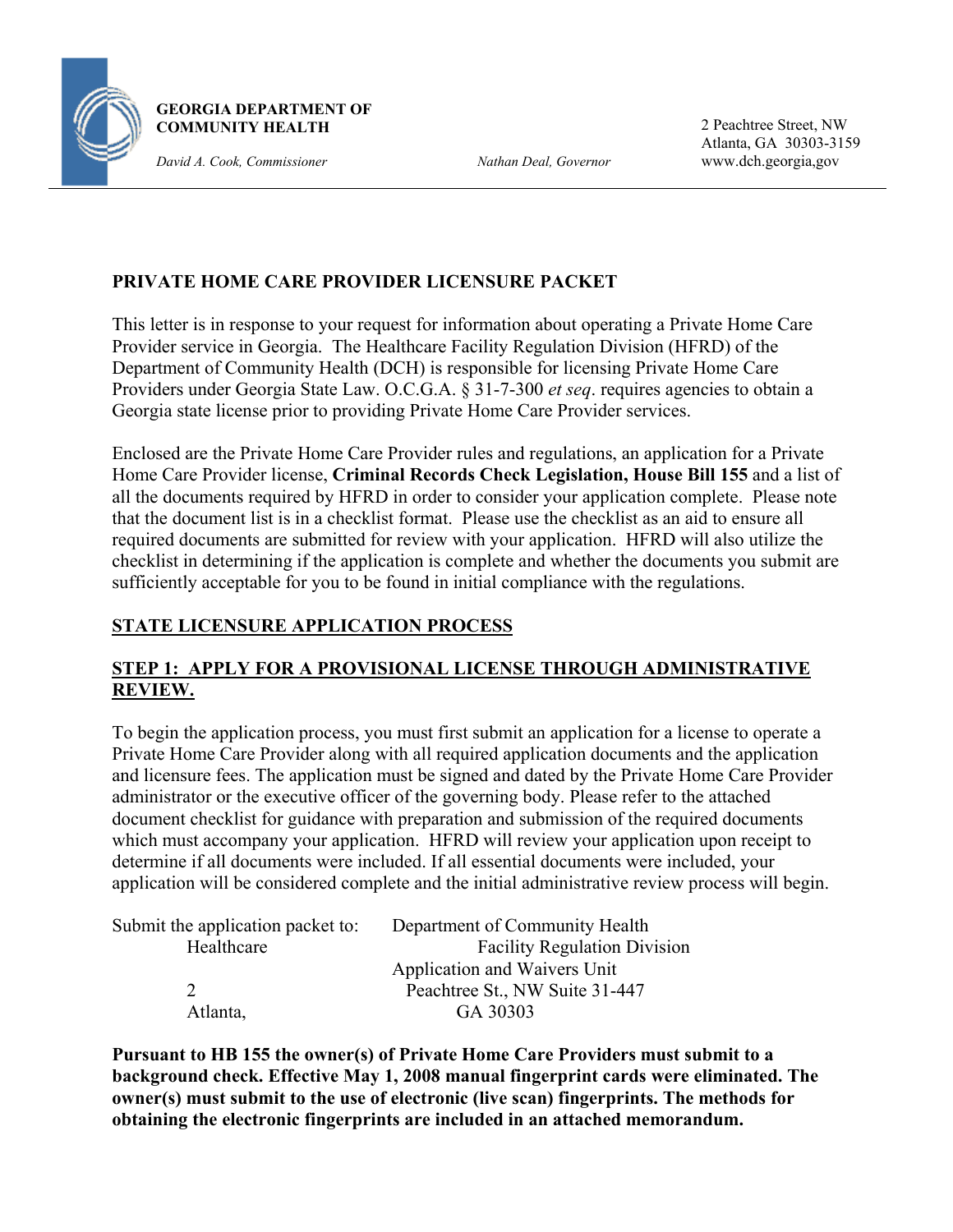**GEORGIA DEPARTMENT OF COMMUNITY HEALTH**

*David A. Cook, Commissioner* *Nathan Deal, Governor*

2 Peachtree Street, NW
Atlanta, GA 30303-3159
www.dch.georgia,gov

---

## PRIVATE HOME CARE PROVIDER LICENSURE PACKET

This letter is in response to your request for information about operating a Private Home Care Provider service in Georgia. The Healthcare Facility Regulation Division (HFRD) of the Department of Community Health (DCH) is responsible for licensing Private Home Care Providers under Georgia State Law. O.C.G.A. § 31-7-300 *et seq*. requires agencies to obtain a Georgia state license prior to providing Private Home Care Provider services.

Enclosed are the Private Home Care Provider rules and regulations, an application for a Private Home Care Provider license, **Criminal Records Check Legislation, House Bill 155** and a list of all the documents required by HFRD in order to consider your application complete. Please note that the document list is in a checklist format. Please use the checklist as an aid to ensure all required documents are submitted for review with your application. HFRD will also utilize the checklist in determining if the application is complete and whether the documents you submit are sufficiently acceptable for you to be found in initial compliance with the regulations.

### STATE LICENSURE APPLICATION PROCESS

### STEP 1: APPLY FOR A PROVISIONAL LICENSE THROUGH ADMINISTRATIVE REVIEW.

To begin the application process, you must first submit an application for a license to operate a Private Home Care Provider along with all required application documents and the application and licensure fees. The application must be signed and dated by the Private Home Care Provider administrator or the executive officer of the governing body. Please refer to the attached document checklist for guidance with preparation and submission of the required documents which must accompany your application. HFRD will review your application upon receipt to determine if all documents were included. If all essential documents were included, your application will be considered complete and the initial administrative review process will begin.

Submit the application packet to:
Department of Community Health
Healthcare Facility Regulation Division
Application and Waivers Unit
2 Peachtree St., NW Suite 31-447
Atlanta, GA 30303

**Pursuant to HB 155 the owner(s) of Private Home Care Providers must submit to a background check. Effective May 1, 2008 manual fingerprint cards were eliminated. The owner(s) must submit to the use of electronic (live scan) fingerprints. The methods for obtaining the electronic fingerprints are included in an attached memorandum.**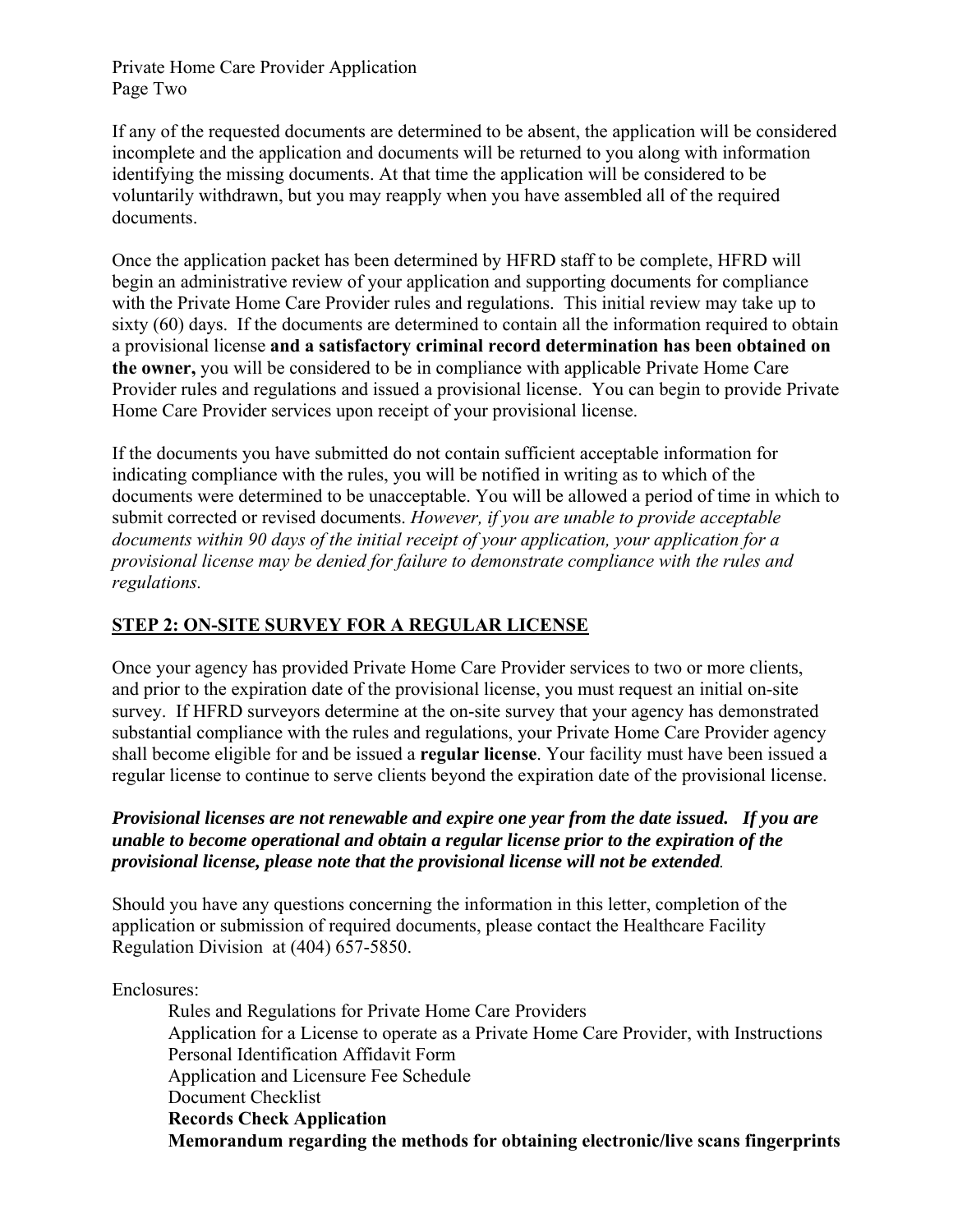If any of the requested documents are determined to be absent, the application will be considered incomplete and the application and documents will be returned to you along with information identifying the missing documents. At that time the application will be considered to be voluntarily withdrawn, but you may reapply when you have assembled all of the required documents.

Once the application packet has been determined by HFRD staff to be complete, HFRD will begin an administrative review of your application and supporting documents for compliance with the Private Home Care Provider rules and regulations. This initial review may take up to sixty (60) days. If the documents are determined to contain all the information required to obtain a provisional license **and a satisfactory criminal record determination has been obtained on the owner,** you will be considered to be in compliance with applicable Private Home Care Provider rules and regulations and issued a provisional license. You can begin to provide Private Home Care Provider services upon receipt of your provisional license.

If the documents you have submitted do not contain sufficient acceptable information for indicating compliance with the rules, you will be notified in writing as to which of the documents were determined to be unacceptable. You will be allowed a period of time in which to submit corrected or revised documents. *However, if you are unable to provide acceptable documents within 90 days of the initial receipt of your application, your application for a provisional license may be denied for failure to demonstrate compliance with the rules and regulations.*

## STEP 2: ON-SITE SURVEY FOR A REGULAR LICENSE

Once your agency has provided Private Home Care Provider services to two or more clients, and prior to the expiration date of the provisional license, you must request an initial on-site survey. If HFRD surveyors determine at the on-site survey that your agency has demonstrated substantial compliance with the rules and regulations, your Private Home Care Provider agency shall become eligible for and be issued a **regular license**. Your facility must have been issued a regular license to continue to serve clients beyond the expiration date of the provisional license.

***Provisional licenses are not renewable and expire one year from the date issued. If you are unable to become operational and obtain a regular license prior to the expiration of the provisional license, please note that the provisional license will not be extended.***

Should you have any questions concerning the information in this letter, completion of the application or submission of required documents, please contact the Healthcare Facility Regulation Division at (404) 657-5850.

Enclosures:

- Rules and Regulations for Private Home Care Providers
- Application for a License to operate as a Private Home Care Provider, with Instructions
- Personal Identification Affidavit Form
- Application and Licensure Fee Schedule
- Document Checklist
- **Records Check Application**
- **Memorandum regarding the methods for obtaining electronic/live scans fingerprints**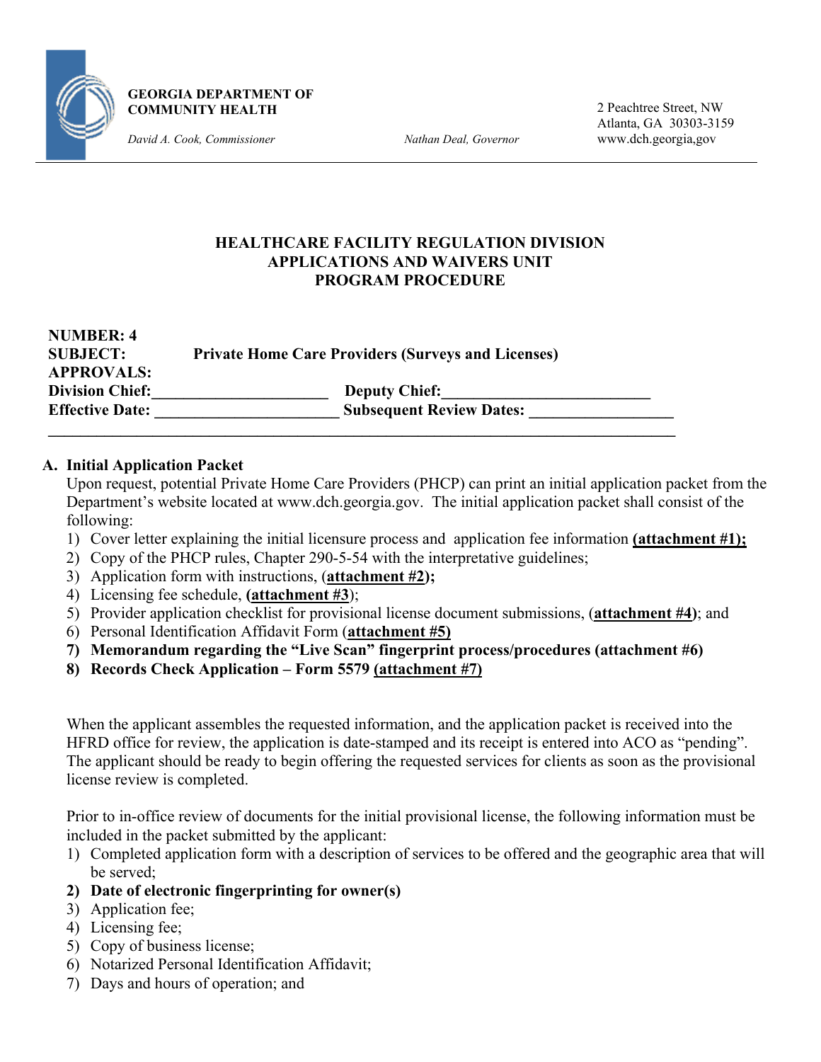**GEORGIA DEPARTMENT OF COMMUNITY HEALTH**

*David A. Cook, Commissioner* *Nathan Deal, Governor*

2 Peachtree Street, NW
Atlanta, GA 30303-3159
www.dch.georgia,gov

**HEALTHCARE FACILITY REGULATION DIVISION**
**APPLICATIONS AND WAIVERS UNIT**
**PROGRAM PROCEDURE**

**NUMBER: 4**
**SUBJECT:** **Private Home Care Providers (Surveys and Licenses)**
**APPROVALS:**
**Division Chief:**\_\_\_\_\_\_\_\_\_\_\_\_\_\_\_\_\_\_\_\_\_\_ **Deputy Chief:**\_\_\_\_\_\_\_\_\_\_\_\_\_\_\_\_\_\_\_\_\_\_\_\_\_\_
**Effective Date:** \_\_\_\_\_\_\_\_\_\_\_\_\_\_\_\_\_\_\_\_\_\_\_ **Subsequent Review Dates:** \_\_\_\_\_\_\_\_\_\_\_\_\_\_\_\_\_\_

---

**A. Initial Application Packet**

Upon request, potential Private Home Care Providers (PHCP) can print an initial application packet from the Department's website located at www.dch.georgia.gov. The initial application packet shall consist of the following:

1) Cover letter explaining the initial licensure process and application fee information **(attachment #1);**
2) Copy of the PHCP rules, Chapter 290-5-54 with the interpretative guidelines;
3) Application form with instructions, (**attachment #2**)**;**
4) Licensing fee schedule, **(attachment #3**);
5) Provider application checklist for provisional license document submissions, (**attachment #4**); and
6) Personal Identification Affidavit Form (**attachment #5)**
7) **Memorandum regarding the "Live Scan" fingerprint process/procedures (attachment #6)**
8) **Records Check Application – Form 5579 (attachment #7)**

When the applicant assembles the requested information, and the application packet is received into the HFRD office for review, the application is date-stamped and its receipt is entered into ACO as "pending". The applicant should be ready to begin offering the requested services for clients as soon as the provisional license review is completed.

Prior to in-office review of documents for the initial provisional license, the following information must be included in the packet submitted by the applicant:

1) Completed application form with a description of services to be offered and the geographic area that will be served;
2) **Date of electronic fingerprinting for owner(s)**
3) Application fee;
4) Licensing fee;
5) Copy of business license;
6) Notarized Personal Identification Affidavit;
7) Days and hours of operation; and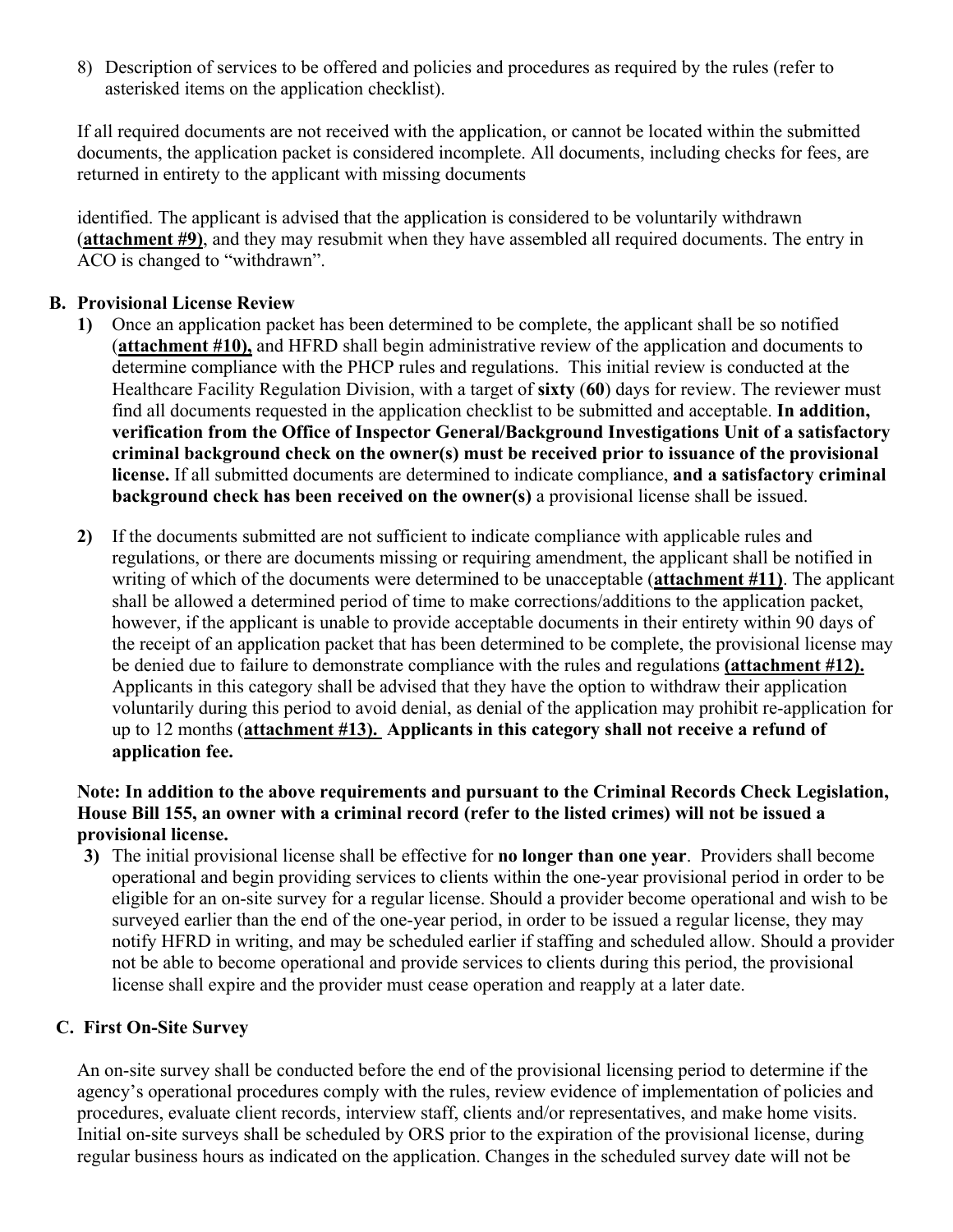8) Description of services to be offered and policies and procedures as required by the rules (refer to asterisked items on the application checklist).

If all required documents are not received with the application, or cannot be located within the submitted documents, the application packet is considered incomplete. All documents, including checks for fees, are returned in entirety to the applicant with missing documents

identified. The applicant is advised that the application is considered to be voluntarily withdrawn (**attachment #9)**, and they may resubmit when they have assembled all required documents. The entry in ACO is changed to "withdrawn".

**B. Provisional License Review**

**1)** Once an application packet has been determined to be complete, the applicant shall be so notified (**attachment #10),** and HFRD shall begin administrative review of the application and documents to determine compliance with the PHCP rules and regulations. This initial review is conducted at the Healthcare Facility Regulation Division, with a target of **sixty** (**60**) days for review. The reviewer must find all documents requested in the application checklist to be submitted and acceptable. **In addition, verification from the Office of Inspector General/Background Investigations Unit of a satisfactory criminal background check on the owner(s) must be received prior to issuance of the provisional license.** If all submitted documents are determined to indicate compliance, **and a satisfactory criminal background check has been received on the owner(s)** a provisional license shall be issued.

**2)** If the documents submitted are not sufficient to indicate compliance with applicable rules and regulations, or there are documents missing or requiring amendment, the applicant shall be notified in writing of which of the documents were determined to be unacceptable (**attachment #11)**. The applicant shall be allowed a determined period of time to make corrections/additions to the application packet, however, if the applicant is unable to provide acceptable documents in their entirety within 90 days of the receipt of an application packet that has been determined to be complete, the provisional license may be denied due to failure to demonstrate compliance with the rules and regulations **(attachment #12).** Applicants in this category shall be advised that they have the option to withdraw their application voluntarily during this period to avoid denial, as denial of the application may prohibit re-application for up to 12 months (**attachment #13). Applicants in this category shall not receive a refund of application fee.**

**Note: In addition to the above requirements and pursuant to the Criminal Records Check Legislation, House Bill 155, an owner with a criminal record (refer to the listed crimes) will not be issued a provisional license.**

**3)** The initial provisional license shall be effective for **no longer than one year**. Providers shall become operational and begin providing services to clients within the one-year provisional period in order to be eligible for an on-site survey for a regular license. Should a provider become operational and wish to be surveyed earlier than the end of the one-year period, in order to be issued a regular license, they may notify HFRD in writing, and may be scheduled earlier if staffing and scheduled allow. Should a provider not be able to become operational and provide services to clients during this period, the provisional license shall expire and the provider must cease operation and reapply at a later date.

**C. First On-Site Survey**

An on-site survey shall be conducted before the end of the provisional licensing period to determine if the agency's operational procedures comply with the rules, review evidence of implementation of policies and procedures, evaluate client records, interview staff, clients and/or representatives, and make home visits. Initial on-site surveys shall be scheduled by ORS prior to the expiration of the provisional license, during regular business hours as indicated on the application. Changes in the scheduled survey date will not be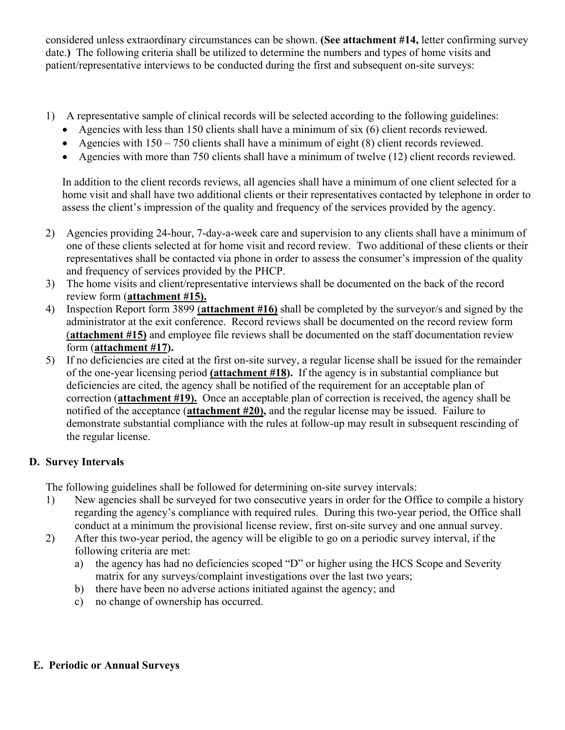considered unless extraordinary circumstances can be shown. **(See attachment #14,** letter confirming survey date.**)** The following criteria shall be utilized to determine the numbers and types of home visits and patient/representative interviews to be conducted during the first and subsequent on-site surveys:

1) A representative sample of clinical records will be selected according to the following guidelines:
   - Agencies with less than 150 clients shall have a minimum of six (6) client records reviewed.
   - Agencies with 150 – 750 clients shall have a minimum of eight (8) client records reviewed.
   - Agencies with more than 750 clients shall have a minimum of twelve (12) client records reviewed.

   In addition to the client records reviews, all agencies shall have a minimum of one client selected for a home visit and shall have two additional clients or their representatives contacted by telephone in order to assess the client's impression of the quality and frequency of the services provided by the agency.

2) Agencies providing 24-hour, 7-day-a-week care and supervision to any clients shall have a minimum of one of these clients selected at for home visit and record review. Two additional of these clients or their representatives shall be contacted via phone in order to assess the consumer's impression of the quality and frequency of services provided by the PHCP.
3) The home visits and client/representative interviews shall be documented on the back of the record review form (**attachment #15).**
4) Inspection Report form 3899 (**attachment #16)** shall be completed by the surveyor/s and signed by the administrator at the exit conference. Record reviews shall be documented on the record review form (**attachment #15)** and employee file reviews shall be documented on the staff documentation review form (**attachment #17).**
5) If no deficiencies are cited at the first on-site survey, a regular license shall be issued for the remainder of the one-year licensing period **(attachment #18).** If the agency is in substantial compliance but deficiencies are cited, the agency shall be notified of the requirement for an acceptable plan of correction (**attachment #19).** Once an acceptable plan of correction is received, the agency shall be notified of the acceptance (**attachment #20),** and the regular license may be issued. Failure to demonstrate substantial compliance with the rules at follow-up may result in subsequent rescinding of the regular license.

## D. Survey Intervals

The following guidelines shall be followed for determining on-site survey intervals:

1) New agencies shall be surveyed for two consecutive years in order for the Office to compile a history regarding the agency's compliance with required rules. During this two-year period, the Office shall conduct at a minimum the provisional license review, first on-site survey and one annual survey.
2) After this two-year period, the agency will be eligible to go on a periodic survey interval, if the following criteria are met:
   a) the agency has had no deficiencies scoped "D" or higher using the HCS Scope and Severity matrix for any surveys/complaint investigations over the last two years;
   b) there have been no adverse actions initiated against the agency; and
   c) no change of ownership has occurred.

## E. Periodic or Annual Surveys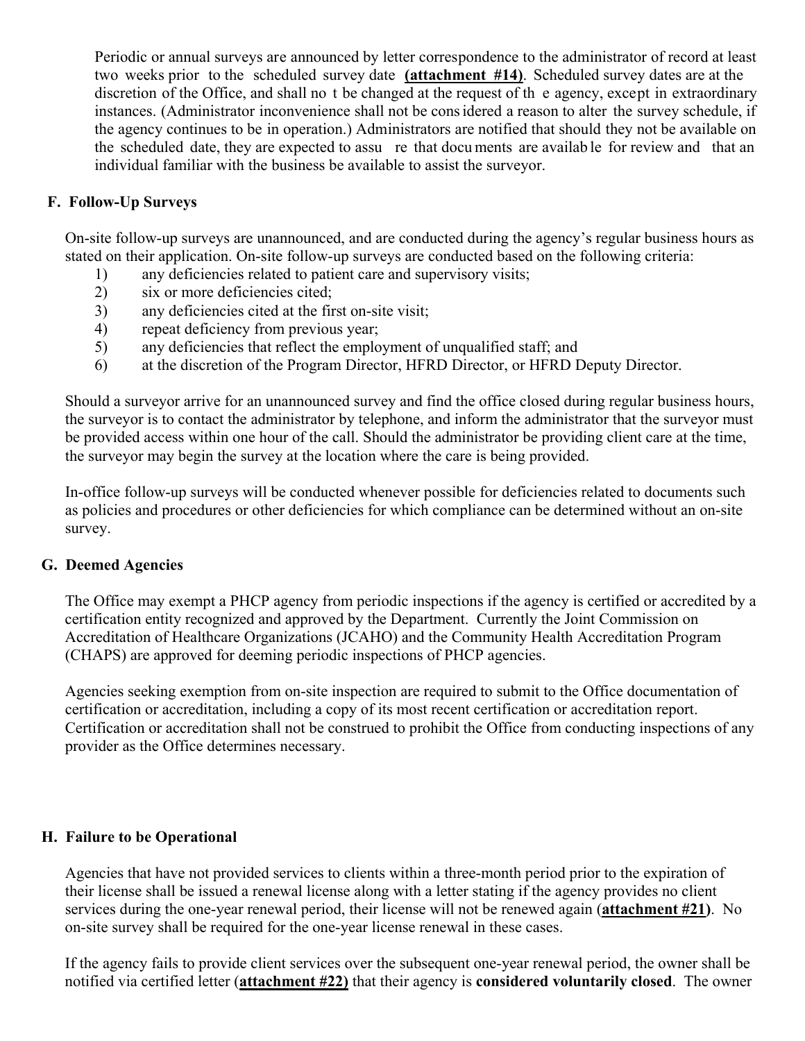Periodic or annual surveys are announced by letter correspondence to the administrator of record at least two weeks prior to the scheduled survey date **(attachment #14)**. Scheduled survey dates are at the discretion of the Office, and shall not be changed at the request of the agency, except in extraordinary instances. (Administrator inconvenience shall not be considered a reason to alter the survey schedule, if the agency continues to be in operation.) Administrators are notified that should they not be available on the scheduled date, they are expected to assure that documents are available for review and that an individual familiar with the business be available to assist the surveyor.

### F. Follow-Up Surveys

On-site follow-up surveys are unannounced, and are conducted during the agency's regular business hours as stated on their application. On-site follow-up surveys are conducted based on the following criteria:

1) any deficiencies related to patient care and supervisory visits;
2) six or more deficiencies cited;
3) any deficiencies cited at the first on-site visit;
4) repeat deficiency from previous year;
5) any deficiencies that reflect the employment of unqualified staff; and
6) at the discretion of the Program Director, HFRD Director, or HFRD Deputy Director.

Should a surveyor arrive for an unannounced survey and find the office closed during regular business hours, the surveyor is to contact the administrator by telephone, and inform the administrator that the surveyor must be provided access within one hour of the call. Should the administrator be providing client care at the time, the surveyor may begin the survey at the location where the care is being provided.

In-office follow-up surveys will be conducted whenever possible for deficiencies related to documents such as policies and procedures or other deficiencies for which compliance can be determined without an on-site survey.

### G. Deemed Agencies

The Office may exempt a PHCP agency from periodic inspections if the agency is certified or accredited by a certification entity recognized and approved by the Department. Currently the Joint Commission on Accreditation of Healthcare Organizations (JCAHO) and the Community Health Accreditation Program (CHAPS) are approved for deeming periodic inspections of PHCP agencies.

Agencies seeking exemption from on-site inspection are required to submit to the Office documentation of certification or accreditation, including a copy of its most recent certification or accreditation report. Certification or accreditation shall not be construed to prohibit the Office from conducting inspections of any provider as the Office determines necessary.

### H. Failure to be Operational

Agencies that have not provided services to clients within a three-month period prior to the expiration of their license shall be issued a renewal license along with a letter stating if the agency provides no client services during the one-year renewal period, their license will not be renewed again (**attachment #21**). No on-site survey shall be required for the one-year license renewal in these cases.

If the agency fails to provide client services over the subsequent one-year renewal period, the owner shall be notified via certified letter (**attachment #22)** that their agency is **considered voluntarily closed**. The owner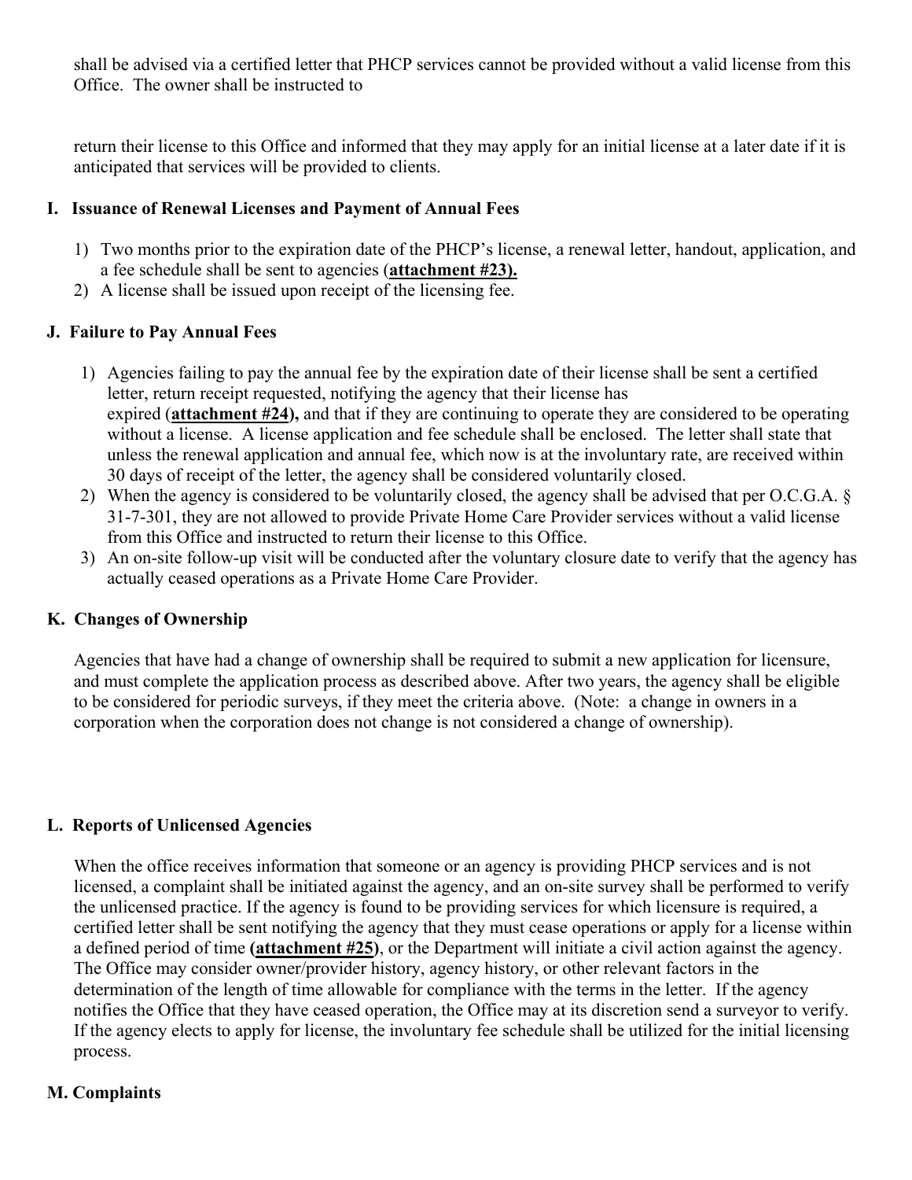shall be advised via a certified letter that PHCP services cannot be provided without a valid license from this Office. The owner shall be instructed to

return their license to this Office and informed that they may apply for an initial license at a later date if it is anticipated that services will be provided to clients.

### I. Issuance of Renewal Licenses and Payment of Annual Fees

1) Two months prior to the expiration date of the PHCP's license, a renewal letter, handout, application, and a fee schedule shall be sent to agencies (**attachment #23).**
2) A license shall be issued upon receipt of the licensing fee.

### J. Failure to Pay Annual Fees

1) Agencies failing to pay the annual fee by the expiration date of their license shall be sent a certified letter, return receipt requested, notifying the agency that their license has expired (**attachment #24),** and that if they are continuing to operate they are considered to be operating without a license. A license application and fee schedule shall be enclosed. The letter shall state that unless the renewal application and annual fee, which now is at the involuntary rate, are received within 30 days of receipt of the letter, the agency shall be considered voluntarily closed.
2) When the agency is considered to be voluntarily closed, the agency shall be advised that per O.C.G.A. § 31-7-301, they are not allowed to provide Private Home Care Provider services without a valid license from this Office and instructed to return their license to this Office.
3) An on-site follow-up visit will be conducted after the voluntary closure date to verify that the agency has actually ceased operations as a Private Home Care Provider.

### K. Changes of Ownership

Agencies that have had a change of ownership shall be required to submit a new application for licensure, and must complete the application process as described above. After two years, the agency shall be eligible to be considered for periodic surveys, if they meet the criteria above. (Note: a change in owners in a corporation when the corporation does not change is not considered a change of ownership).

### L. Reports of Unlicensed Agencies

When the office receives information that someone or an agency is providing PHCP services and is not licensed, a complaint shall be initiated against the agency, and an on-site survey shall be performed to verify the unlicensed practice. If the agency is found to be providing services for which licensure is required, a certified letter shall be sent notifying the agency that they must cease operations or apply for a license within a defined period of time **(attachment #25)**, or the Department will initiate a civil action against the agency. The Office may consider owner/provider history, agency history, or other relevant factors in the determination of the length of time allowable for compliance with the terms in the letter. If the agency notifies the Office that they have ceased operation, the Office may at its discretion send a surveyor to verify. If the agency elects to apply for license, the involuntary fee schedule shall be utilized for the initial licensing process.

### M. Complaints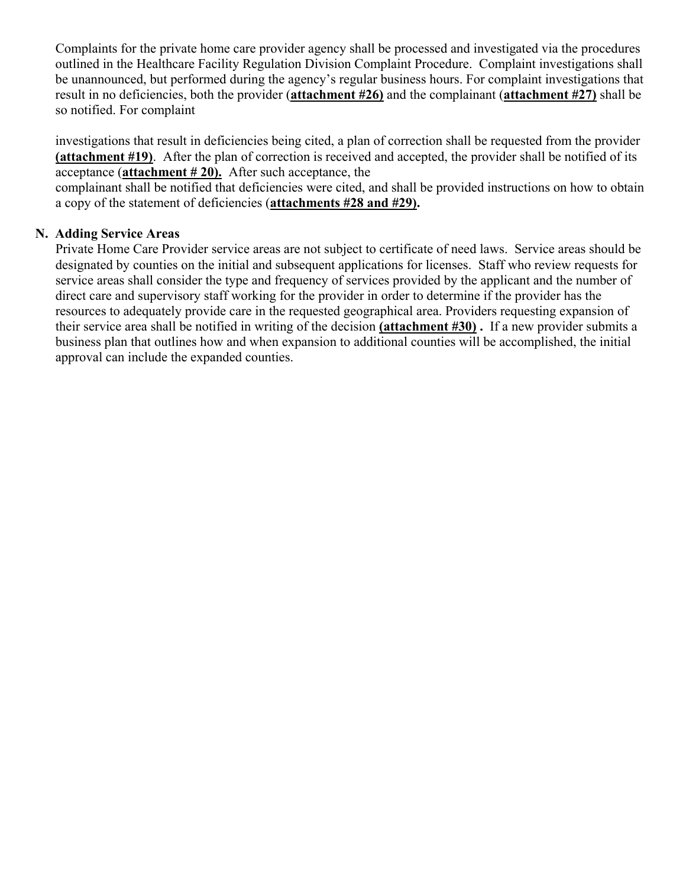Complaints for the private home care provider agency shall be processed and investigated via the procedures outlined in the Healthcare Facility Regulation Division Complaint Procedure. Complaint investigations shall be unannounced, but performed during the agency's regular business hours. For complaint investigations that result in no deficiencies, both the provider (**attachment #26**) and the complainant (**attachment #27**) shall be so notified. For complaint

investigations that result in deficiencies being cited, a plan of correction shall be requested from the provider **(attachment #19)**. After the plan of correction is received and accepted, the provider shall be notified of its acceptance (**attachment # 20).** After such acceptance, the complainant shall be notified that deficiencies were cited, and shall be provided instructions on how to obtain a copy of the statement of deficiencies (**attachments #28 and #29).**

**N. Adding Service Areas**

Private Home Care Provider service areas are not subject to certificate of need laws. Service areas should be designated by counties on the initial and subsequent applications for licenses. Staff who review requests for service areas shall consider the type and frequency of services provided by the applicant and the number of direct care and supervisory staff working for the provider in order to determine if the provider has the resources to adequately provide care in the requested geographical area. Providers requesting expansion of their service area shall be notified in writing of the decision **(attachment #30) .** If a new provider submits a business plan that outlines how and when expansion to additional counties will be accomplished, the initial approval can include the expanded counties.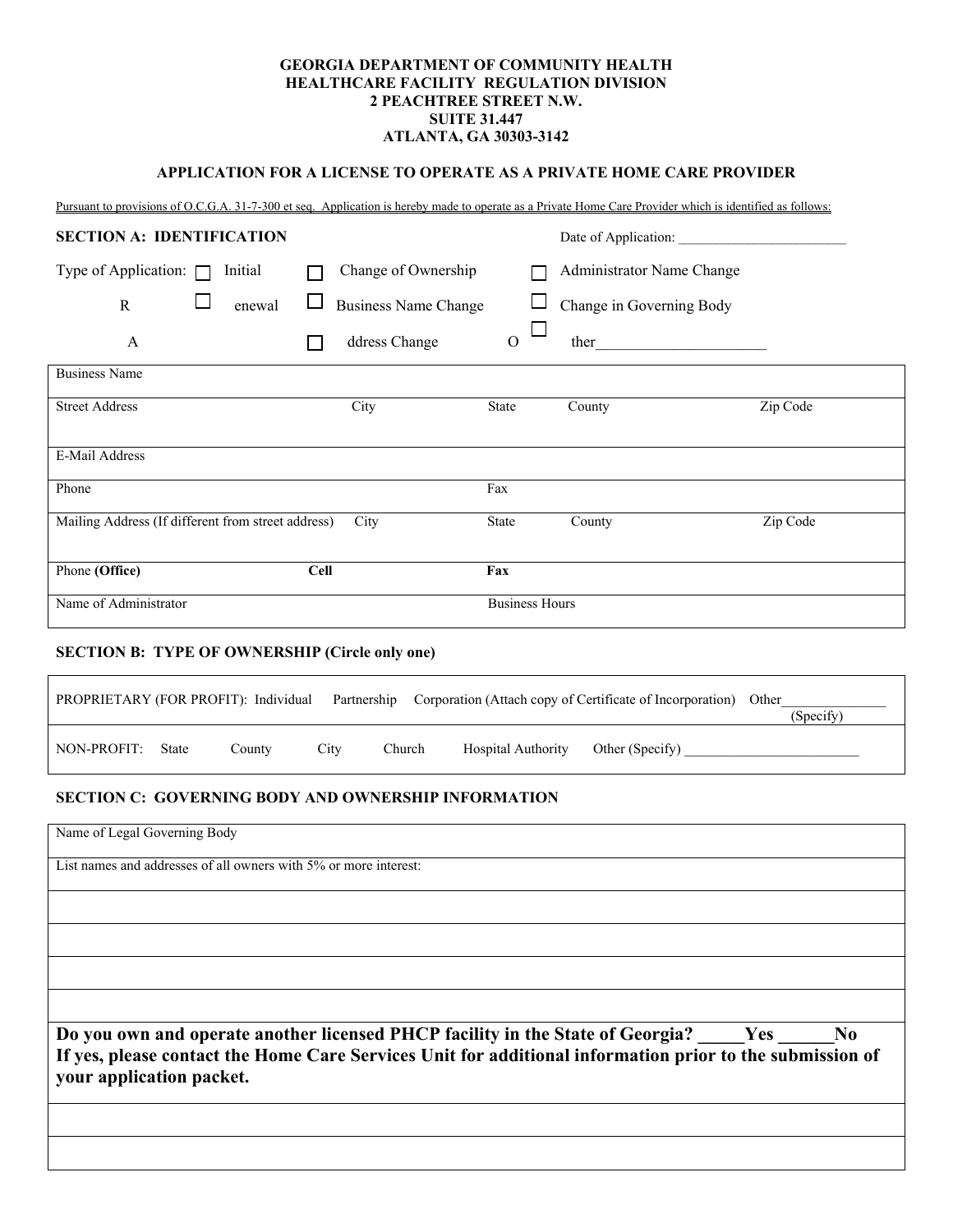**GEORGIA DEPARTMENT OF COMMUNITY HEALTH**
**HEALTHCARE FACILITY REGULATION DIVISION**
**2 PEACHTREE STREET N.W.**
**SUITE 31.447**
**ATLANTA, GA 30303-3142**

## APPLICATION FOR A LICENSE TO OPERATE AS A PRIVATE HOME CARE PROVIDER

Pursuant to provisions of O.C.G.A. 31-7-300 et seq. Application is hereby made to operate as a Private Home Care Provider which is identified as follows:

### SECTION A: IDENTIFICATION

Date of Application: ________________________

Type of Application: ☐ Initial ☐ Change of Ownership ☐ Administrator Name Change

☐ Renewal ☐ Business Name Change ☐ Change in Governing Body

☐ Address Change ☐ Other______________________

| Business Name | | | | |
|---|---|---|---|---|
| Street Address | City | State | County | Zip Code |
| E-Mail Address | | | | |
| Phone | | Fax | | |
| Mailing Address (If different from street address) | City | State | County | Zip Code |
| Phone **(Office)** | **Cell** | **Fax** | | |
| Name of Administrator | | Business Hours | | |

### SECTION B: TYPE OF OWNERSHIP (Circle only one)

| PROPRIETARY (FOR PROFIT): Individual &nbsp; Partnership &nbsp; Corporation (Attach copy of Certificate of Incorporation) &nbsp; Other______________ (Specify) |
|---|
| NON-PROFIT: State &nbsp; County &nbsp; City &nbsp; Church &nbsp; Hospital Authority &nbsp; Other (Specify) ________________________ |

### SECTION C: GOVERNING BODY AND OWNERSHIP INFORMATION

| Name of Legal Governing Body |
|---|
| List names and addresses of all owners with 5% or more interest: |
| |
| |
| |
| |
| **Do you own and operate another licensed PHCP facility in the State of Georgia? _____Yes ______No If yes, please contact the Home Care Services Unit for additional information prior to the submission of your application packet.** |
| |
| |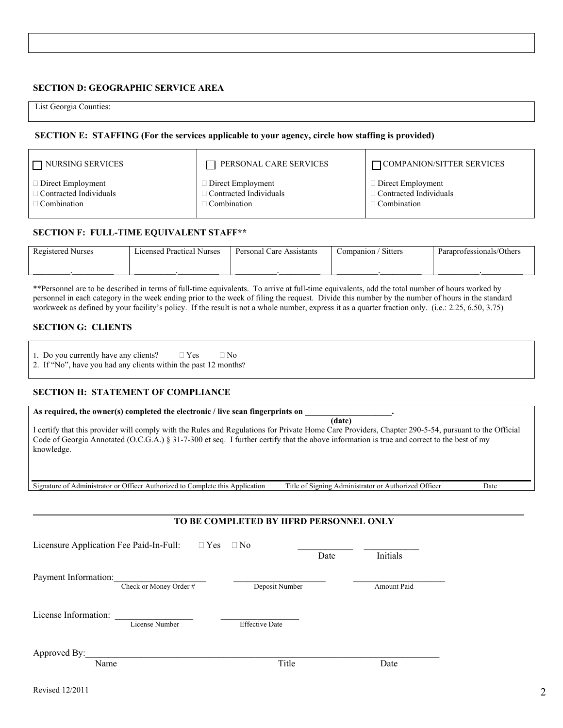## SECTION D: GEOGRAPHIC SERVICE AREA

List Georgia Counties:

## SECTION E: STAFFING (For the services applicable to your agency, circle how staffing is provided)

| ☐ NURSING SERVICES | ☐ PERSONAL CARE SERVICES | ☐ COMPANION/SITTER SERVICES |
|---|---|---|
| ☐ Direct Employment<br>☐ Contracted Individuals<br>☐ Combination | ☐ Direct Employment<br>☐ Contracted Individuals<br>☐ Combination | ☐ Direct Employment<br>☐ Contracted Individuals<br>☐ Combination |

## SECTION F: FULL-TIME EQUIVALENT STAFF**

| Registered Nurses | Licensed Practical Nurses | Personal Care Assistants | Companion / Sitters | Paraprofessionals/Others |
|---|---|---|---|---|
| _____._____ | _____._____ | _____._____ | _____._____ | _____._____ |

**Personnel are to be described in terms of full-time equivalents. To arrive at full-time equivalents, add the total number of hours worked by personnel in each category in the week ending prior to the week of filing the request. Divide this number by the number of hours in the standard workweek as defined by your facility's policy. If the result is not a whole number, express it as a quarter fraction only. (i.e.: 2.25, 6.50, 3.75)

## SECTION G: CLIENTS

1. Do you currently have any clients? ☐ Yes ☐ No
2. If "No", have you had any clients within the past 12 months?

## SECTION H: STATEMENT OF COMPLIANCE

**As required, the owner(s) completed the electronic / live scan fingerprints on ____________________.**
**(date)**

I certify that this provider will comply with the Rules and Regulations for Private Home Care Providers, Chapter 290-5-54, pursuant to the Official Code of Georgia Annotated (O.C.G.A.) § 31-7-300 et seq. I further certify that the above information is true and correct to the best of my knowledge.

Signature of Administrator or Officer Authorized to Complete this Application    Title of Signing Administrator or Authorized Officer    Date

---

**TO BE COMPLETED BY HFRD PERSONNEL ONLY**

Licensure Application Fee Paid-In-Full: ☐ Yes ☐ No ____________ Date ____________ Initials

Payment Information: ____________________ Check or Money Order # ____________________ Deposit Number ____________________ Amount Paid

License Information: ________________ License Number ________________ Effective Date

Approved By: ______________________________________________________________
Name    Title    Date

Revised 12/2011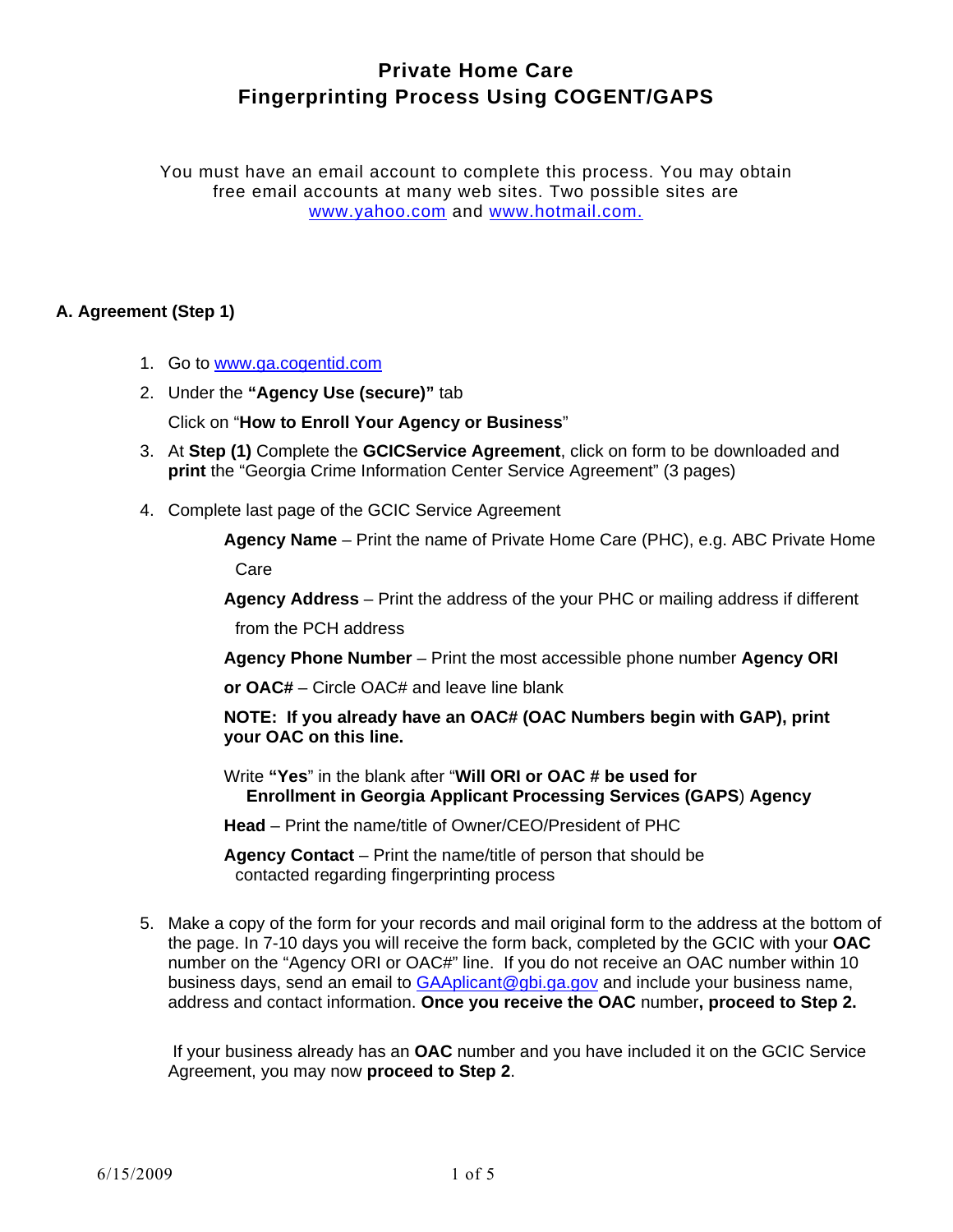# Private Home Care
# Fingerprinting Process Using COGENT/GAPS

You must have an email account to complete this process. You may obtain free email accounts at many web sites. Two possible sites are www.yahoo.com and www.hotmail.com.

### A. Agreement (Step 1)

1. Go to www.ga.cogentid.com
2. Under the **"Agency Use (secure)"** tab

   Click on "**How to Enroll Your Agency or Business**"
3. At **Step (1)** Complete the **GCICService Agreement**, click on form to be downloaded and **print** the "Georgia Crime Information Center Service Agreement" (3 pages)
4. Complete last page of the GCIC Service Agreement

   **Agency Name** – Print the name of Private Home Care (PHC), e.g. ABC Private Home Care

   **Agency Address** – Print the address of the your PHC or mailing address if different from the PCH address

   **Agency Phone Number** – Print the most accessible phone number **Agency ORI or OAC#** – Circle OAC# and leave line blank

   **NOTE: If you already have an OAC# (OAC Numbers begin with GAP), print your OAC on this line.**

   Write **"Yes**" in the blank after "**Will ORI or OAC # be used for Enrollment in Georgia Applicant Processing Services (GAPS**) **Agency Head** – Print the name/title of Owner/CEO/President of PHC

   **Agency Contact** – Print the name/title of person that should be contacted regarding fingerprinting process
5. Make a copy of the form for your records and mail original form to the address at the bottom of the page. In 7-10 days you will receive the form back, completed by the GCIC with your **OAC** number on the "Agency ORI or OAC#" line. If you do not receive an OAC number within 10 business days, send an email to GAAplicant@gbi.ga.gov and include your business name, address and contact information. **Once you receive the OAC** number**, proceed to Step 2.**

   If your business already has an **OAC** number and you have included it on the GCIC Service Agreement, you may now **proceed to Step 2**.

6/15/2009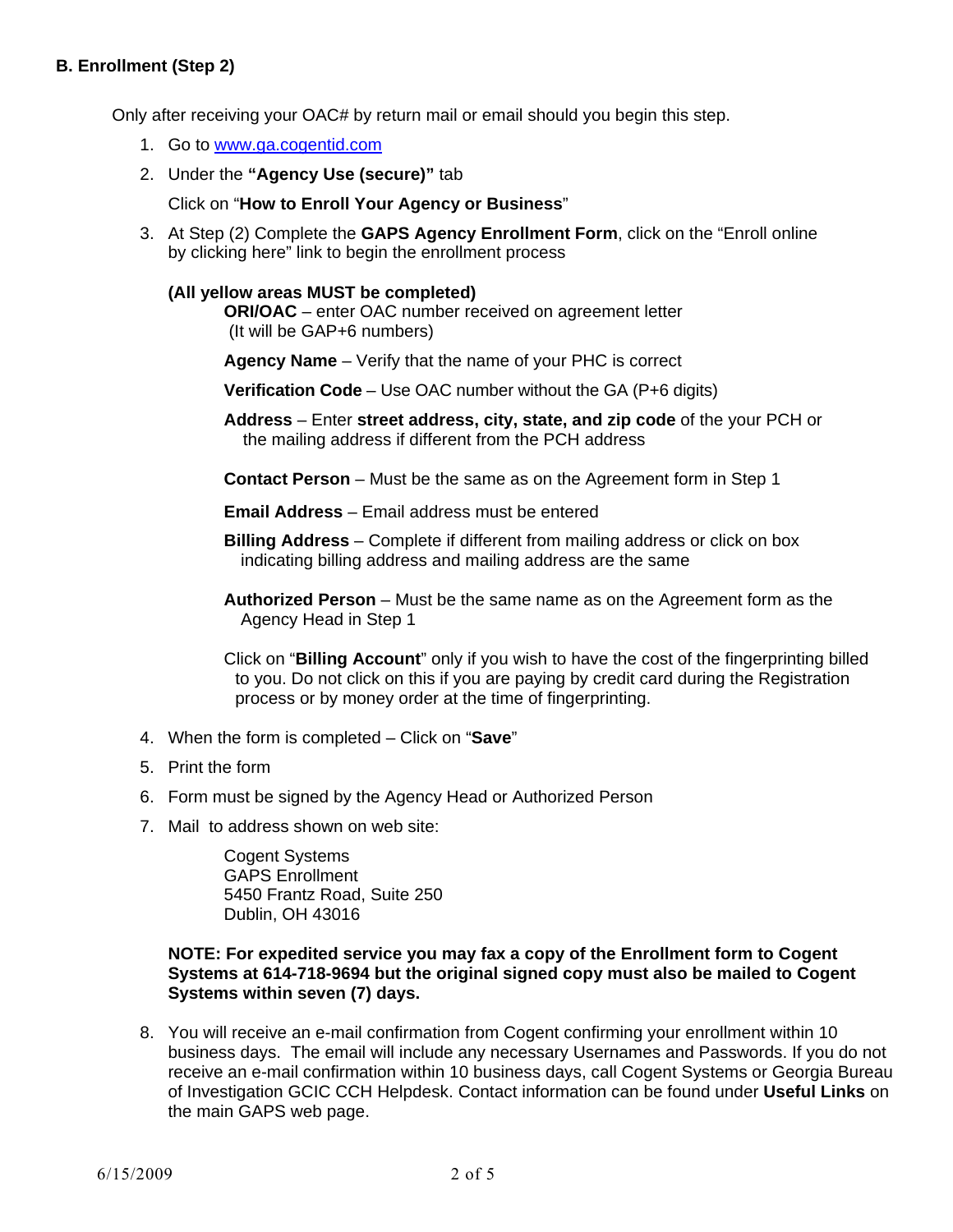**B. Enrollment (Step 2)**

Only after receiving your OAC# by return mail or email should you begin this step.

1. Go to [www.ga.cogentid.com](http://www.ga.cogentid.com)
2. Under the **"Agency Use (secure)"** tab

   Click on "**How to Enroll Your Agency or Business**"
3. At Step (2) Complete the **GAPS Agency Enrollment Form**, click on the "Enroll online by clicking here" link to begin the enrollment process

   **(All yellow areas MUST be completed)**

   **ORI/OAC** – enter OAC number received on agreement letter (It will be GAP+6 numbers)

   **Agency Name** – Verify that the name of your PHC is correct

   **Verification Code** – Use OAC number without the GA (P+6 digits)

   **Address** – Enter **street address, city, state, and zip code** of the your PCH or the mailing address if different from the PCH address

   **Contact Person** – Must be the same as on the Agreement form in Step 1

   **Email Address** – Email address must be entered

   **Billing Address** – Complete if different from mailing address or click on box indicating billing address and mailing address are the same

   **Authorized Person** – Must be the same name as on the Agreement form as the Agency Head in Step 1

   Click on "**Billing Account**" only if you wish to have the cost of the fingerprinting billed to you. Do not click on this if you are paying by credit card during the Registration process or by money order at the time of fingerprinting.
4. When the form is completed – Click on "**Save**"
5. Print the form
6. Form must be signed by the Agency Head or Authorized Person
7. Mail to address shown on web site:

   Cogent Systems
   GAPS Enrollment
   5450 Frantz Road, Suite 250
   Dublin, OH 43016

   **NOTE: For expedited service you may fax a copy of the Enrollment form to Cogent Systems at 614-718-9694 but the original signed copy must also be mailed to Cogent Systems within seven (7) days.**
8. You will receive an e-mail confirmation from Cogent confirming your enrollment within 10 business days. The email will include any necessary Usernames and Passwords. If you do not receive an e-mail confirmation within 10 business days, call Cogent Systems or Georgia Bureau of Investigation GCIC CCH Helpdesk. Contact information can be found under **Useful Links** on the main GAPS web page.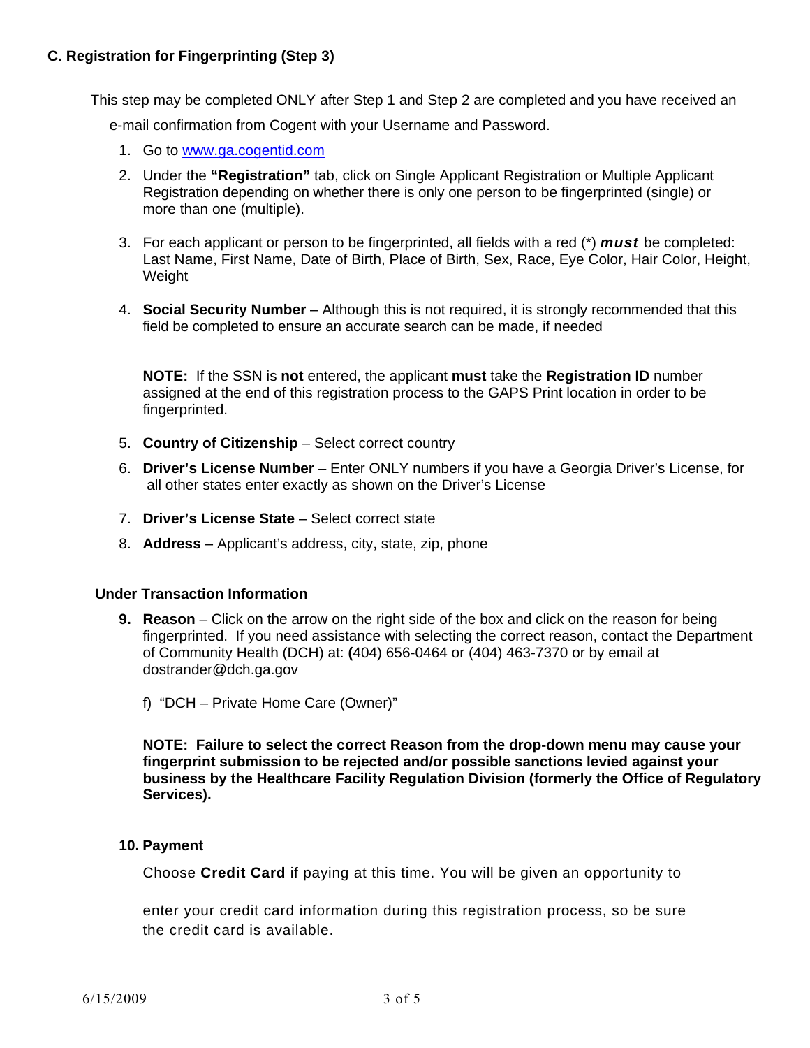### C. Registration for Fingerprinting (Step 3)

This step may be completed ONLY after Step 1 and Step 2 are completed and you have received an e-mail confirmation from Cogent with your Username and Password.

1. Go to www.ga.cogentid.com
2. Under the **"Registration"** tab, click on Single Applicant Registration or Multiple Applicant Registration depending on whether there is only one person to be fingerprinted (single) or more than one (multiple).
3. For each applicant or person to be fingerprinted, all fields with a red (*) ***must*** be completed: Last Name, First Name, Date of Birth, Place of Birth, Sex, Race, Eye Color, Hair Color, Height, Weight
4. **Social Security Number** – Although this is not required, it is strongly recommended that this field be completed to ensure an accurate search can be made, if needed

   **NOTE:** If the SSN is **not** entered, the applicant **must** take the **Registration ID** number assigned at the end of this registration process to the GAPS Print location in order to be fingerprinted.

5. **Country of Citizenship** – Select correct country
6. **Driver's License Number** – Enter ONLY numbers if you have a Georgia Driver's License, for all other states enter exactly as shown on the Driver's License
7. **Driver's License State** – Select correct state
8. **Address** – Applicant's address, city, state, zip, phone

**Under Transaction Information**

9. **Reason** – Click on the arrow on the right side of the box and click on the reason for being fingerprinted. If you need assistance with selecting the correct reason, contact the Department of Community Health (DCH) at: **(**404) 656-0464 or (404) 463-7370 or by email at dostrander@dch.ga.gov

   f) "DCH – Private Home Care (Owner)"

   **NOTE: Failure to select the correct Reason from the drop-down menu may cause your fingerprint submission to be rejected and/or possible sanctions levied against your business by the Healthcare Facility Regulation Division (formerly the Office of Regulatory Services).**

10. **Payment**

    Choose **Credit Card** if paying at this time. You will be given an opportunity to enter your credit card information during this registration process, so be sure the credit card is available.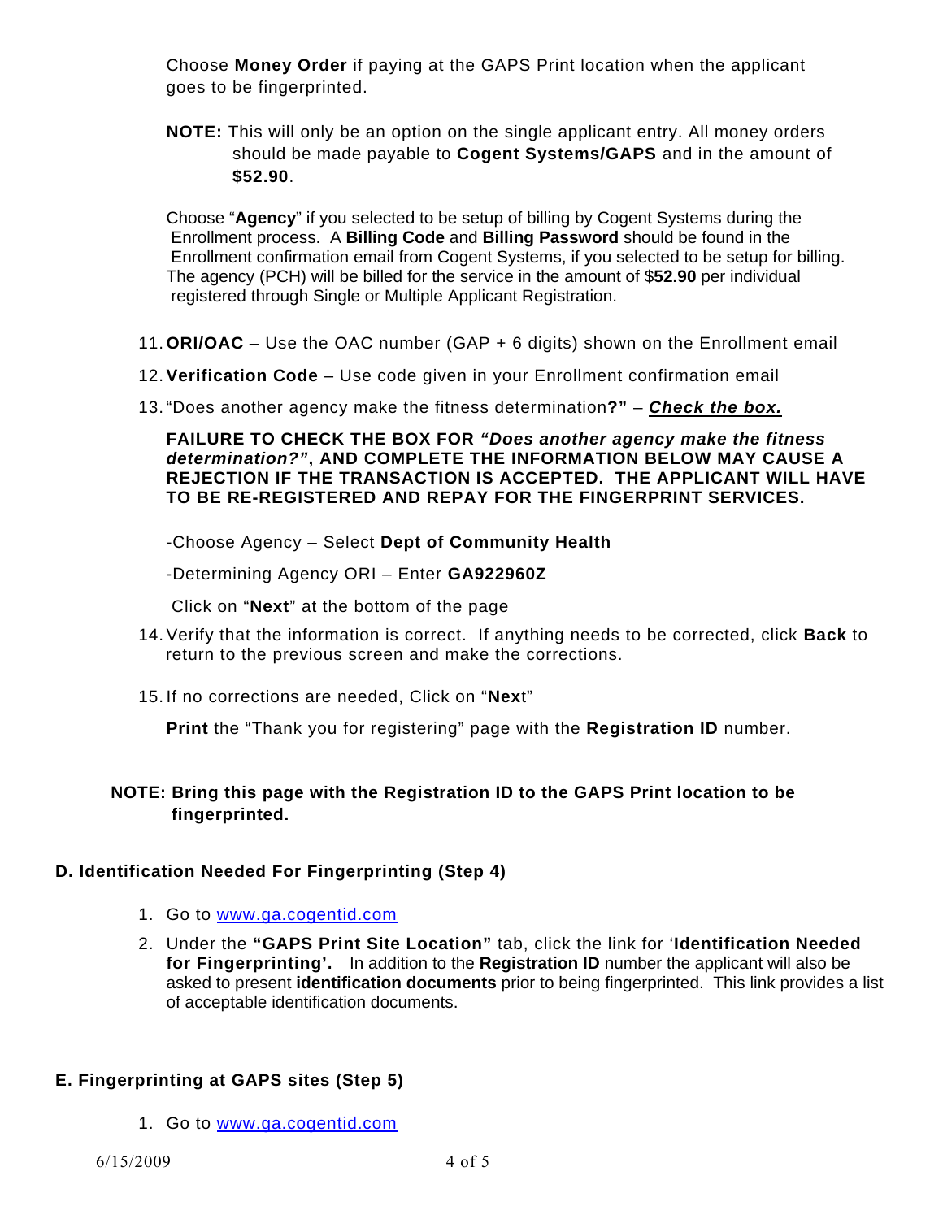Choose **Money Order** if paying at the GAPS Print location when the applicant goes to be fingerprinted.

**NOTE:** This will only be an option on the single applicant entry. All money orders should be made payable to **Cogent Systems/GAPS** and in the amount of **$52.90**.

Choose “**Agency**” if you selected to be setup of billing by Cogent Systems during the Enrollment process. A **Billing Code** and **Billing Password** should be found in the Enrollment confirmation email from Cogent Systems, if you selected to be setup for billing. The agency (PCH) will be billed for the service in the amount of $**52.90** per individual registered through Single or Multiple Applicant Registration.

11. **ORI/OAC** – Use the OAC number (GAP + 6 digits) shown on the Enrollment email
12. **Verification Code** – Use code given in your Enrollment confirmation email
13. “Does another agency make the fitness determination**?”** – ***Check the box.***

    **FAILURE TO CHECK THE BOX FOR *“Does another agency make the fitness determination?”*, AND COMPLETE THE INFORMATION BELOW MAY CAUSE A REJECTION IF THE TRANSACTION IS ACCEPTED. THE APPLICANT WILL HAVE TO BE RE-REGISTERED AND REPAY FOR THE FINGERPRINT SERVICES.**

    -Choose Agency – Select **Dept of Community Health**

    -Determining Agency ORI – Enter **GA922960Z**

    Click on “**Next**” at the bottom of the page
14. Verify that the information is correct. If anything needs to be corrected, click **Back** to return to the previous screen and make the corrections.
15. If no corrections are needed, Click on “**Nex**t”

    **Print** the “Thank you for registering” page with the **Registration ID** number.

**NOTE: Bring this page with the Registration ID to the GAPS Print location to be fingerprinted.**

### D. Identification Needed For Fingerprinting (Step 4)

1. Go to www.ga.cogentid.com
2. Under the **“GAPS Print Site Location”** tab, click the link for ‘**Identification Needed for Fingerprinting’.** In addition to the **Registration ID** number the applicant will also be asked to present **identification documents** prior to being fingerprinted. This link provides a list of acceptable identification documents.

### E. Fingerprinting at GAPS sites (Step 5)

1. Go to www.ga.cogentid.com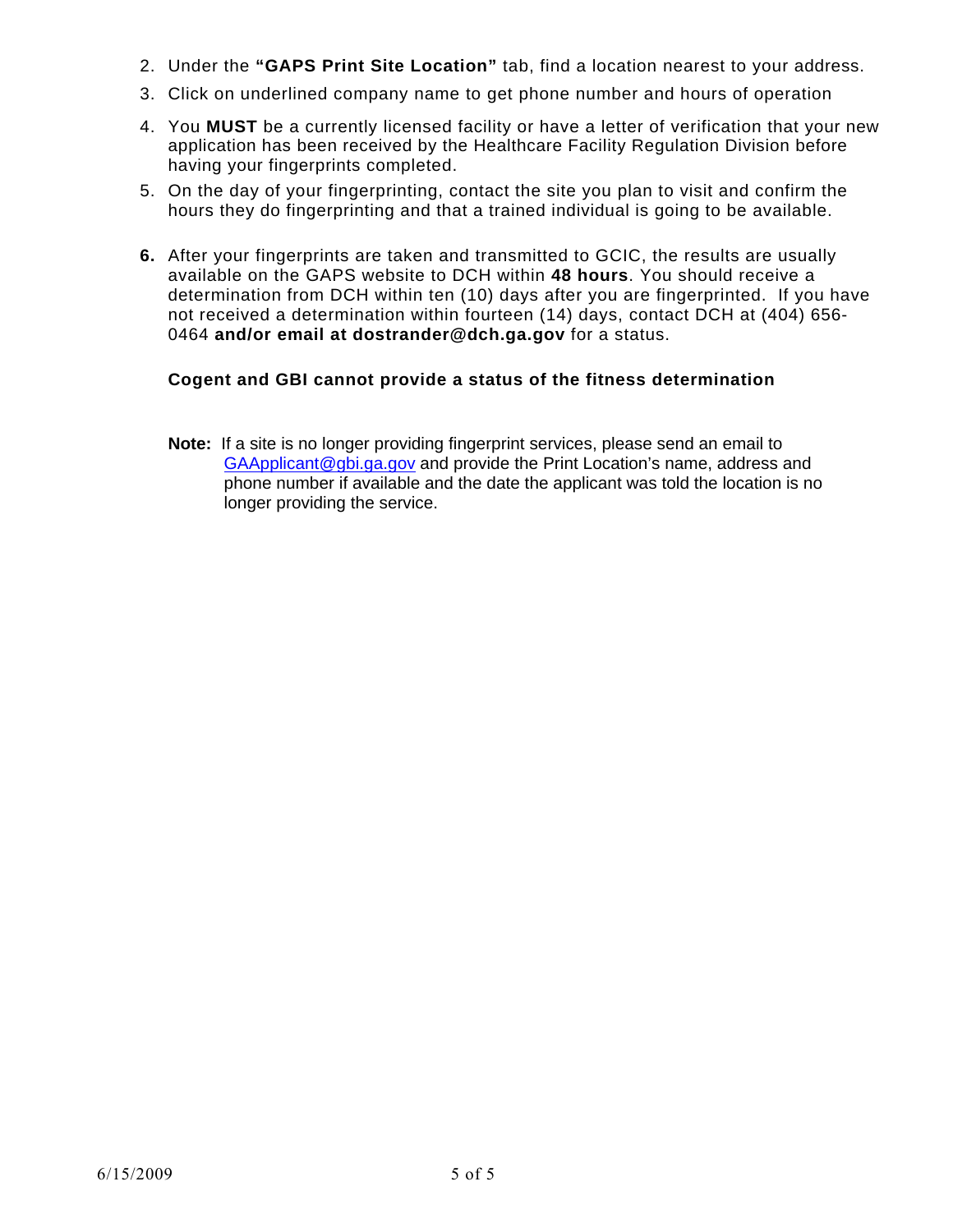2. Under the **"GAPS Print Site Location"** tab, find a location nearest to your address.
3. Click on underlined company name to get phone number and hours of operation
4. You **MUST** be a currently licensed facility or have a letter of verification that your new application has been received by the Healthcare Facility Regulation Division before having your fingerprints completed.
5. On the day of your fingerprinting, contact the site you plan to visit and confirm the hours they do fingerprinting and that a trained individual is going to be available.
6. After your fingerprints are taken and transmitted to GCIC, the results are usually available on the GAPS website to DCH within **48 hours**. You should receive a determination from DCH within ten (10) days after you are fingerprinted. If you have not received a determination within fourteen (14) days, contact DCH at (404) 656-0464 **and/or email at dostrander@dch.ga.gov** for a status.

**Cogent and GBI cannot provide a status of the fitness determination**

**Note:** If a site is no longer providing fingerprint services, please send an email to GAApplicant@gbi.ga.gov and provide the Print Location's name, address and phone number if available and the date the applicant was told the location is no longer providing the service.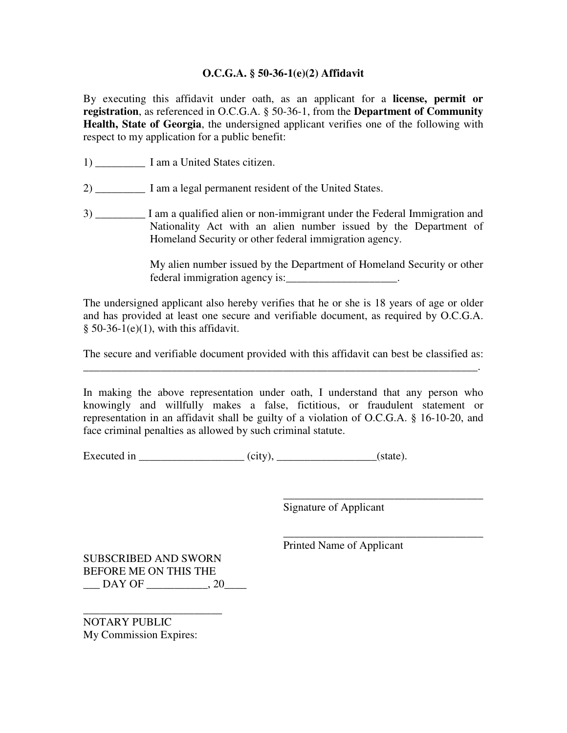# O.C.G.A. § 50-36-1(e)(2) Affidavit

By executing this affidavit under oath, as an applicant for a **license, permit or registration**, as referenced in O.C.G.A. § 50-36-1, from the **Department of Community Health, State of Georgia**, the undersigned applicant verifies one of the following with respect to my application for a public benefit:

1) _________ I am a United States citizen.

2) _________ I am a legal permanent resident of the United States.

3) _________ I am a qualified alien or non-immigrant under the Federal Immigration and Nationality Act with an alien number issued by the Department of Homeland Security or other federal immigration agency.

   My alien number issued by the Department of Homeland Security or other federal immigration agency is:____________________.

The undersigned applicant also hereby verifies that he or she is 18 years of age or older and has provided at least one secure and verifiable document, as required by O.C.G.A. § 50-36-1(e)(1), with this affidavit.

The secure and verifiable document provided with this affidavit can best be classified as: _________________________________________________________________________.

In making the above representation under oath, I understand that any person who knowingly and willfully makes a false, fictitious, or fraudulent statement or representation in an affidavit shall be guilty of a violation of O.C.G.A. § 16-10-20, and face criminal penalties as allowed by such criminal statute.

Executed in ___________________ (city), __________________(state).

_____________________________________
Signature of Applicant

_____________________________________
Printed Name of Applicant

SUBSCRIBED AND SWORN
BEFORE ME ON THIS THE
___ DAY OF ___________, 20____

_________________________
NOTARY PUBLIC
My Commission Expires: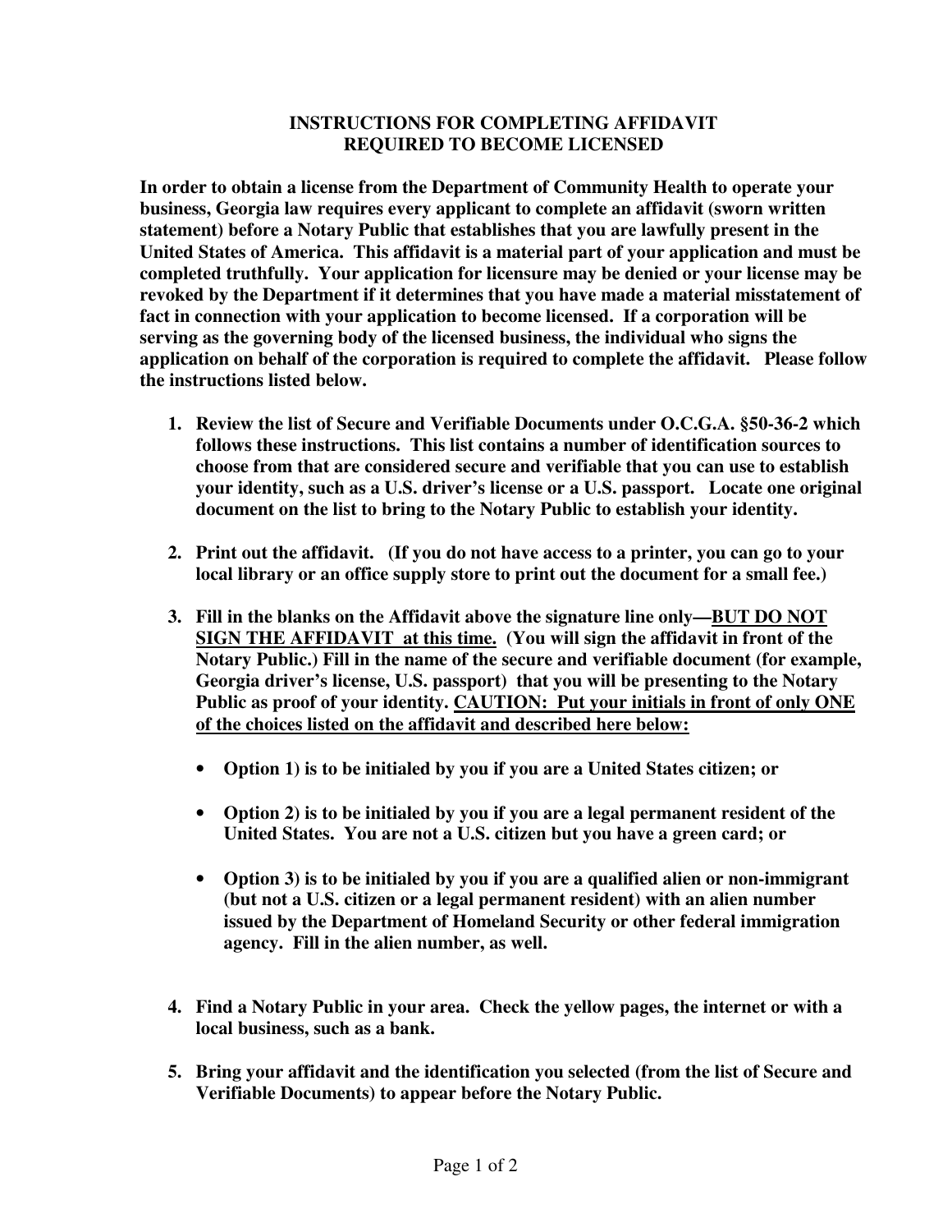# INSTRUCTIONS FOR COMPLETING AFFIDAVIT REQUIRED TO BECOME LICENSED

**In order to obtain a license from the Department of Community Health to operate your business, Georgia law requires every applicant to complete an affidavit (sworn written statement) before a Notary Public that establishes that you are lawfully present in the United States of America. This affidavit is a material part of your application and must be completed truthfully. Your application for licensure may be denied or your license may be revoked by the Department if it determines that you have made a material misstatement of fact in connection with your application to become licensed. If a corporation will be serving as the governing body of the licensed business, the individual who signs the application on behalf of the corporation is required to complete the affidavit. Please follow the instructions listed below.**

1. **Review the list of Secure and Verifiable Documents under O.C.G.A. §50-36-2 which follows these instructions. This list contains a number of identification sources to choose from that are considered secure and verifiable that you can use to establish your identity, such as a U.S. driver's license or a U.S. passport. Locate one original document on the list to bring to the Notary Public to establish your identity.**

2. **Print out the affidavit. (If you do not have access to a printer, you can go to your local library or an office supply store to print out the document for a small fee.)**

3. **Fill in the blanks on the Affidavit above the signature line only—<u>BUT DO NOT SIGN THE AFFIDAVIT at this time.</u> (You will sign the affidavit in front of the Notary Public.) Fill in the name of the secure and verifiable document (for example, Georgia driver's license, U.S. passport) that you will be presenting to the Notary Public as proof of your identity. <u>CAUTION: Put your initials in front of only ONE of the choices listed on the affidavit and described here below:</u>**

   - **Option 1) is to be initialed by you if you are a United States citizen; or**
   - **Option 2) is to be initialed by you if you are a legal permanent resident of the United States. You are not a U.S. citizen but you have a green card; or**
   - **Option 3) is to be initialed by you if you are a qualified alien or non-immigrant (but not a U.S. citizen or a legal permanent resident) with an alien number issued by the Department of Homeland Security or other federal immigration agency. Fill in the alien number, as well.**

4. **Find a Notary Public in your area. Check the yellow pages, the internet or with a local business, such as a bank.**

5. **Bring your affidavit and the identification you selected (from the list of Secure and Verifiable Documents) to appear before the Notary Public.**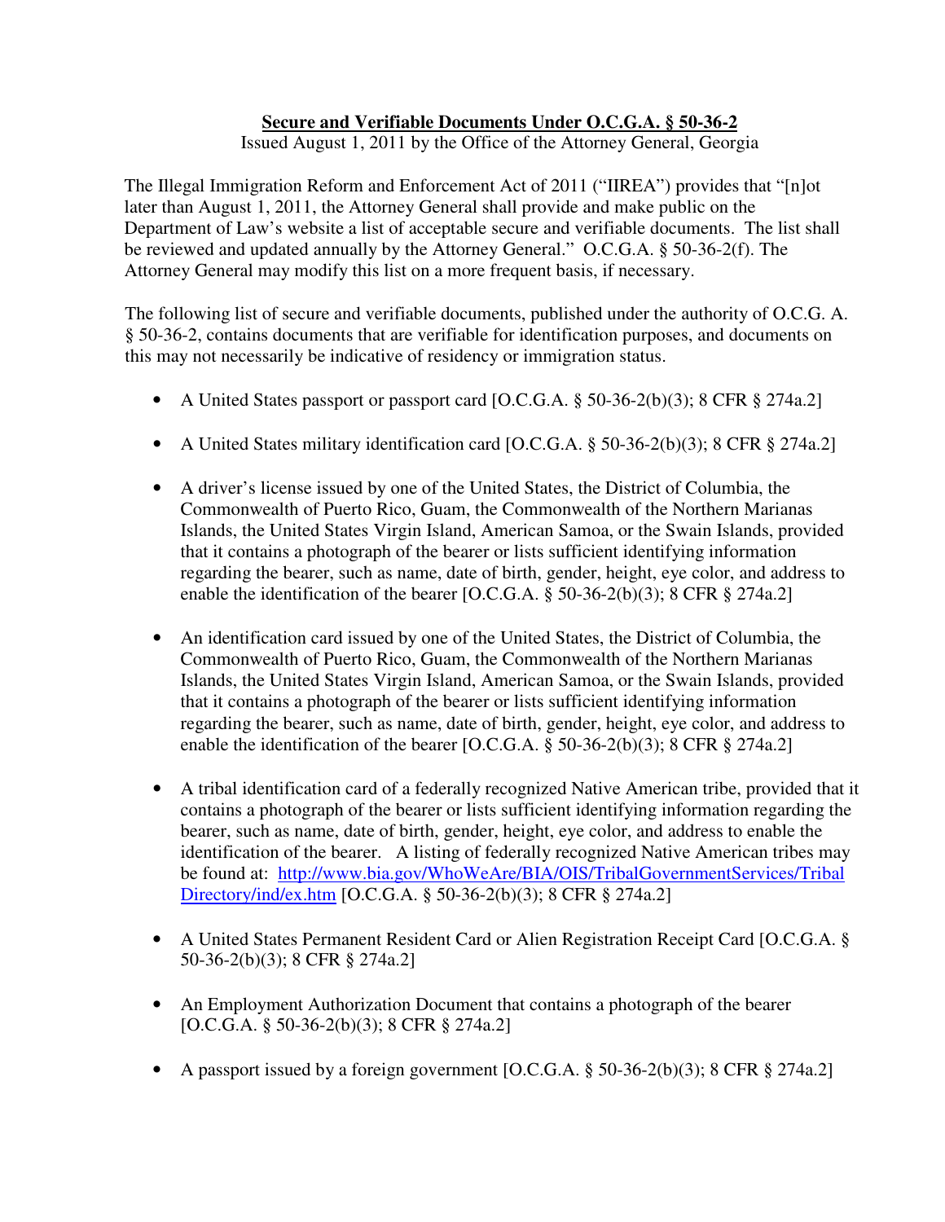**Secure and Verifiable Documents Under O.C.G.A. § 50-36-2**

Issued August 1, 2011 by the Office of the Attorney General, Georgia

The Illegal Immigration Reform and Enforcement Act of 2011 ("IIREA") provides that "[n]ot later than August 1, 2011, the Attorney General shall provide and make public on the Department of Law's website a list of acceptable secure and verifiable documents. The list shall be reviewed and updated annually by the Attorney General." O.C.G.A. § 50-36-2(f). The Attorney General may modify this list on a more frequent basis, if necessary.

The following list of secure and verifiable documents, published under the authority of O.C.G. A. § 50-36-2, contains documents that are verifiable for identification purposes, and documents on this may not necessarily be indicative of residency or immigration status.

- A United States passport or passport card [O.C.G.A. § 50-36-2(b)(3); 8 CFR § 274a.2]
- A United States military identification card [O.C.G.A. § 50-36-2(b)(3); 8 CFR § 274a.2]
- A driver's license issued by one of the United States, the District of Columbia, the Commonwealth of Puerto Rico, Guam, the Commonwealth of the Northern Marianas Islands, the United States Virgin Island, American Samoa, or the Swain Islands, provided that it contains a photograph of the bearer or lists sufficient identifying information regarding the bearer, such as name, date of birth, gender, height, eye color, and address to enable the identification of the bearer [O.C.G.A. § 50-36-2(b)(3); 8 CFR § 274a.2]
- An identification card issued by one of the United States, the District of Columbia, the Commonwealth of Puerto Rico, Guam, the Commonwealth of the Northern Marianas Islands, the United States Virgin Island, American Samoa, or the Swain Islands, provided that it contains a photograph of the bearer or lists sufficient identifying information regarding the bearer, such as name, date of birth, gender, height, eye color, and address to enable the identification of the bearer [O.C.G.A. § 50-36-2(b)(3); 8 CFR § 274a.2]
- A tribal identification card of a federally recognized Native American tribe, provided that it contains a photograph of the bearer or lists sufficient identifying information regarding the bearer, such as name, date of birth, gender, height, eye color, and address to enable the identification of the bearer. A listing of federally recognized Native American tribes may be found at: [http://www.bia.gov/WhoWeAre/BIA/OIS/TribalGovernmentServices/TribalDirectory/ind/ex.htm](http://www.bia.gov/WhoWeAre/BIA/OIS/TribalGovernmentServices/TribalDirectory/ind/ex.htm) [O.C.G.A. § 50-36-2(b)(3); 8 CFR § 274a.2]
- A United States Permanent Resident Card or Alien Registration Receipt Card [O.C.G.A. § 50-36-2(b)(3); 8 CFR § 274a.2]
- An Employment Authorization Document that contains a photograph of the bearer [O.C.G.A. § 50-36-2(b)(3); 8 CFR § 274a.2]
- A passport issued by a foreign government [O.C.G.A. § 50-36-2(b)(3); 8 CFR § 274a.2]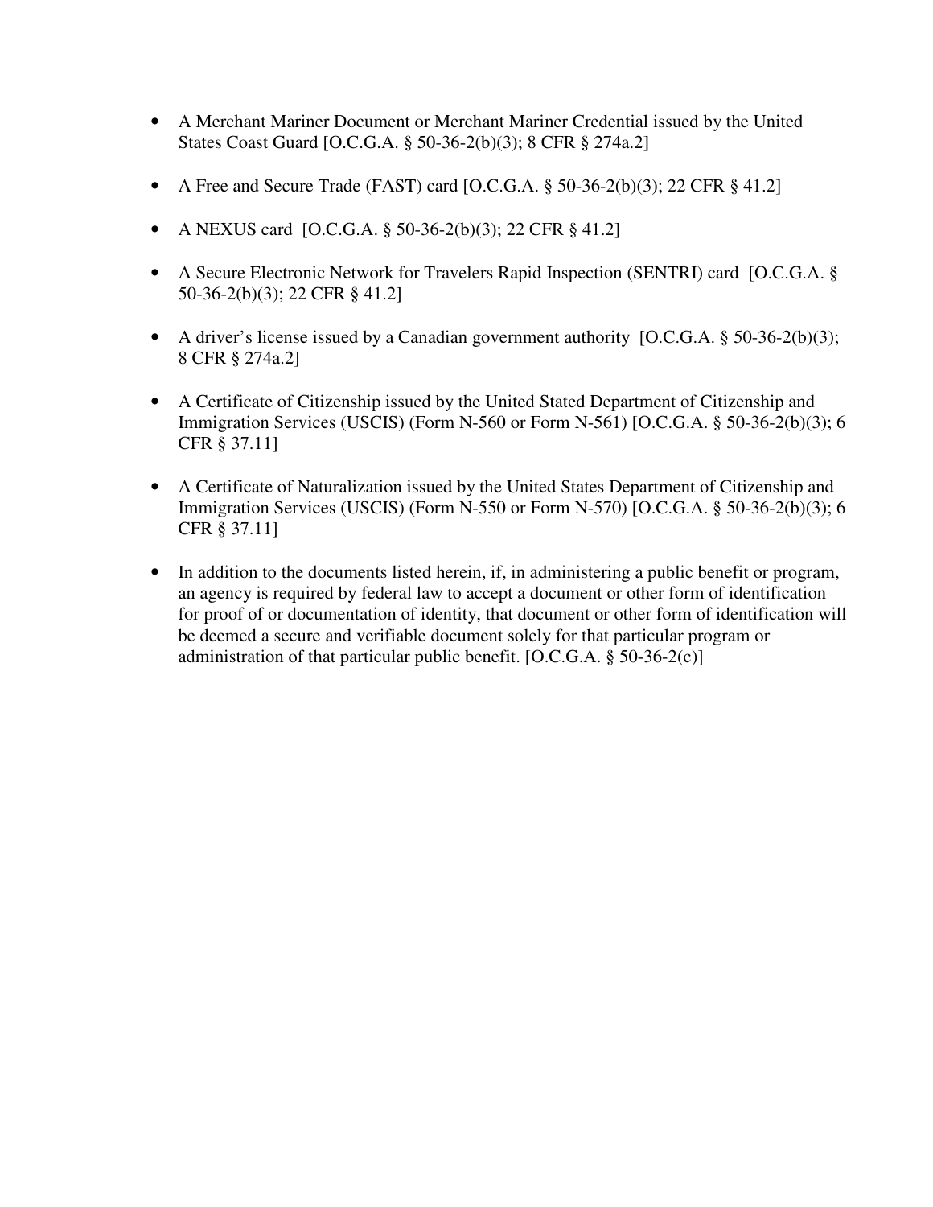- A Merchant Mariner Document or Merchant Mariner Credential issued by the United States Coast Guard [O.C.G.A. § 50-36-2(b)(3); 8 CFR § 274a.2]

- A Free and Secure Trade (FAST) card [O.C.G.A. § 50-36-2(b)(3); 22 CFR § 41.2]

- A NEXUS card [O.C.G.A. § 50-36-2(b)(3); 22 CFR § 41.2]

- A Secure Electronic Network for Travelers Rapid Inspection (SENTRI) card [O.C.G.A. § 50-36-2(b)(3); 22 CFR § 41.2]

- A driver's license issued by a Canadian government authority [O.C.G.A. § 50-36-2(b)(3); 8 CFR § 274a.2]

- A Certificate of Citizenship issued by the United Stated Department of Citizenship and Immigration Services (USCIS) (Form N-560 or Form N-561) [O.C.G.A. § 50-36-2(b)(3); 6 CFR § 37.11]

- A Certificate of Naturalization issued by the United States Department of Citizenship and Immigration Services (USCIS) (Form N-550 or Form N-570) [O.C.G.A. § 50-36-2(b)(3); 6 CFR § 37.11]

- In addition to the documents listed herein, if, in administering a public benefit or program, an agency is required by federal law to accept a document or other form of identification for proof of or documentation of identity, that document or other form of identification will be deemed a secure and verifiable document solely for that particular program or administration of that particular public benefit. [O.C.G.A. § 50-36-2(c)]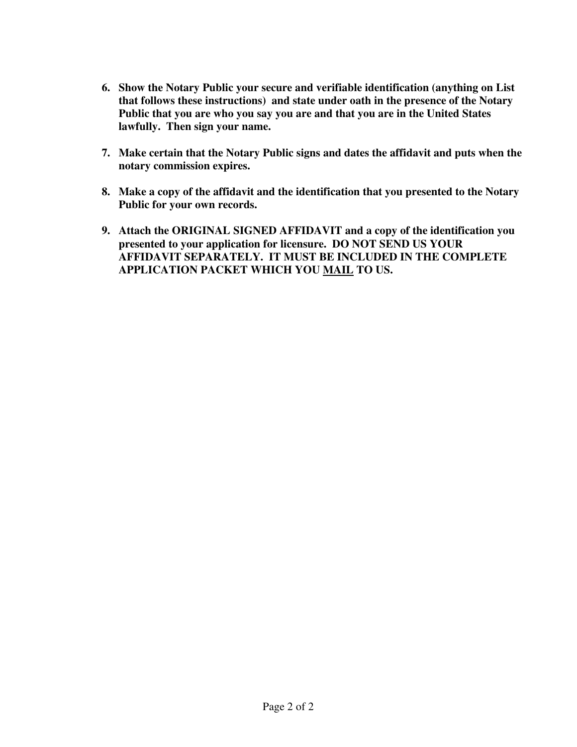6. **Show the Notary Public your secure and verifiable identification (anything on List that follows these instructions) and state under oath in the presence of the Notary Public that you are who you say you are and that you are in the United States lawfully. Then sign your name.**

7. **Make certain that the Notary Public signs and dates the affidavit and puts when the notary commission expires.**

8. **Make a copy of the affidavit and the identification that you presented to the Notary Public for your own records.**

9. **Attach the ORIGINAL SIGNED AFFIDAVIT and a copy of the identification you presented to your application for licensure. DO NOT SEND US YOUR AFFIDAVIT SEPARATELY. IT MUST BE INCLUDED IN THE COMPLETE APPLICATION PACKET WHICH YOU <u>MAIL</u> TO US.**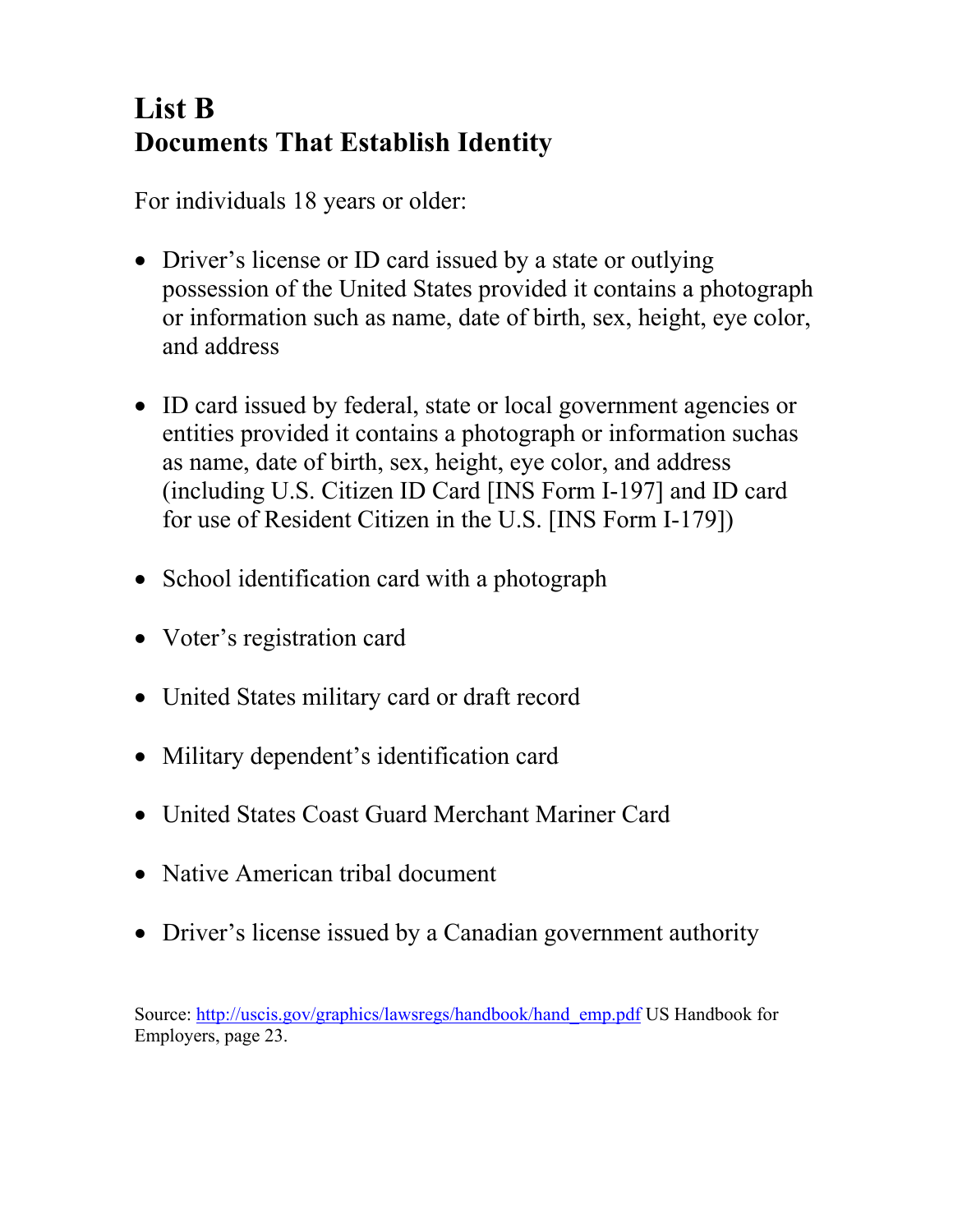# List B
# Documents That Establish Identity

For individuals 18 years or older:

- Driver's license or ID card issued by a state or outlying possession of the United States provided it contains a photograph or information such as name, date of birth, sex, height, eye color, and address
- ID card issued by federal, state or local government agencies or entities provided it contains a photograph or information suchas as name, date of birth, sex, height, eye color, and address (including U.S. Citizen ID Card [INS Form I-197] and ID card for use of Resident Citizen in the U.S. [INS Form I-179])
- School identification card with a photograph
- Voter's registration card
- United States military card or draft record
- Military dependent's identification card
- United States Coast Guard Merchant Mariner Card
- Native American tribal document
- Driver's license issued by a Canadian government authority

Source: [http://uscis.gov/graphics/lawsregs/handbook/hand_emp.pdf](http://uscis.gov/graphics/lawsregs/handbook/hand_emp.pdf) US Handbook for Employers, page 23.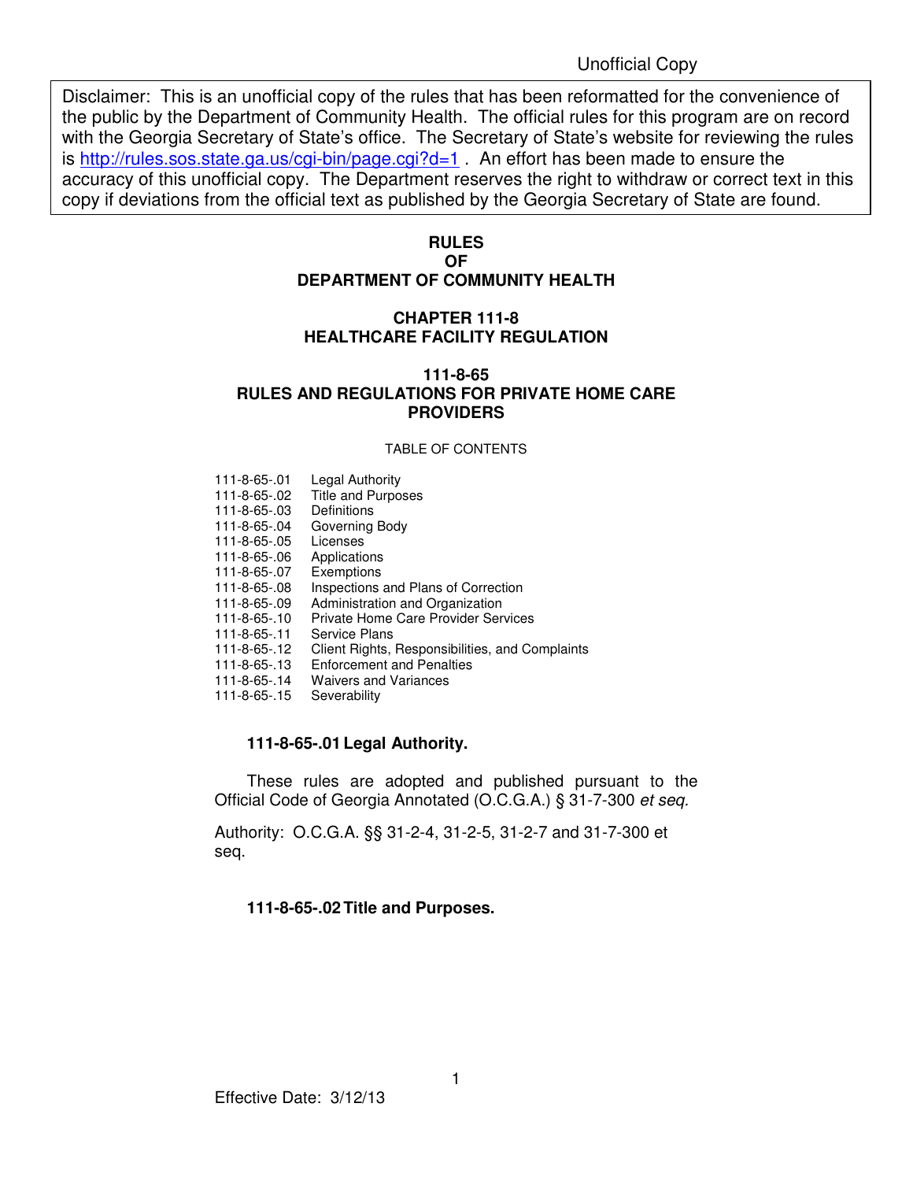Unofficial Copy

Disclaimer: This is an unofficial copy of the rules that has been reformatted for the convenience of the public by the Department of Community Health. The official rules for this program are on record with the Georgia Secretary of State's office. The Secretary of State's website for reviewing the rules is http://rules.sos.state.ga.us/cgi-bin/page.cgi?d=1 . An effort has been made to ensure the accuracy of this unofficial copy. The Department reserves the right to withdraw or correct text in this copy if deviations from the official text as published by the Georgia Secretary of State are found.

# RULES OF DEPARTMENT OF COMMUNITY HEALTH

## CHAPTER 111-8 HEALTHCARE FACILITY REGULATION

## 111-8-65 RULES AND REGULATIONS FOR PRIVATE HOME CARE PROVIDERS

TABLE OF CONTENTS

| | |
|---|---|
| 111-8-65-.01 | Legal Authority |
| 111-8-65-.02 | Title and Purposes |
| 111-8-65-.03 | Definitions |
| 111-8-65-.04 | Governing Body |
| 111-8-65-.05 | Licenses |
| 111-8-65-.06 | Applications |
| 111-8-65-.07 | Exemptions |
| 111-8-65-.08 | Inspections and Plans of Correction |
| 111-8-65-.09 | Administration and Organization |
| 111-8-65-.10 | Private Home Care Provider Services |
| 111-8-65-.11 | Service Plans |
| 111-8-65-.12 | Client Rights, Responsibilities, and Complaints |
| 111-8-65-.13 | Enforcement and Penalties |
| 111-8-65-.14 | Waivers and Variances |
| 111-8-65-.15 | Severability |

### 111-8-65-.01 Legal Authority.

These rules are adopted and published pursuant to the Official Code of Georgia Annotated (O.C.G.A.) § 31-7-300 *et seq.*

Authority: O.C.G.A. §§ 31-2-4, 31-2-5, 31-2-7 and 31-7-300 et seq.

### 111-8-65-.02 Title and Purposes.

Effective Date: 3/12/13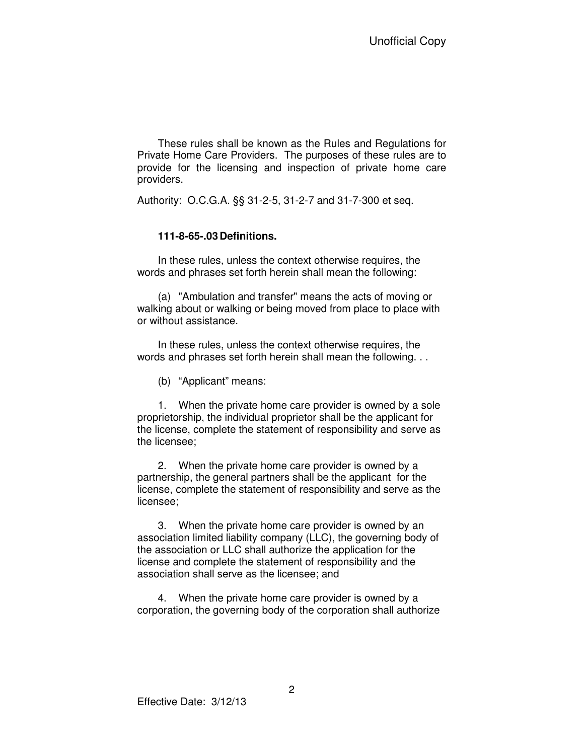These rules shall be known as the Rules and Regulations for Private Home Care Providers. The purposes of these rules are to provide for the licensing and inspection of private home care providers.

Authority: O.C.G.A. §§ 31-2-5, 31-2-7 and 31-7-300 et seq.

**111-8-65-.03 Definitions.**

In these rules, unless the context otherwise requires, the words and phrases set forth herein shall mean the following:

(a) "Ambulation and transfer" means the acts of moving or walking about or walking or being moved from place to place with or without assistance.

In these rules, unless the context otherwise requires, the words and phrases set forth herein shall mean the following. . .

(b) “Applicant” means:

1. When the private home care provider is owned by a sole proprietorship, the individual proprietor shall be the applicant for the license, complete the statement of responsibility and serve as the licensee;

2. When the private home care provider is owned by a partnership, the general partners shall be the applicant for the license, complete the statement of responsibility and serve as the licensee;

3. When the private home care provider is owned by an association limited liability company (LLC), the governing body of the association or LLC shall authorize the application for the license and complete the statement of responsibility and the association shall serve as the licensee; and

4. When the private home care provider is owned by a corporation, the governing body of the corporation shall authorize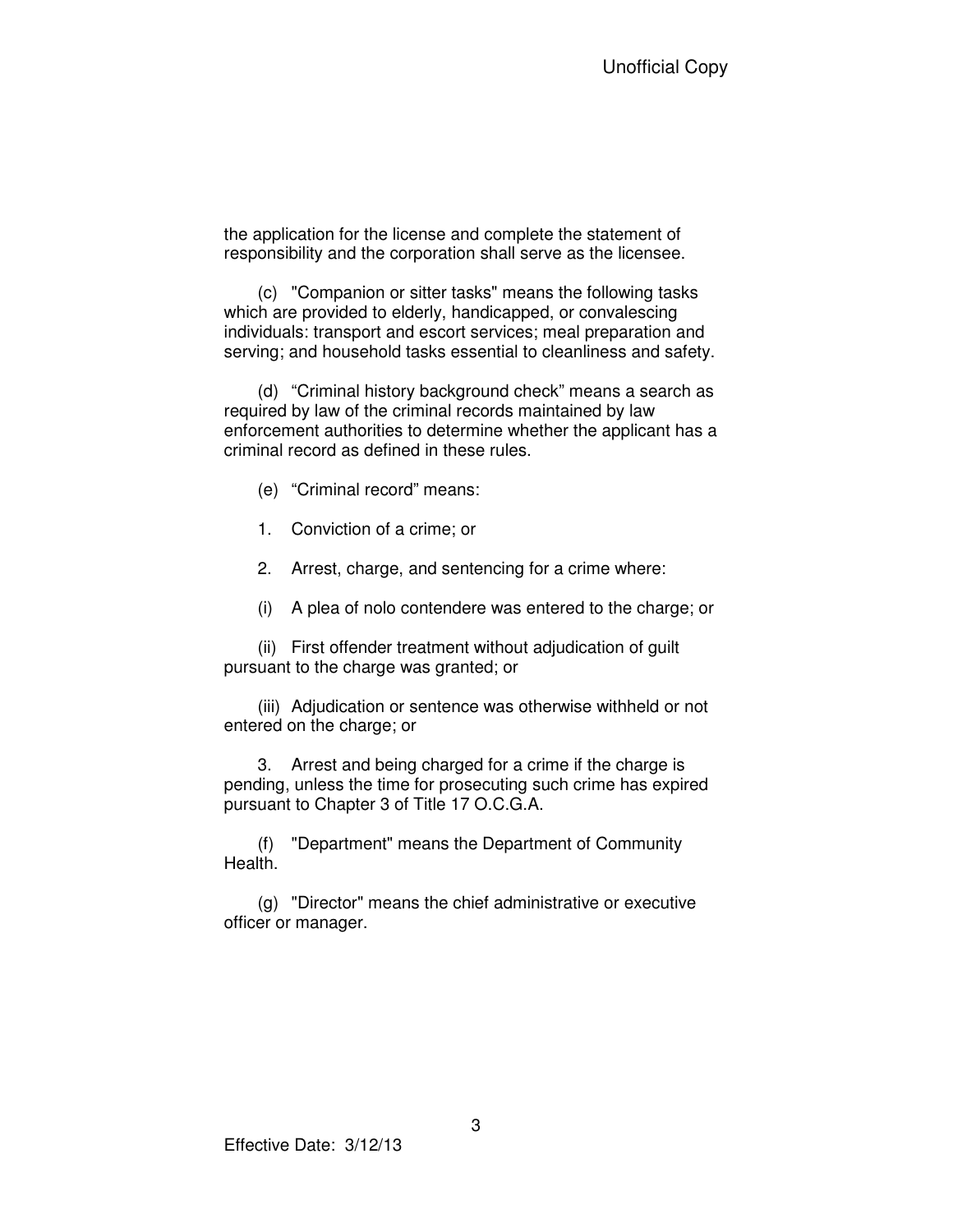the application for the license and complete the statement of responsibility and the corporation shall serve as the licensee.

(c) "Companion or sitter tasks" means the following tasks which are provided to elderly, handicapped, or convalescing individuals: transport and escort services; meal preparation and serving; and household tasks essential to cleanliness and safety.

(d) "Criminal history background check" means a search as required by law of the criminal records maintained by law enforcement authorities to determine whether the applicant has a criminal record as defined in these rules.

(e) "Criminal record" means:

1. Conviction of a crime; or

2. Arrest, charge, and sentencing for a crime where:

(i) A plea of nolo contendere was entered to the charge; or

(ii) First offender treatment without adjudication of guilt pursuant to the charge was granted; or

(iii) Adjudication or sentence was otherwise withheld or not entered on the charge; or

3. Arrest and being charged for a crime if the charge is pending, unless the time for prosecuting such crime has expired pursuant to Chapter 3 of Title 17 O.C.G.A.

(f) "Department" means the Department of Community Health.

(g) "Director" means the chief administrative or executive officer or manager.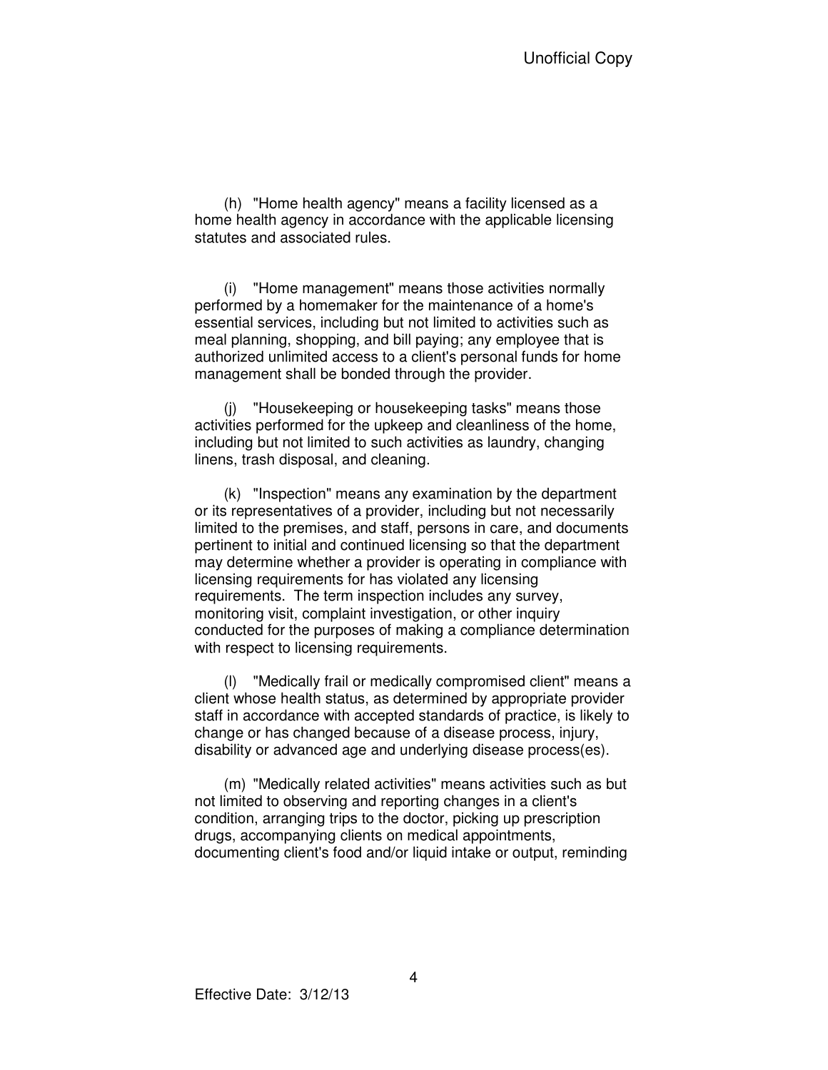(h) "Home health agency" means a facility licensed as a home health agency in accordance with the applicable licensing statutes and associated rules.

(i) "Home management" means those activities normally performed by a homemaker for the maintenance of a home's essential services, including but not limited to activities such as meal planning, shopping, and bill paying; any employee that is authorized unlimited access to a client's personal funds for home management shall be bonded through the provider.

(j) "Housekeeping or housekeeping tasks" means those activities performed for the upkeep and cleanliness of the home, including but not limited to such activities as laundry, changing linens, trash disposal, and cleaning.

(k) "Inspection" means any examination by the department or its representatives of a provider, including but not necessarily limited to the premises, and staff, persons in care, and documents pertinent to initial and continued licensing so that the department may determine whether a provider is operating in compliance with licensing requirements for has violated any licensing requirements. The term inspection includes any survey, monitoring visit, complaint investigation, or other inquiry conducted for the purposes of making a compliance determination with respect to licensing requirements.

(l) "Medically frail or medically compromised client" means a client whose health status, as determined by appropriate provider staff in accordance with accepted standards of practice, is likely to change or has changed because of a disease process, injury, disability or advanced age and underlying disease process(es).

(m) "Medically related activities" means activities such as but not limited to observing and reporting changes in a client's condition, arranging trips to the doctor, picking up prescription drugs, accompanying clients on medical appointments, documenting client's food and/or liquid intake or output, reminding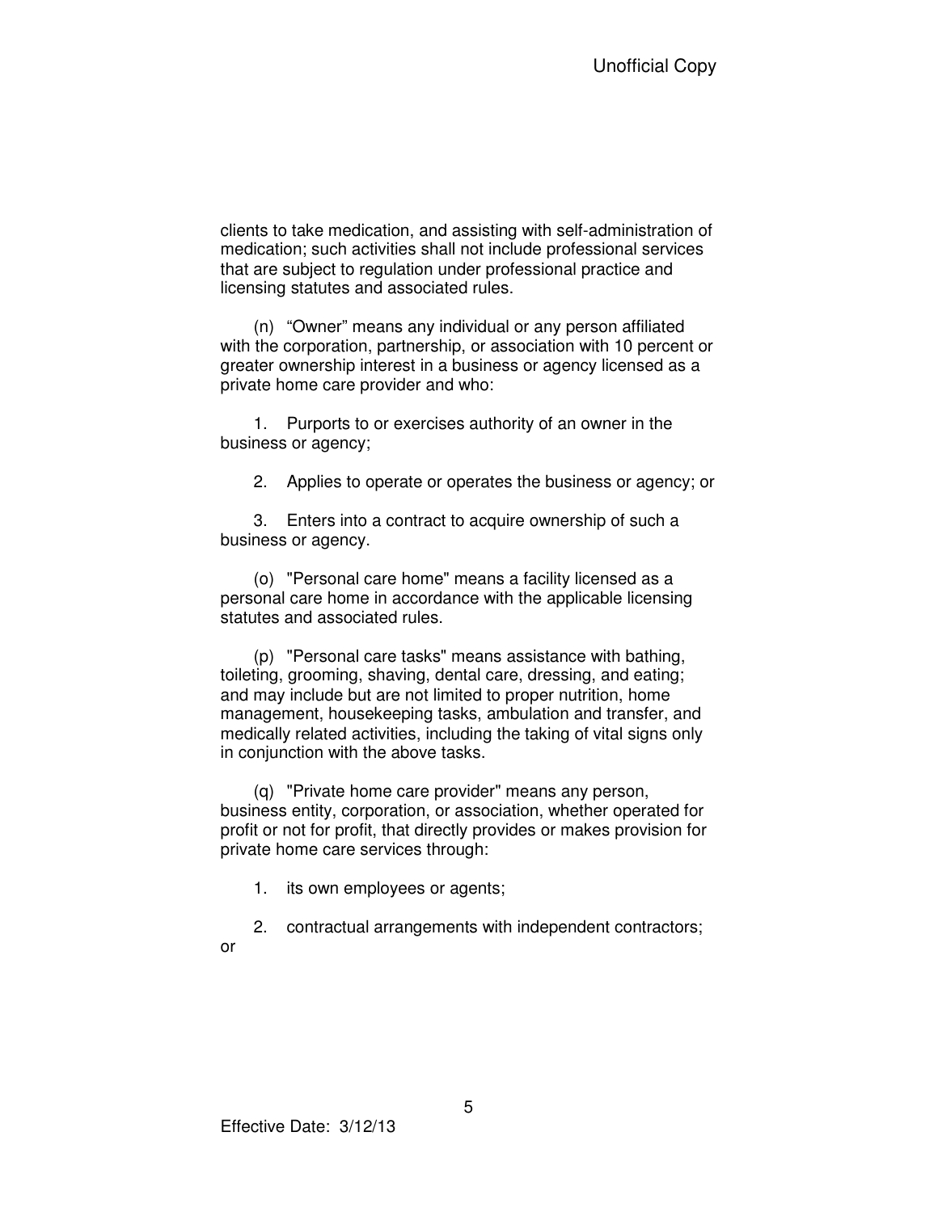clients to take medication, and assisting with self-administration of medication; such activities shall not include professional services that are subject to regulation under professional practice and licensing statutes and associated rules.

(n) “Owner” means any individual or any person affiliated with the corporation, partnership, or association with 10 percent or greater ownership interest in a business or agency licensed as a private home care provider and who:

1. Purports to or exercises authority of an owner in the business or agency;

2. Applies to operate or operates the business or agency; or

3. Enters into a contract to acquire ownership of such a business or agency.

(o) "Personal care home" means a facility licensed as a personal care home in accordance with the applicable licensing statutes and associated rules.

(p) "Personal care tasks" means assistance with bathing, toileting, grooming, shaving, dental care, dressing, and eating; and may include but are not limited to proper nutrition, home management, housekeeping tasks, ambulation and transfer, and medically related activities, including the taking of vital signs only in conjunction with the above tasks.

(q) "Private home care provider" means any person, business entity, corporation, or association, whether operated for profit or not for profit, that directly provides or makes provision for private home care services through:

1. its own employees or agents;

2. contractual arrangements with independent contractors; or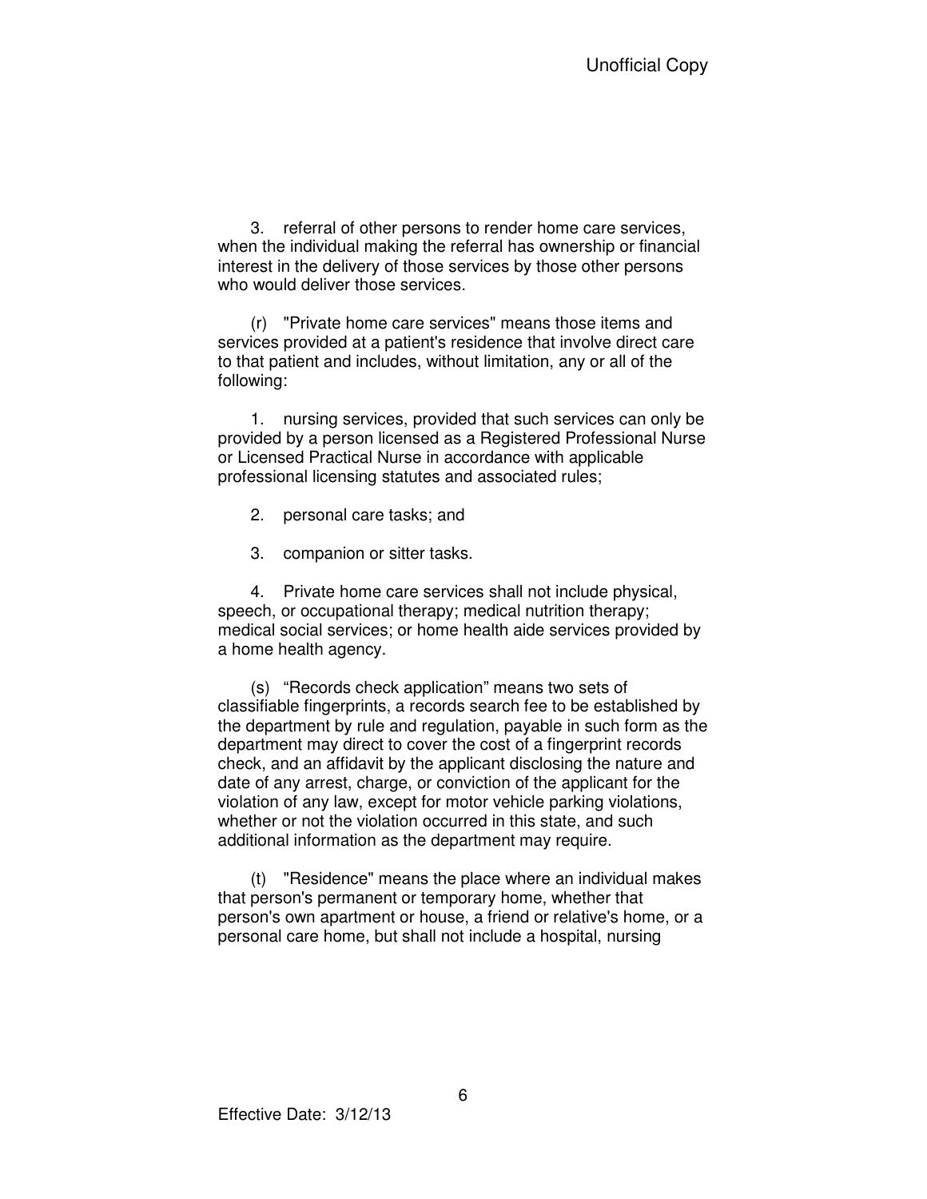3. referral of other persons to render home care services, when the individual making the referral has ownership or financial interest in the delivery of those services by those other persons who would deliver those services.

(r) "Private home care services" means those items and services provided at a patient's residence that involve direct care to that patient and includes, without limitation, any or all of the following:

1. nursing services, provided that such services can only be provided by a person licensed as a Registered Professional Nurse or Licensed Practical Nurse in accordance with applicable professional licensing statutes and associated rules;

2. personal care tasks; and

3. companion or sitter tasks.

4. Private home care services shall not include physical, speech, or occupational therapy; medical nutrition therapy; medical social services; or home health aide services provided by a home health agency.

(s) "Records check application" means two sets of classifiable fingerprints, a records search fee to be established by the department by rule and regulation, payable in such form as the department may direct to cover the cost of a fingerprint records check, and an affidavit by the applicant disclosing the nature and date of any arrest, charge, or conviction of the applicant for the violation of any law, except for motor vehicle parking violations, whether or not the violation occurred in this state, and such additional information as the department may require.

(t) "Residence" means the place where an individual makes that person's permanent or temporary home, whether that person's own apartment or house, a friend or relative's home, or a personal care home, but shall not include a hospital, nursing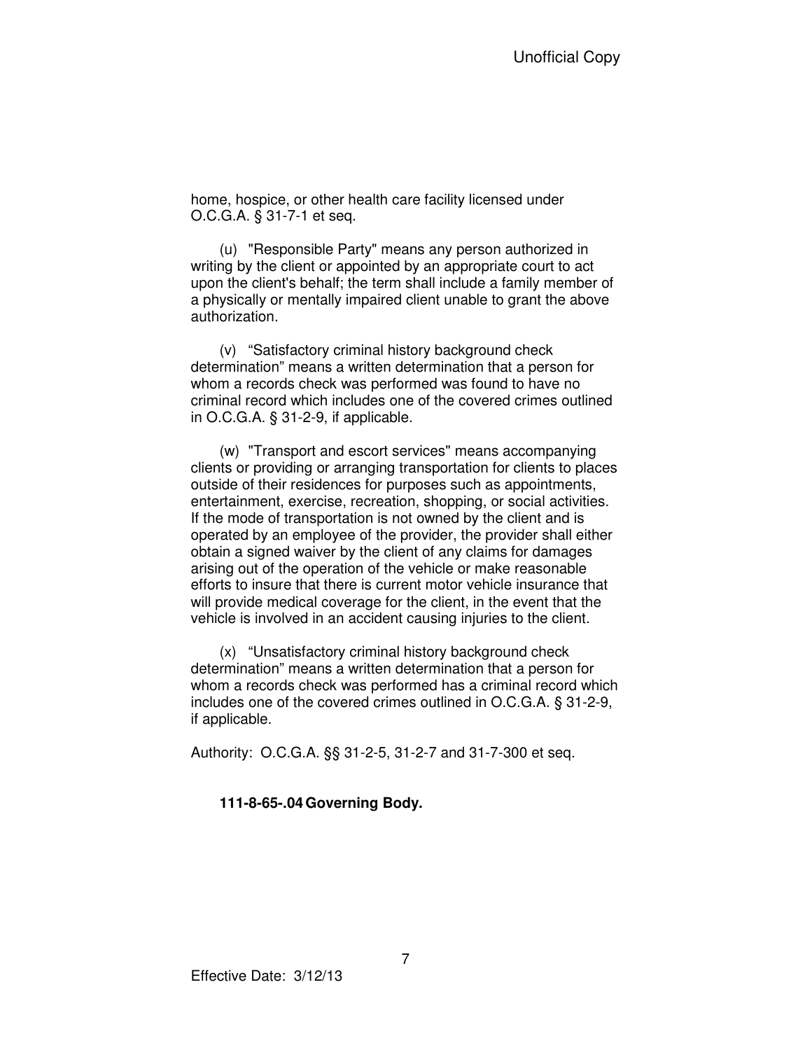home, hospice, or other health care facility licensed under O.C.G.A. § 31-7-1 et seq.

(u) "Responsible Party" means any person authorized in writing by the client or appointed by an appropriate court to act upon the client's behalf; the term shall include a family member of a physically or mentally impaired client unable to grant the above authorization.

(v) "Satisfactory criminal history background check determination" means a written determination that a person for whom a records check was performed was found to have no criminal record which includes one of the covered crimes outlined in O.C.G.A. § 31-2-9, if applicable.

(w) "Transport and escort services" means accompanying clients or providing or arranging transportation for clients to places outside of their residences for purposes such as appointments, entertainment, exercise, recreation, shopping, or social activities. If the mode of transportation is not owned by the client and is operated by an employee of the provider, the provider shall either obtain a signed waiver by the client of any claims for damages arising out of the operation of the vehicle or make reasonable efforts to insure that there is current motor vehicle insurance that will provide medical coverage for the client, in the event that the vehicle is involved in an accident causing injuries to the client.

(x) "Unsatisfactory criminal history background check determination" means a written determination that a person for whom a records check was performed has a criminal record which includes one of the covered crimes outlined in O.C.G.A. § 31-2-9, if applicable.

Authority: O.C.G.A. §§ 31-2-5, 31-2-7 and 31-7-300 et seq.

**111-8-65-.04 Governing Body.**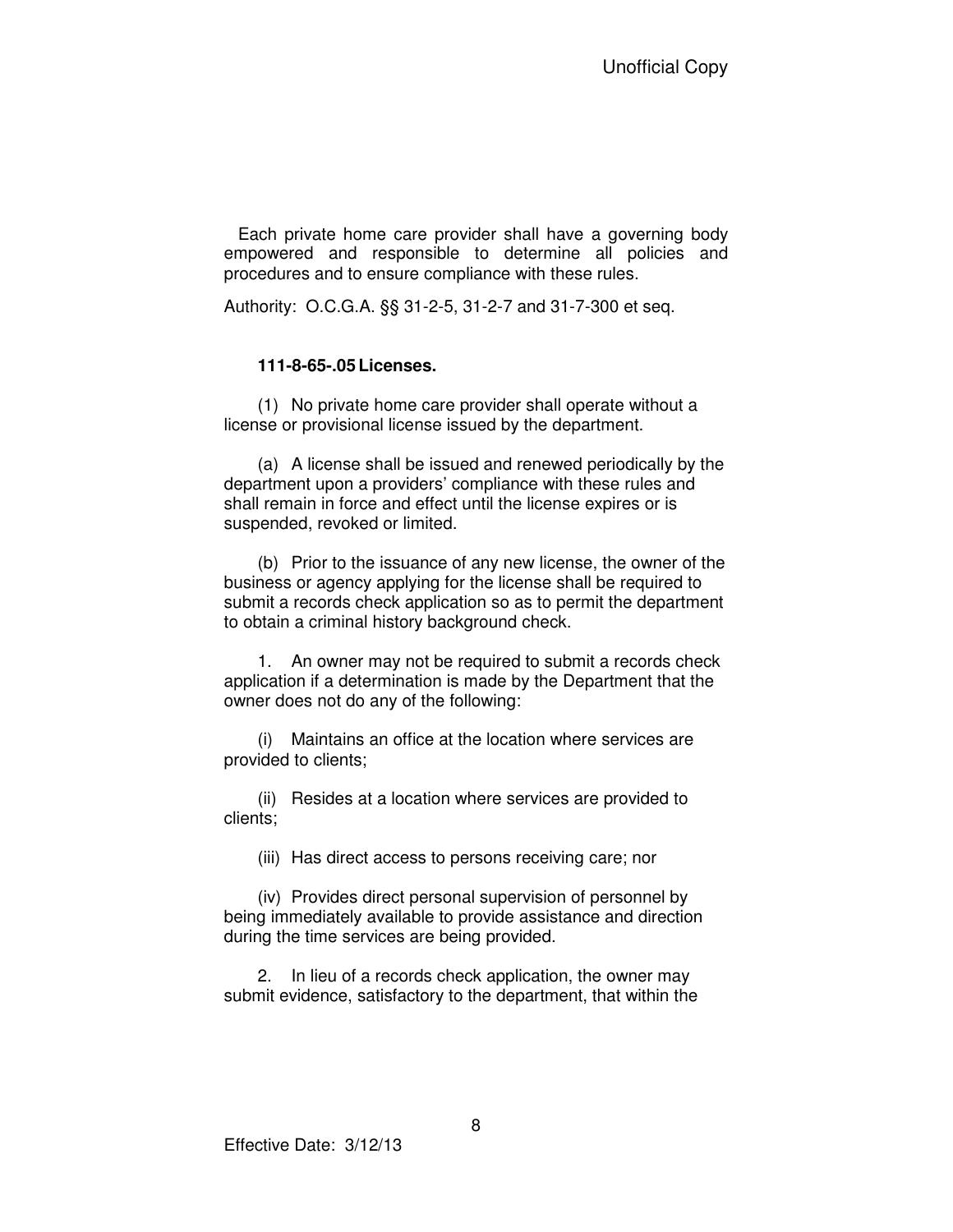Each private home care provider shall have a governing body empowered and responsible to determine all policies and procedures and to ensure compliance with these rules.

Authority: O.C.G.A. §§ 31-2-5, 31-2-7 and 31-7-300 et seq.

**111-8-65-.05 Licenses.**

(1) No private home care provider shall operate without a license or provisional license issued by the department.

(a) A license shall be issued and renewed periodically by the department upon a providers' compliance with these rules and shall remain in force and effect until the license expires or is suspended, revoked or limited.

(b) Prior to the issuance of any new license, the owner of the business or agency applying for the license shall be required to submit a records check application so as to permit the department to obtain a criminal history background check.

1. An owner may not be required to submit a records check application if a determination is made by the Department that the owner does not do any of the following:

(i) Maintains an office at the location where services are provided to clients;

(ii) Resides at a location where services are provided to clients;

(iii) Has direct access to persons receiving care; nor

(iv) Provides direct personal supervision of personnel by being immediately available to provide assistance and direction during the time services are being provided.

2. In lieu of a records check application, the owner may submit evidence, satisfactory to the department, that within the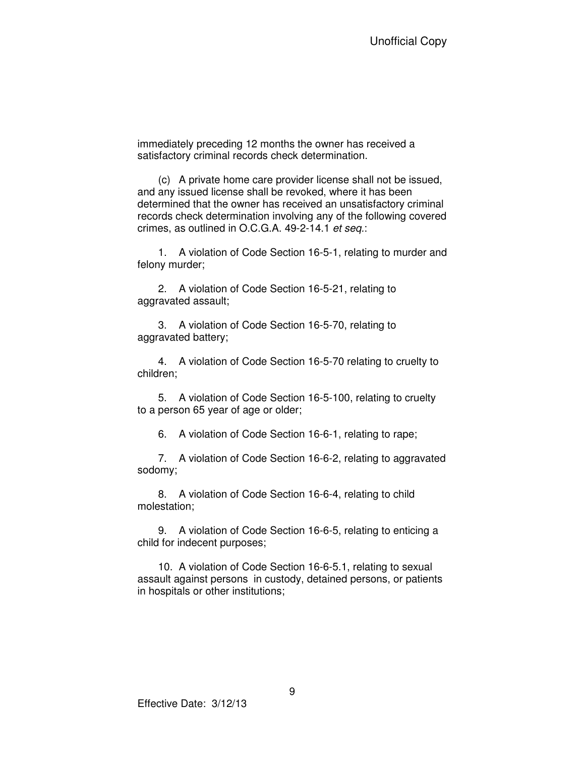immediately preceding 12 months the owner has received a satisfactory criminal records check determination.

(c) A private home care provider license shall not be issued, and any issued license shall be revoked, where it has been determined that the owner has received an unsatisfactory criminal records check determination involving any of the following covered crimes, as outlined in O.C.G.A. 49-2-14.1 *et seq.*:

1. A violation of Code Section 16-5-1, relating to murder and felony murder;

2. A violation of Code Section 16-5-21, relating to aggravated assault;

3. A violation of Code Section 16-5-70, relating to aggravated battery;

4. A violation of Code Section 16-5-70 relating to cruelty to children;

5. A violation of Code Section 16-5-100, relating to cruelty to a person 65 year of age or older;

6. A violation of Code Section 16-6-1, relating to rape;

7. A violation of Code Section 16-6-2, relating to aggravated sodomy;

8. A violation of Code Section 16-6-4, relating to child molestation;

9. A violation of Code Section 16-6-5, relating to enticing a child for indecent purposes;

10. A violation of Code Section 16-6-5.1, relating to sexual assault against persons in custody, detained persons, or patients in hospitals or other institutions;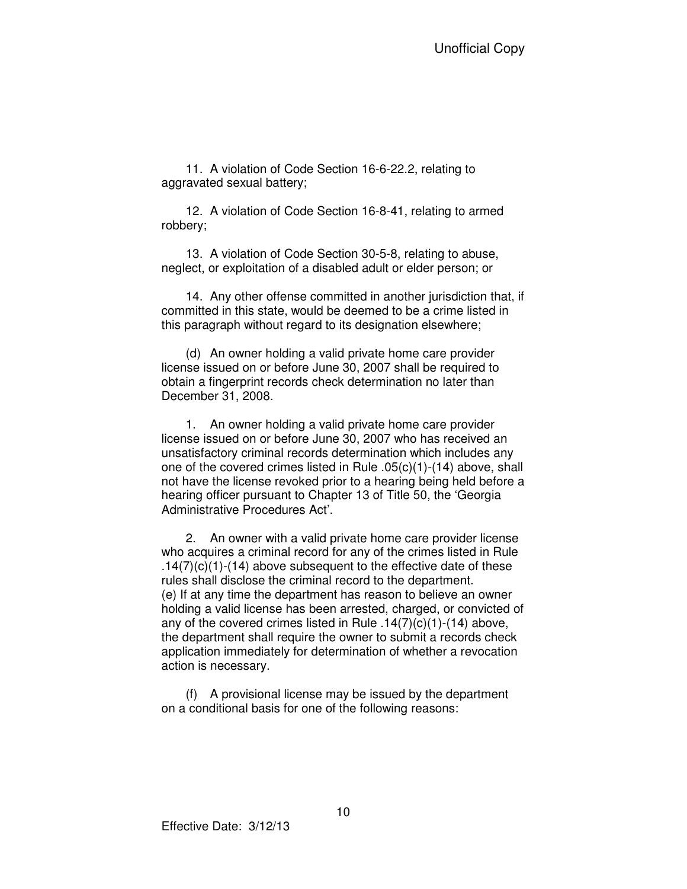11. A violation of Code Section 16-6-22.2, relating to aggravated sexual battery;

12. A violation of Code Section 16-8-41, relating to armed robbery;

13. A violation of Code Section 30-5-8, relating to abuse, neglect, or exploitation of a disabled adult or elder person; or

14. Any other offense committed in another jurisdiction that, if committed in this state, would be deemed to be a crime listed in this paragraph without regard to its designation elsewhere;

(d) An owner holding a valid private home care provider license issued on or before June 30, 2007 shall be required to obtain a fingerprint records check determination no later than December 31, 2008.

1. An owner holding a valid private home care provider license issued on or before June 30, 2007 who has received an unsatisfactory criminal records determination which includes any one of the covered crimes listed in Rule .05(c)(1)-(14) above, shall not have the license revoked prior to a hearing being held before a hearing officer pursuant to Chapter 13 of Title 50, the 'Georgia Administrative Procedures Act'.

2. An owner with a valid private home care provider license who acquires a criminal record for any of the crimes listed in Rule .14(7)(c)(1)-(14) above subsequent to the effective date of these rules shall disclose the criminal record to the department.

(e) If at any time the department has reason to believe an owner holding a valid license has been arrested, charged, or convicted of any of the covered crimes listed in Rule .14(7)(c)(1)-(14) above, the department shall require the owner to submit a records check application immediately for determination of whether a revocation action is necessary.

(f) A provisional license may be issued by the department on a conditional basis for one of the following reasons: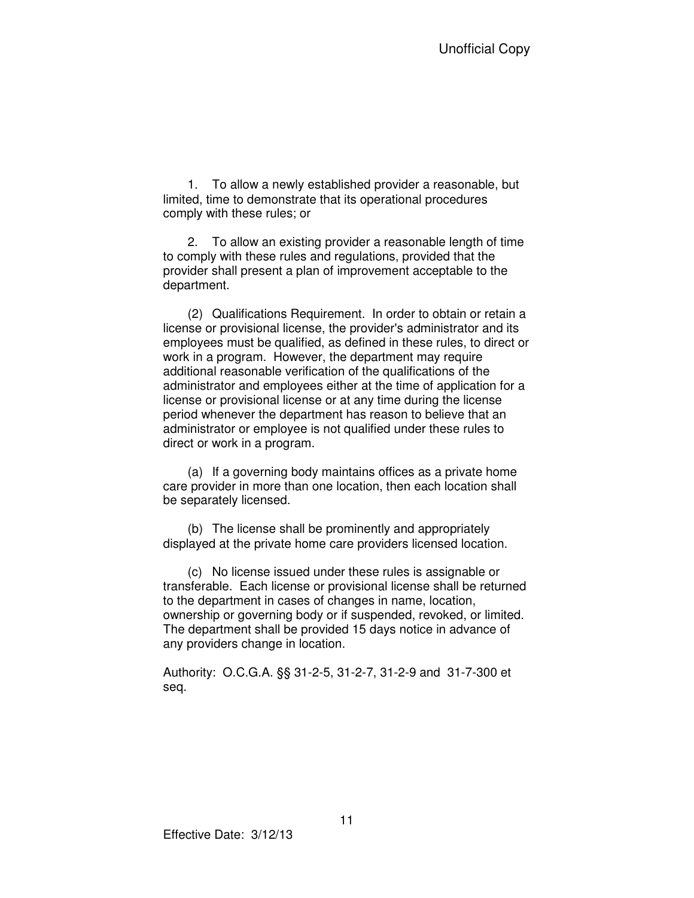1. To allow a newly established provider a reasonable, but limited, time to demonstrate that its operational procedures comply with these rules; or

2. To allow an existing provider a reasonable length of time to comply with these rules and regulations, provided that the provider shall present a plan of improvement acceptable to the department.

(2) Qualifications Requirement. In order to obtain or retain a license or provisional license, the provider's administrator and its employees must be qualified, as defined in these rules, to direct or work in a program. However, the department may require additional reasonable verification of the qualifications of the administrator and employees either at the time of application for a license or provisional license or at any time during the license period whenever the department has reason to believe that an administrator or employee is not qualified under these rules to direct or work in a program.

(a) If a governing body maintains offices as a private home care provider in more than one location, then each location shall be separately licensed.

(b) The license shall be prominently and appropriately displayed at the private home care providers licensed location.

(c) No license issued under these rules is assignable or transferable. Each license or provisional license shall be returned to the department in cases of changes in name, location, ownership or governing body or if suspended, revoked, or limited. The department shall be provided 15 days notice in advance of any providers change in location.

Authority: O.C.G.A. §§ 31-2-5, 31-2-7, 31-2-9 and 31-7-300 et seq.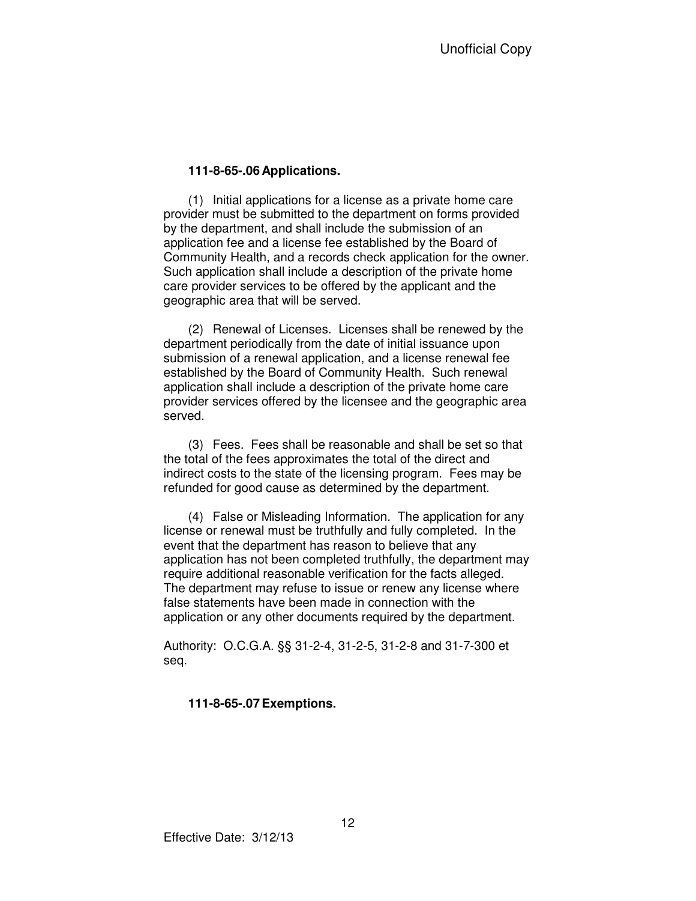**111-8-65-.06 Applications.**

(1) Initial applications for a license as a private home care provider must be submitted to the department on forms provided by the department, and shall include the submission of an application fee and a license fee established by the Board of Community Health, and a records check application for the owner. Such application shall include a description of the private home care provider services to be offered by the applicant and the geographic area that will be served.

(2) Renewal of Licenses. Licenses shall be renewed by the department periodically from the date of initial issuance upon submission of a renewal application, and a license renewal fee established by the Board of Community Health. Such renewal application shall include a description of the private home care provider services offered by the licensee and the geographic area served.

(3) Fees. Fees shall be reasonable and shall be set so that the total of the fees approximates the total of the direct and indirect costs to the state of the licensing program. Fees may be refunded for good cause as determined by the department.

(4) False or Misleading Information. The application for any license or renewal must be truthfully and fully completed. In the event that the department has reason to believe that any application has not been completed truthfully, the department may require additional reasonable verification for the facts alleged. The department may refuse to issue or renew any license where false statements have been made in connection with the application or any other documents required by the department.

Authority: O.C.G.A. §§ 31-2-4, 31-2-5, 31-2-8 and 31-7-300 et seq.

**111-8-65-.07 Exemptions.**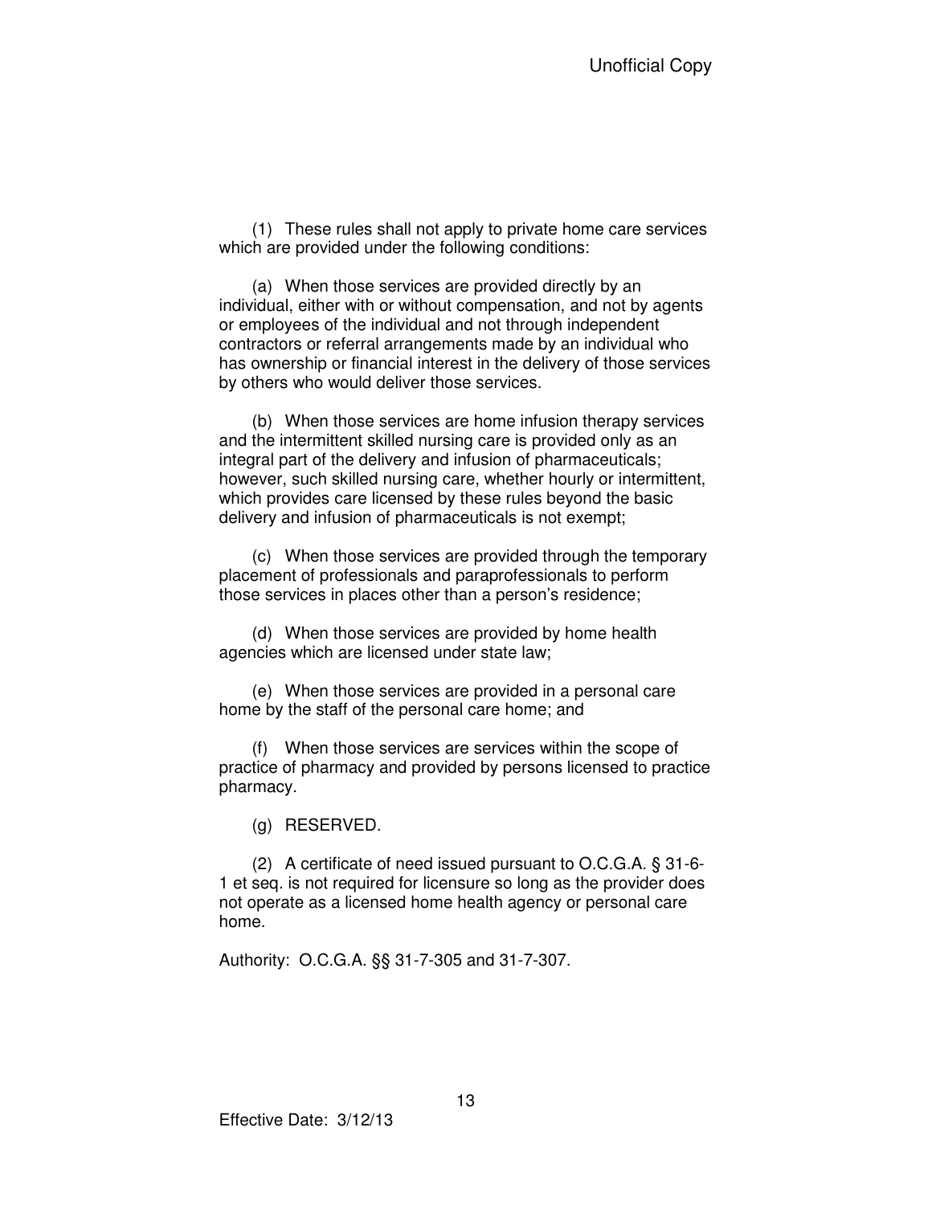(1) These rules shall not apply to private home care services which are provided under the following conditions:

(a) When those services are provided directly by an individual, either with or without compensation, and not by agents or employees of the individual and not through independent contractors or referral arrangements made by an individual who has ownership or financial interest in the delivery of those services by others who would deliver those services.

(b) When those services are home infusion therapy services and the intermittent skilled nursing care is provided only as an integral part of the delivery and infusion of pharmaceuticals; however, such skilled nursing care, whether hourly or intermittent, which provides care licensed by these rules beyond the basic delivery and infusion of pharmaceuticals is not exempt;

(c) When those services are provided through the temporary placement of professionals and paraprofessionals to perform those services in places other than a person's residence;

(d) When those services are provided by home health agencies which are licensed under state law;

(e) When those services are provided in a personal care home by the staff of the personal care home; and

(f) When those services are services within the scope of practice of pharmacy and provided by persons licensed to practice pharmacy.

(g) RESERVED.

(2) A certificate of need issued pursuant to O.C.G.A. § 31-6-1 et seq. is not required for licensure so long as the provider does not operate as a licensed home health agency or personal care home.

Authority: O.C.G.A. §§ 31-7-305 and 31-7-307.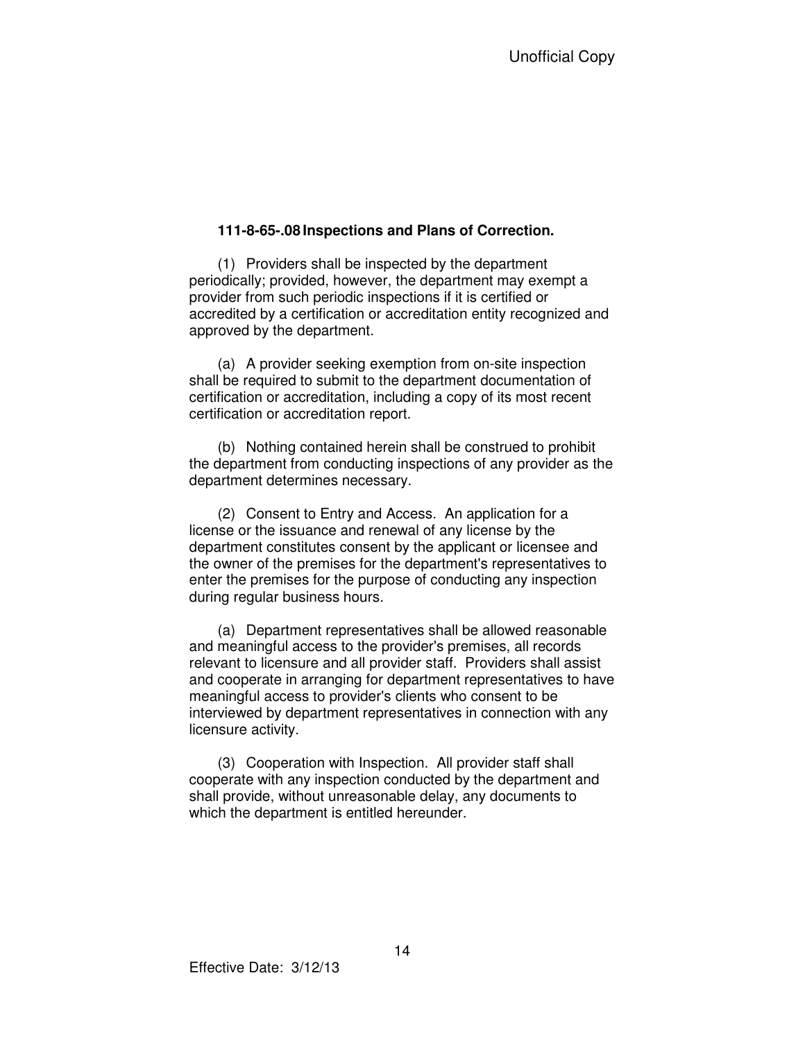**111-8-65-.08 Inspections and Plans of Correction.**

(1) Providers shall be inspected by the department periodically; provided, however, the department may exempt a provider from such periodic inspections if it is certified or accredited by a certification or accreditation entity recognized and approved by the department.

(a) A provider seeking exemption from on-site inspection shall be required to submit to the department documentation of certification or accreditation, including a copy of its most recent certification or accreditation report.

(b) Nothing contained herein shall be construed to prohibit the department from conducting inspections of any provider as the department determines necessary.

(2) Consent to Entry and Access. An application for a license or the issuance and renewal of any license by the department constitutes consent by the applicant or licensee and the owner of the premises for the department's representatives to enter the premises for the purpose of conducting any inspection during regular business hours.

(a) Department representatives shall be allowed reasonable and meaningful access to the provider's premises, all records relevant to licensure and all provider staff. Providers shall assist and cooperate in arranging for department representatives to have meaningful access to provider's clients who consent to be interviewed by department representatives in connection with any licensure activity.

(3) Cooperation with Inspection. All provider staff shall cooperate with any inspection conducted by the department and shall provide, without unreasonable delay, any documents to which the department is entitled hereunder.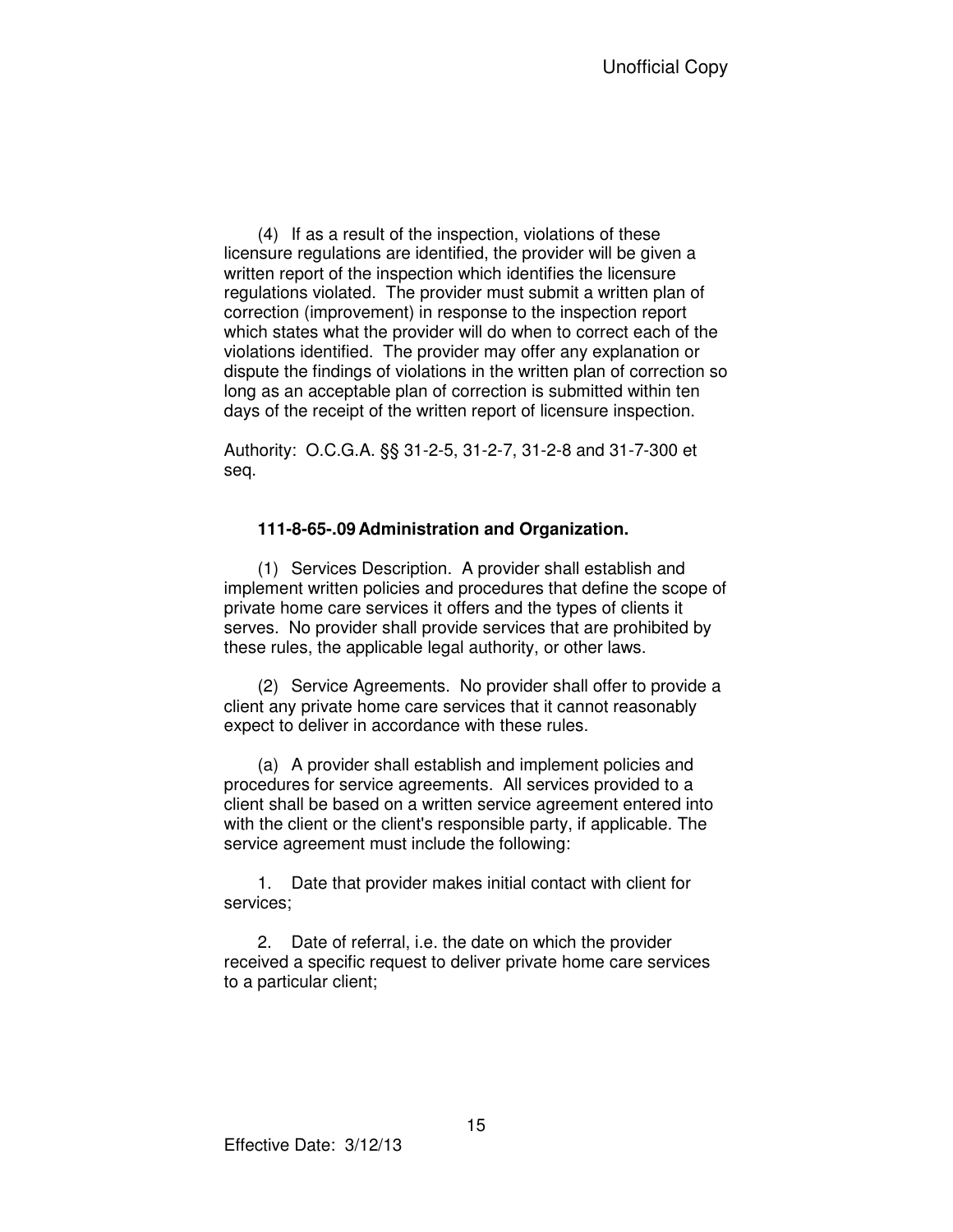(4) If as a result of the inspection, violations of these licensure regulations are identified, the provider will be given a written report of the inspection which identifies the licensure regulations violated. The provider must submit a written plan of correction (improvement) in response to the inspection report which states what the provider will do when to correct each of the violations identified. The provider may offer any explanation or dispute the findings of violations in the written plan of correction so long as an acceptable plan of correction is submitted within ten days of the receipt of the written report of licensure inspection.

Authority: O.C.G.A. §§ 31-2-5, 31-2-7, 31-2-8 and 31-7-300 et seq.

### 111-8-65-.09 Administration and Organization.

(1) Services Description. A provider shall establish and implement written policies and procedures that define the scope of private home care services it offers and the types of clients it serves. No provider shall provide services that are prohibited by these rules, the applicable legal authority, or other laws.

(2) Service Agreements. No provider shall offer to provide a client any private home care services that it cannot reasonably expect to deliver in accordance with these rules.

(a) A provider shall establish and implement policies and procedures for service agreements. All services provided to a client shall be based on a written service agreement entered into with the client or the client's responsible party, if applicable. The service agreement must include the following:

1. Date that provider makes initial contact with client for services;

2. Date of referral, i.e. the date on which the provider received a specific request to deliver private home care services to a particular client;

Effective Date: 3/12/13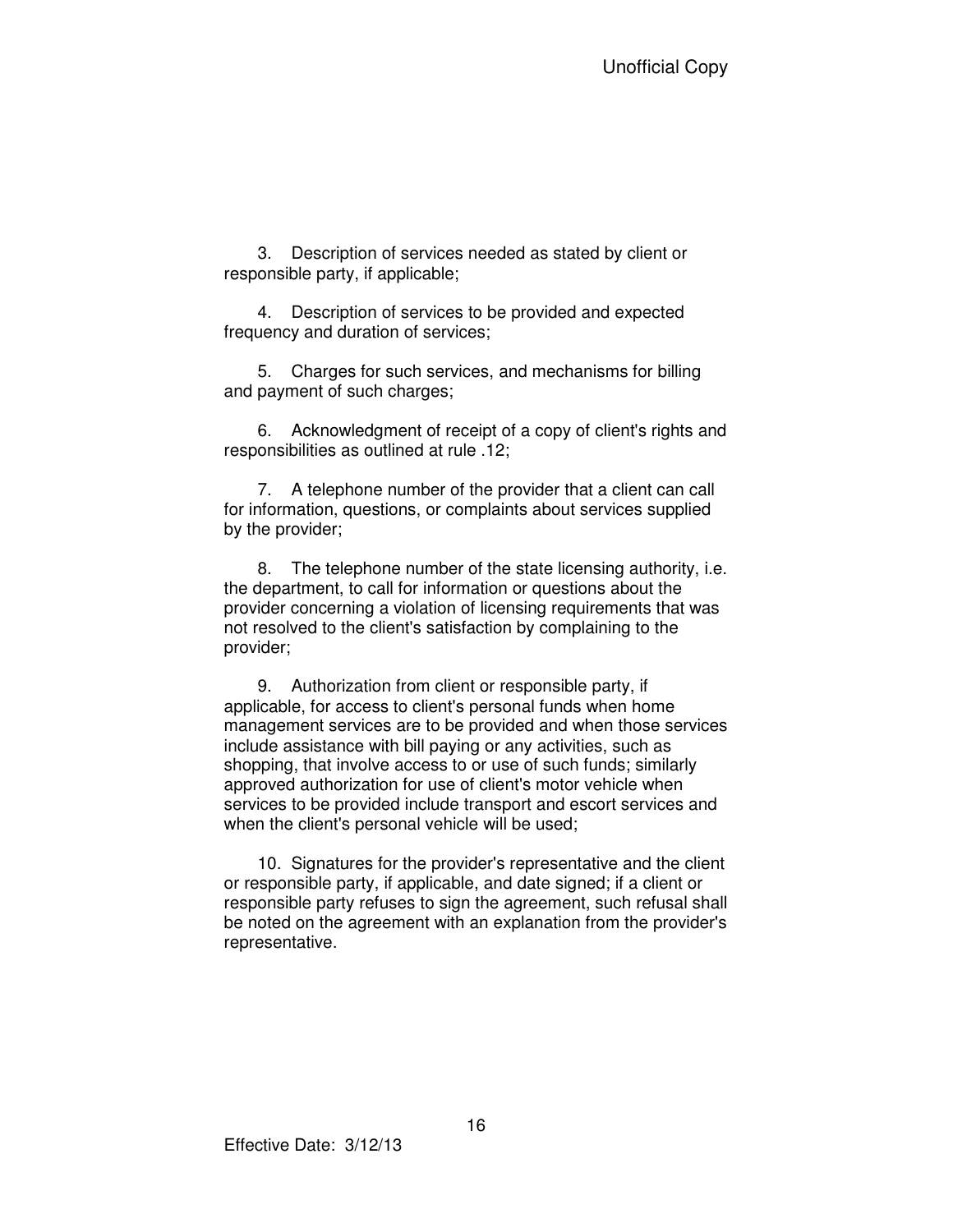3. Description of services needed as stated by client or responsible party, if applicable;

4. Description of services to be provided and expected frequency and duration of services;

5. Charges for such services, and mechanisms for billing and payment of such charges;

6. Acknowledgment of receipt of a copy of client's rights and responsibilities as outlined at rule .12;

7. A telephone number of the provider that a client can call for information, questions, or complaints about services supplied by the provider;

8. The telephone number of the state licensing authority, i.e. the department, to call for information or questions about the provider concerning a violation of licensing requirements that was not resolved to the client's satisfaction by complaining to the provider;

9. Authorization from client or responsible party, if applicable, for access to client's personal funds when home management services are to be provided and when those services include assistance with bill paying or any activities, such as shopping, that involve access to or use of such funds; similarly approved authorization for use of client's motor vehicle when services to be provided include transport and escort services and when the client's personal vehicle will be used;

10. Signatures for the provider's representative and the client or responsible party, if applicable, and date signed; if a client or responsible party refuses to sign the agreement, such refusal shall be noted on the agreement with an explanation from the provider's representative.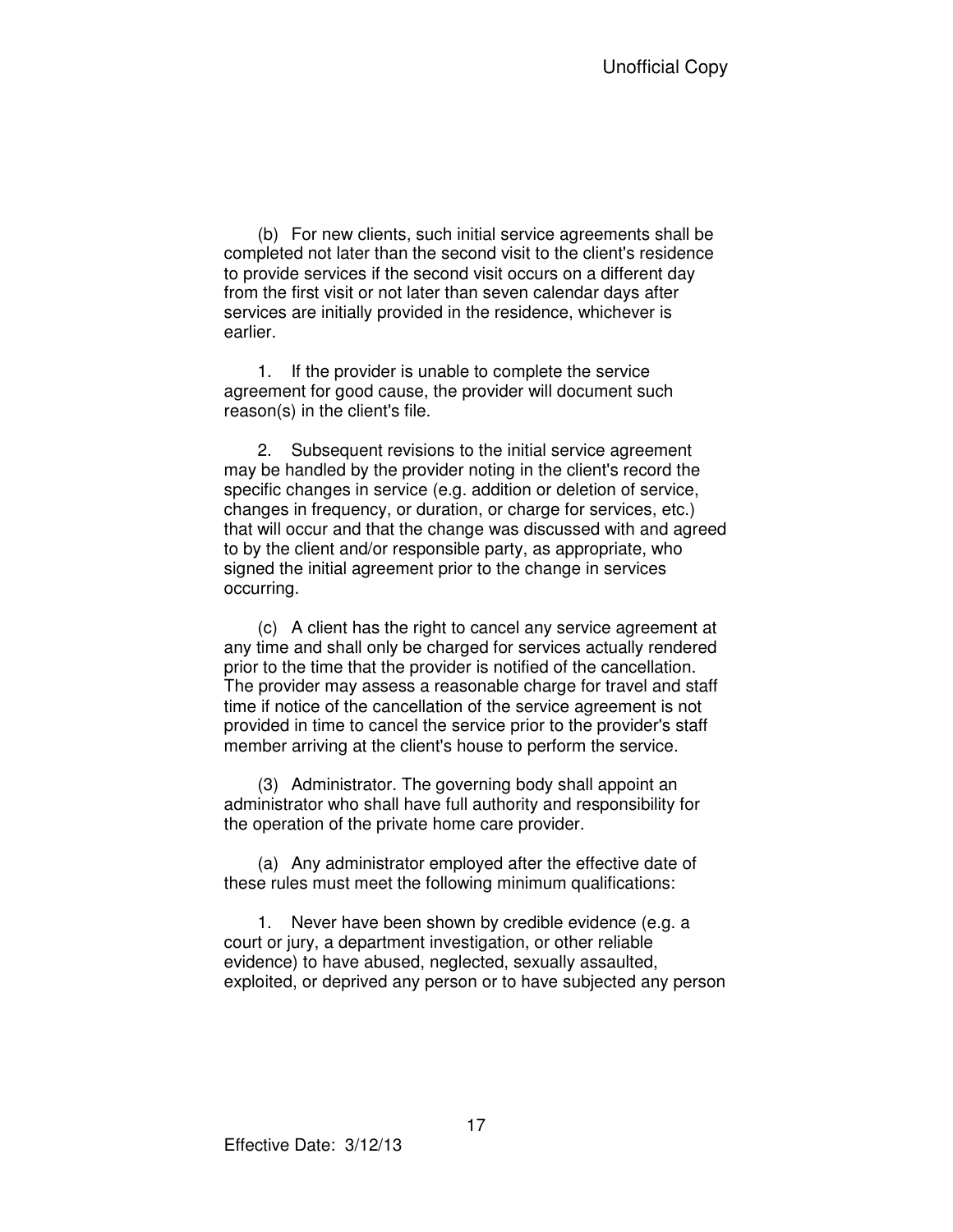(b) For new clients, such initial service agreements shall be completed not later than the second visit to the client's residence to provide services if the second visit occurs on a different day from the first visit or not later than seven calendar days after services are initially provided in the residence, whichever is earlier.

1. If the provider is unable to complete the service agreement for good cause, the provider will document such reason(s) in the client's file.

2. Subsequent revisions to the initial service agreement may be handled by the provider noting in the client's record the specific changes in service (e.g. addition or deletion of service, changes in frequency, or duration, or charge for services, etc.) that will occur and that the change was discussed with and agreed to by the client and/or responsible party, as appropriate, who signed the initial agreement prior to the change in services occurring.

(c) A client has the right to cancel any service agreement at any time and shall only be charged for services actually rendered prior to the time that the provider is notified of the cancellation. The provider may assess a reasonable charge for travel and staff time if notice of the cancellation of the service agreement is not provided in time to cancel the service prior to the provider's staff member arriving at the client's house to perform the service.

(3) Administrator. The governing body shall appoint an administrator who shall have full authority and responsibility for the operation of the private home care provider.

(a) Any administrator employed after the effective date of these rules must meet the following minimum qualifications:

1. Never have been shown by credible evidence (e.g. a court or jury, a department investigation, or other reliable evidence) to have abused, neglected, sexually assaulted, exploited, or deprived any person or to have subjected any person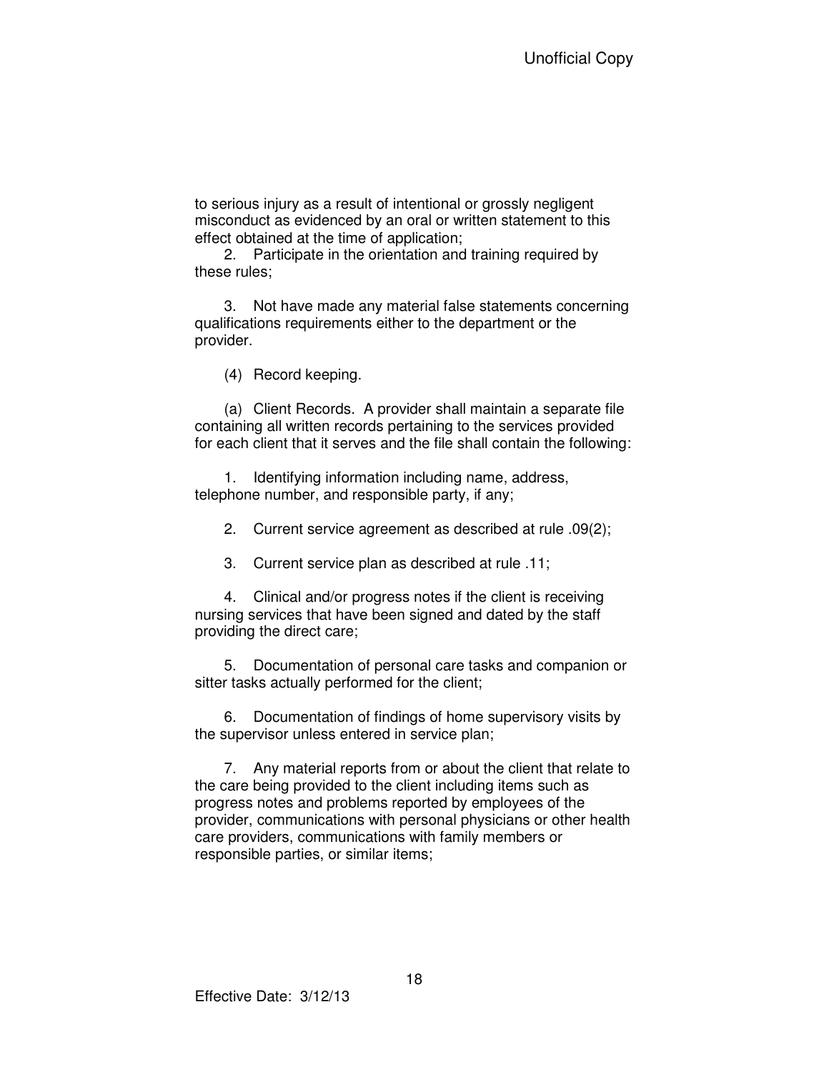to serious injury as a result of intentional or grossly negligent misconduct as evidenced by an oral or written statement to this effect obtained at the time of application;

2. Participate in the orientation and training required by these rules;

3. Not have made any material false statements concerning qualifications requirements either to the department or the provider.

(4) Record keeping.

(a) Client Records. A provider shall maintain a separate file containing all written records pertaining to the services provided for each client that it serves and the file shall contain the following:

1. Identifying information including name, address, telephone number, and responsible party, if any;

2. Current service agreement as described at rule .09(2);

3. Current service plan as described at rule .11;

4. Clinical and/or progress notes if the client is receiving nursing services that have been signed and dated by the staff providing the direct care;

5. Documentation of personal care tasks and companion or sitter tasks actually performed for the client;

6. Documentation of findings of home supervisory visits by the supervisor unless entered in service plan;

7. Any material reports from or about the client that relate to the care being provided to the client including items such as progress notes and problems reported by employees of the provider, communications with personal physicians or other health care providers, communications with family members or responsible parties, or similar items;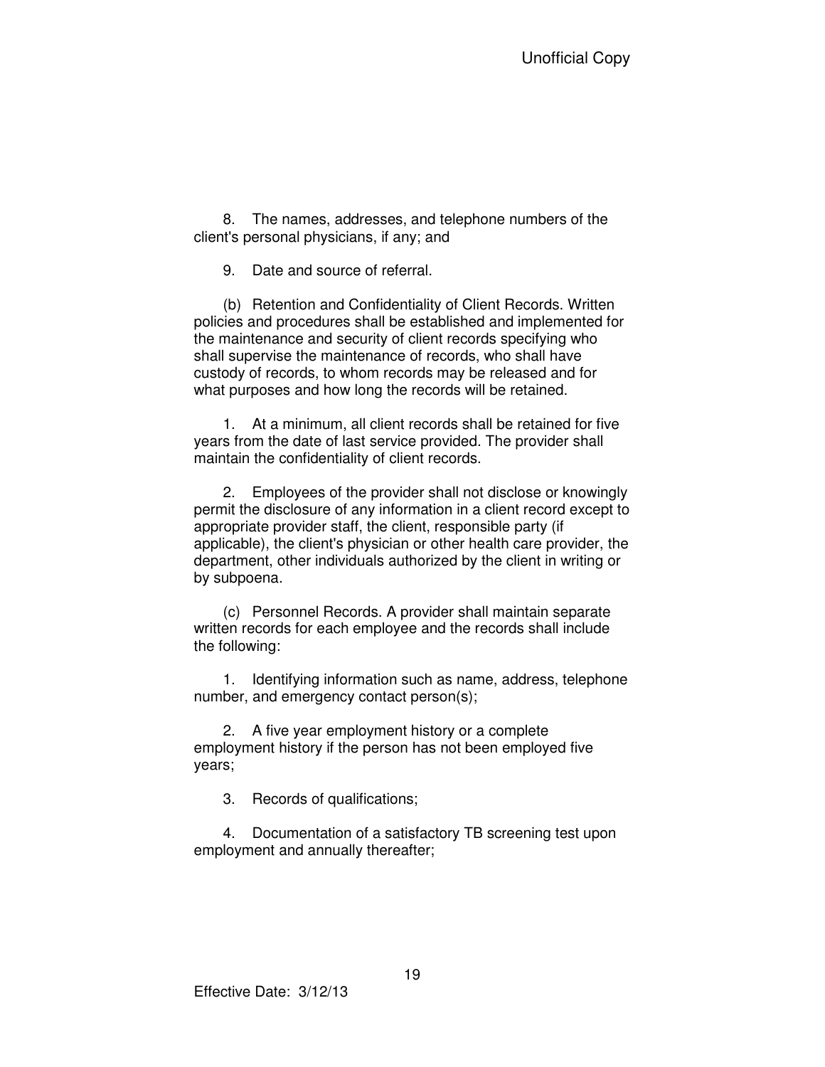8. The names, addresses, and telephone numbers of the client's personal physicians, if any; and

9. Date and source of referral.

(b) Retention and Confidentiality of Client Records. Written policies and procedures shall be established and implemented for the maintenance and security of client records specifying who shall supervise the maintenance of records, who shall have custody of records, to whom records may be released and for what purposes and how long the records will be retained.

1. At a minimum, all client records shall be retained for five years from the date of last service provided. The provider shall maintain the confidentiality of client records.

2. Employees of the provider shall not disclose or knowingly permit the disclosure of any information in a client record except to appropriate provider staff, the client, responsible party (if applicable), the client's physician or other health care provider, the department, other individuals authorized by the client in writing or by subpoena.

(c) Personnel Records. A provider shall maintain separate written records for each employee and the records shall include the following:

1. Identifying information such as name, address, telephone number, and emergency contact person(s);

2. A five year employment history or a complete employment history if the person has not been employed five years;

3. Records of qualifications;

4. Documentation of a satisfactory TB screening test upon employment and annually thereafter;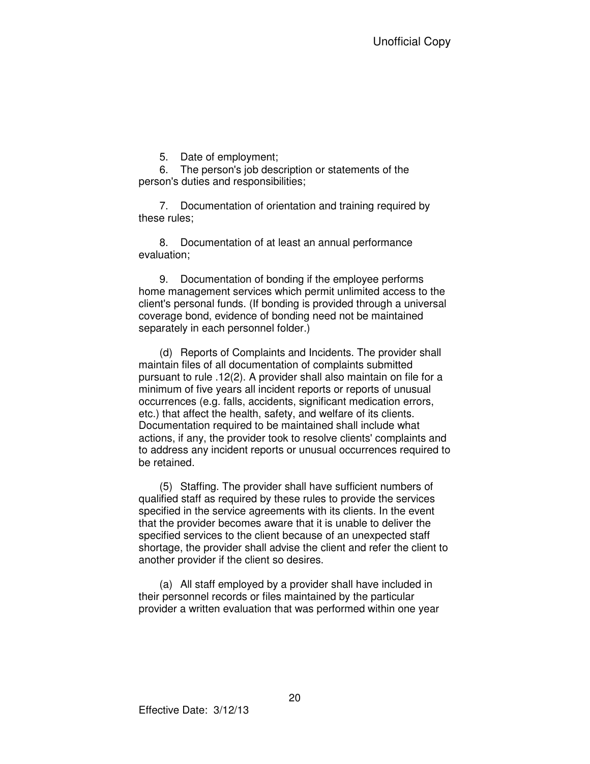5. Date of employment;

6. The person's job description or statements of the person's duties and responsibilities;

7. Documentation of orientation and training required by these rules;

8. Documentation of at least an annual performance evaluation;

9. Documentation of bonding if the employee performs home management services which permit unlimited access to the client's personal funds. (If bonding is provided through a universal coverage bond, evidence of bonding need not be maintained separately in each personnel folder.)

(d) Reports of Complaints and Incidents. The provider shall maintain files of all documentation of complaints submitted pursuant to rule .12(2). A provider shall also maintain on file for a minimum of five years all incident reports or reports of unusual occurrences (e.g. falls, accidents, significant medication errors, etc.) that affect the health, safety, and welfare of its clients. Documentation required to be maintained shall include what actions, if any, the provider took to resolve clients' complaints and to address any incident reports or unusual occurrences required to be retained.

(5) Staffing. The provider shall have sufficient numbers of qualified staff as required by these rules to provide the services specified in the service agreements with its clients. In the event that the provider becomes aware that it is unable to deliver the specified services to the client because of an unexpected staff shortage, the provider shall advise the client and refer the client to another provider if the client so desires.

(a) All staff employed by a provider shall have included in their personnel records or files maintained by the particular provider a written evaluation that was performed within one year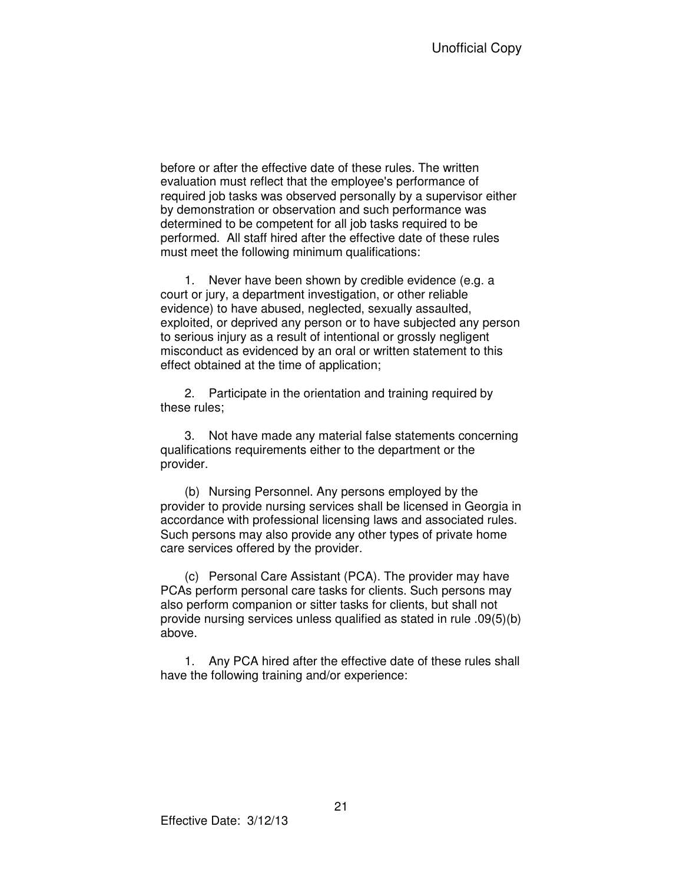before or after the effective date of these rules. The written evaluation must reflect that the employee's performance of required job tasks was observed personally by a supervisor either by demonstration or observation and such performance was determined to be competent for all job tasks required to be performed. All staff hired after the effective date of these rules must meet the following minimum qualifications:

1. Never have been shown by credible evidence (e.g. a court or jury, a department investigation, or other reliable evidence) to have abused, neglected, sexually assaulted, exploited, or deprived any person or to have subjected any person to serious injury as a result of intentional or grossly negligent misconduct as evidenced by an oral or written statement to this effect obtained at the time of application;

2. Participate in the orientation and training required by these rules;

3. Not have made any material false statements concerning qualifications requirements either to the department or the provider.

(b) Nursing Personnel. Any persons employed by the provider to provide nursing services shall be licensed in Georgia in accordance with professional licensing laws and associated rules. Such persons may also provide any other types of private home care services offered by the provider.

(c) Personal Care Assistant (PCA). The provider may have PCAs perform personal care tasks for clients. Such persons may also perform companion or sitter tasks for clients, but shall not provide nursing services unless qualified as stated in rule .09(5)(b) above.

1. Any PCA hired after the effective date of these rules shall have the following training and/or experience: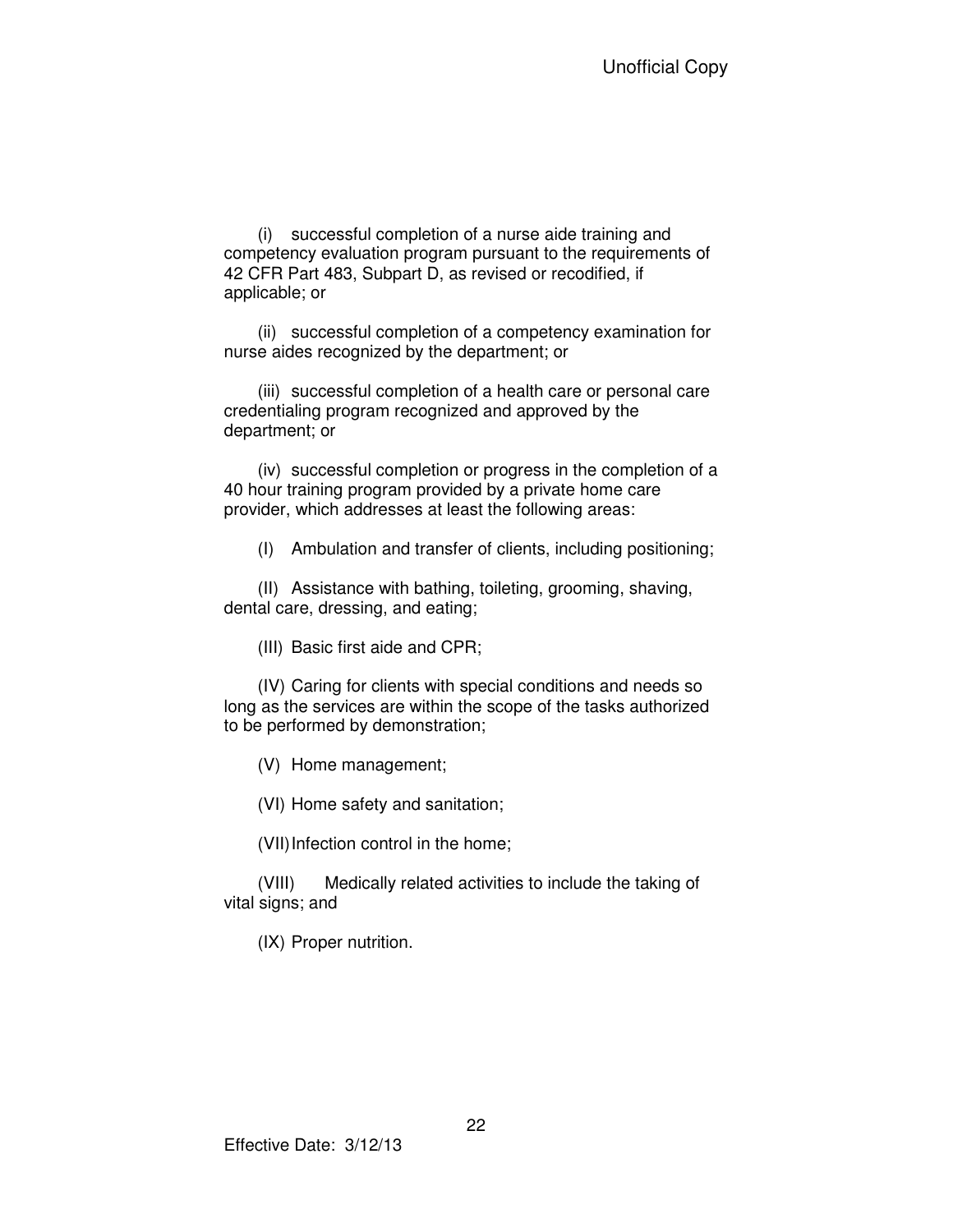(i) successful completion of a nurse aide training and competency evaluation program pursuant to the requirements of 42 CFR Part 483, Subpart D, as revised or recodified, if applicable; or

(ii) successful completion of a competency examination for nurse aides recognized by the department; or

(iii) successful completion of a health care or personal care credentialing program recognized and approved by the department; or

(iv) successful completion or progress in the completion of a 40 hour training program provided by a private home care provider, which addresses at least the following areas:

(I) Ambulation and transfer of clients, including positioning;

(II) Assistance with bathing, toileting, grooming, shaving, dental care, dressing, and eating;

(III) Basic first aide and CPR;

(IV) Caring for clients with special conditions and needs so long as the services are within the scope of the tasks authorized to be performed by demonstration;

(V) Home management;

(VI) Home safety and sanitation;

(VII) Infection control in the home;

(VIII) Medically related activities to include the taking of vital signs; and

(IX) Proper nutrition.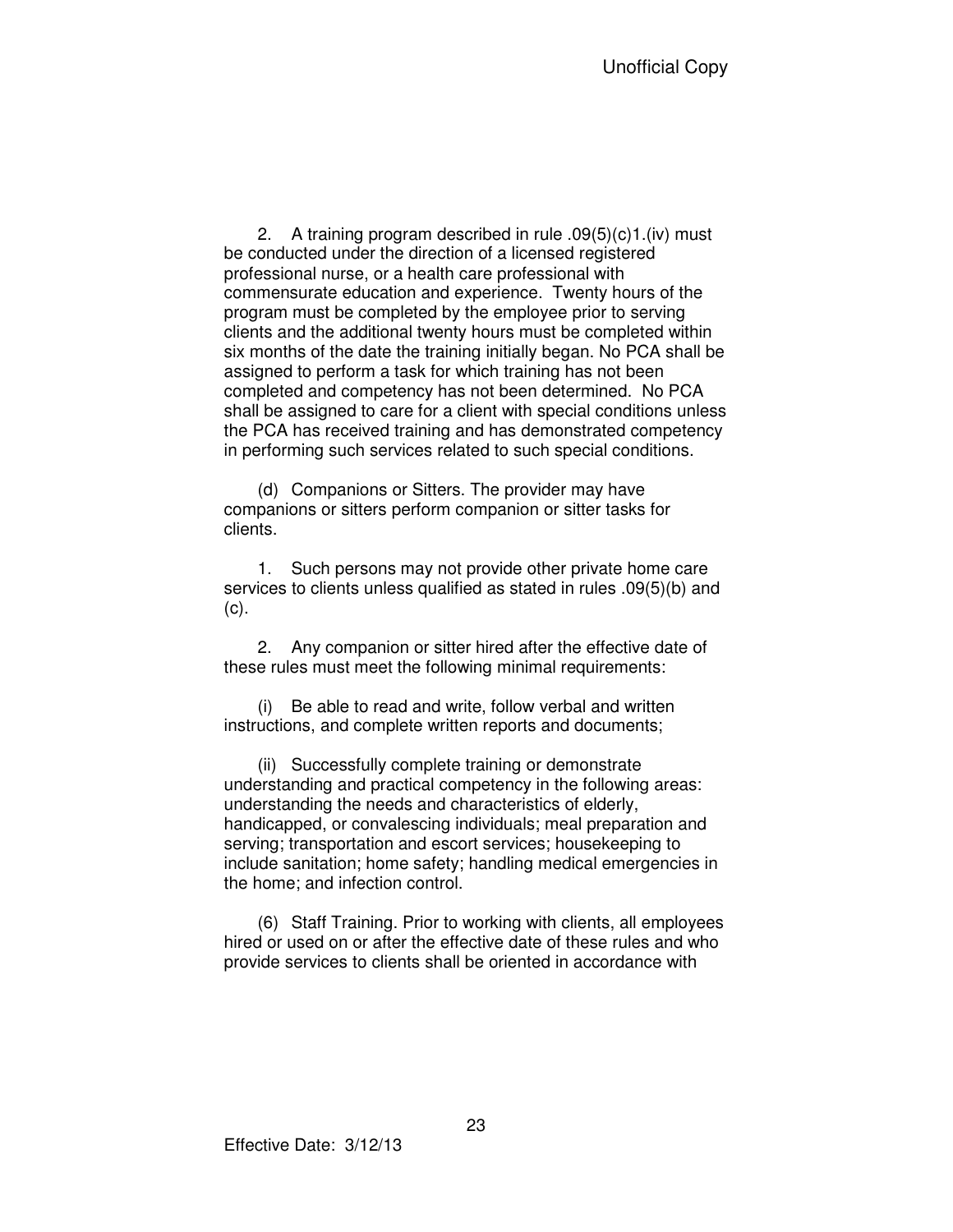2. A training program described in rule .09(5)(c)1.(iv) must be conducted under the direction of a licensed registered professional nurse, or a health care professional with commensurate education and experience. Twenty hours of the program must be completed by the employee prior to serving clients and the additional twenty hours must be completed within six months of the date the training initially began. No PCA shall be assigned to perform a task for which training has not been completed and competency has not been determined. No PCA shall be assigned to care for a client with special conditions unless the PCA has received training and has demonstrated competency in performing such services related to such special conditions.

(d) Companions or Sitters. The provider may have companions or sitters perform companion or sitter tasks for clients.

1. Such persons may not provide other private home care services to clients unless qualified as stated in rules .09(5)(b) and (c).

2. Any companion or sitter hired after the effective date of these rules must meet the following minimal requirements:

(i) Be able to read and write, follow verbal and written instructions, and complete written reports and documents;

(ii) Successfully complete training or demonstrate understanding and practical competency in the following areas: understanding the needs and characteristics of elderly, handicapped, or convalescing individuals; meal preparation and serving; transportation and escort services; housekeeping to include sanitation; home safety; handling medical emergencies in the home; and infection control.

(6) Staff Training. Prior to working with clients, all employees hired or used on or after the effective date of these rules and who provide services to clients shall be oriented in accordance with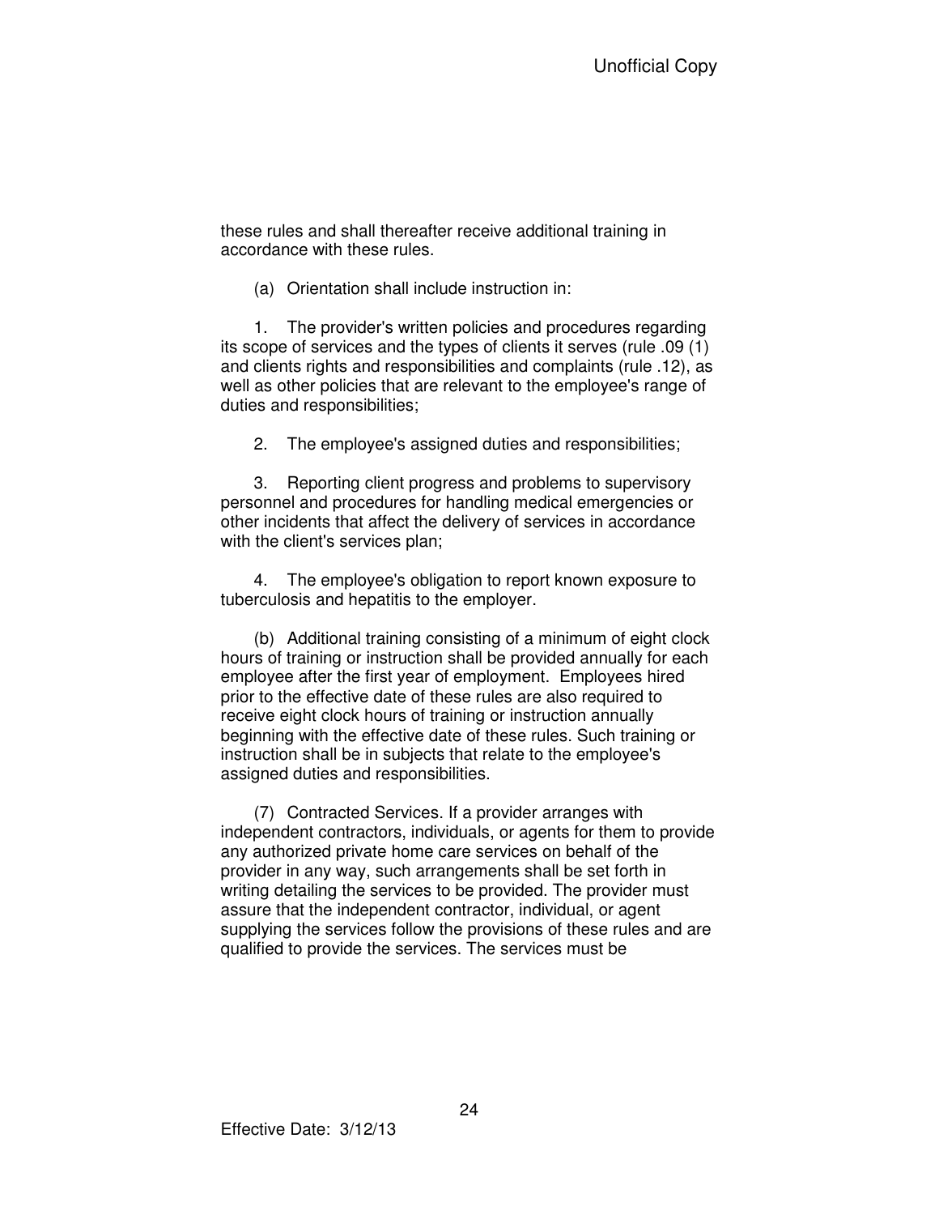these rules and shall thereafter receive additional training in accordance with these rules.

(a) Orientation shall include instruction in:

1. The provider's written policies and procedures regarding its scope of services and the types of clients it serves (rule .09 (1) and clients rights and responsibilities and complaints (rule .12), as well as other policies that are relevant to the employee's range of duties and responsibilities;

2. The employee's assigned duties and responsibilities;

3. Reporting client progress and problems to supervisory personnel and procedures for handling medical emergencies or other incidents that affect the delivery of services in accordance with the client's services plan;

4. The employee's obligation to report known exposure to tuberculosis and hepatitis to the employer.

(b) Additional training consisting of a minimum of eight clock hours of training or instruction shall be provided annually for each employee after the first year of employment. Employees hired prior to the effective date of these rules are also required to receive eight clock hours of training or instruction annually beginning with the effective date of these rules. Such training or instruction shall be in subjects that relate to the employee's assigned duties and responsibilities.

(7) Contracted Services. If a provider arranges with independent contractors, individuals, or agents for them to provide any authorized private home care services on behalf of the provider in any way, such arrangements shall be set forth in writing detailing the services to be provided. The provider must assure that the independent contractor, individual, or agent supplying the services follow the provisions of these rules and are qualified to provide the services. The services must be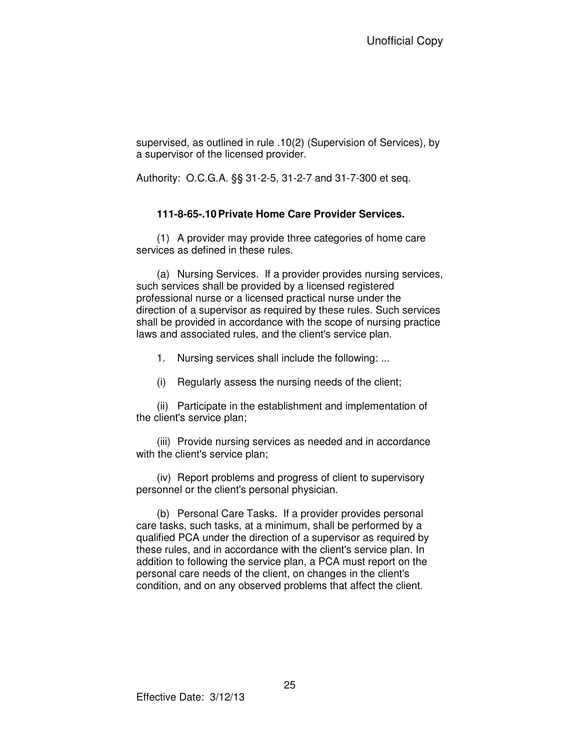supervised, as outlined in rule .10(2) (Supervision of Services), by a supervisor of the licensed provider.

Authority: O.C.G.A. §§ 31-2-5, 31-2-7 and 31-7-300 et seq.

### 111-8-65-.10 Private Home Care Provider Services.

(1) A provider may provide three categories of home care services as defined in these rules.

(a) Nursing Services. If a provider provides nursing services, such services shall be provided by a licensed registered professional nurse or a licensed practical nurse under the direction of a supervisor as required by these rules. Such services shall be provided in accordance with the scope of nursing practice laws and associated rules, and the client's service plan.

1. Nursing services shall include the following: ...

(i) Regularly assess the nursing needs of the client;

(ii) Participate in the establishment and implementation of the client's service plan;

(iii) Provide nursing services as needed and in accordance with the client's service plan;

(iv) Report problems and progress of client to supervisory personnel or the client's personal physician.

(b) Personal Care Tasks. If a provider provides personal care tasks, such tasks, at a minimum, shall be performed by a qualified PCA under the direction of a supervisor as required by these rules, and in accordance with the client's service plan. In addition to following the service plan, a PCA must report on the personal care needs of the client, on changes in the client's condition, and on any observed problems that affect the client.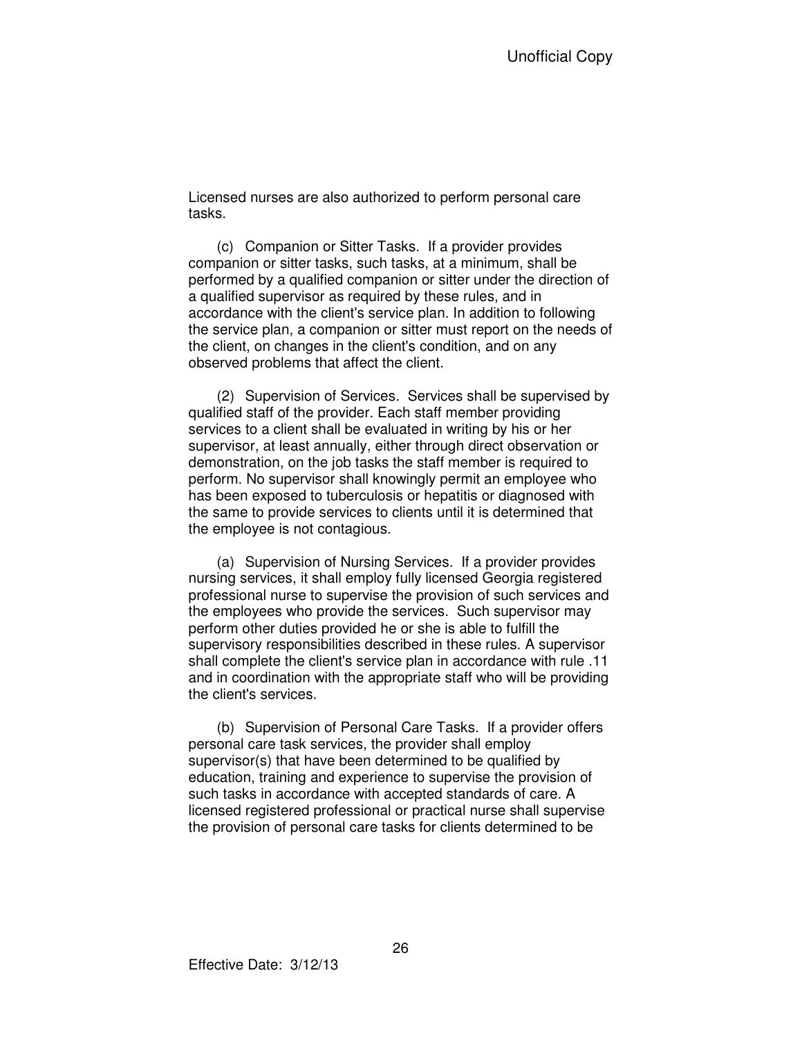Licensed nurses are also authorized to perform personal care tasks.

(c) Companion or Sitter Tasks. If a provider provides companion or sitter tasks, such tasks, at a minimum, shall be performed by a qualified companion or sitter under the direction of a qualified supervisor as required by these rules, and in accordance with the client's service plan. In addition to following the service plan, a companion or sitter must report on the needs of the client, on changes in the client's condition, and on any observed problems that affect the client.

(2) Supervision of Services. Services shall be supervised by qualified staff of the provider. Each staff member providing services to a client shall be evaluated in writing by his or her supervisor, at least annually, either through direct observation or demonstration, on the job tasks the staff member is required to perform. No supervisor shall knowingly permit an employee who has been exposed to tuberculosis or hepatitis or diagnosed with the same to provide services to clients until it is determined that the employee is not contagious.

(a) Supervision of Nursing Services. If a provider provides nursing services, it shall employ fully licensed Georgia registered professional nurse to supervise the provision of such services and the employees who provide the services. Such supervisor may perform other duties provided he or she is able to fulfill the supervisory responsibilities described in these rules. A supervisor shall complete the client's service plan in accordance with rule .11 and in coordination with the appropriate staff who will be providing the client's services.

(b) Supervision of Personal Care Tasks. If a provider offers personal care task services, the provider shall employ supervisor(s) that have been determined to be qualified by education, training and experience to supervise the provision of such tasks in accordance with accepted standards of care. A licensed registered professional or practical nurse shall supervise the provision of personal care tasks for clients determined to be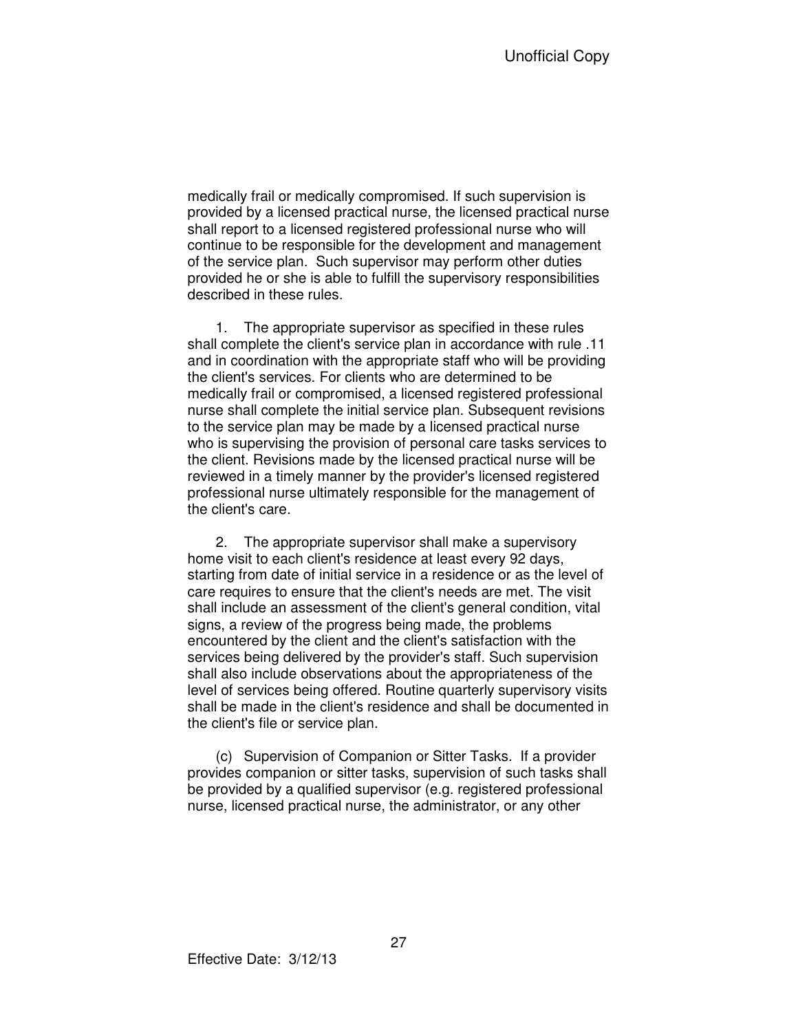medically frail or medically compromised. If such supervision is provided by a licensed practical nurse, the licensed practical nurse shall report to a licensed registered professional nurse who will continue to be responsible for the development and management of the service plan. Such supervisor may perform other duties provided he or she is able to fulfill the supervisory responsibilities described in these rules.

1. The appropriate supervisor as specified in these rules shall complete the client's service plan in accordance with rule .11 and in coordination with the appropriate staff who will be providing the client's services. For clients who are determined to be medically frail or compromised, a licensed registered professional nurse shall complete the initial service plan. Subsequent revisions to the service plan may be made by a licensed practical nurse who is supervising the provision of personal care tasks services to the client. Revisions made by the licensed practical nurse will be reviewed in a timely manner by the provider's licensed registered professional nurse ultimately responsible for the management of the client's care.

2. The appropriate supervisor shall make a supervisory home visit to each client's residence at least every 92 days, starting from date of initial service in a residence or as the level of care requires to ensure that the client's needs are met. The visit shall include an assessment of the client's general condition, vital signs, a review of the progress being made, the problems encountered by the client and the client's satisfaction with the services being delivered by the provider's staff. Such supervision shall also include observations about the appropriateness of the level of services being offered. Routine quarterly supervisory visits shall be made in the client's residence and shall be documented in the client's file or service plan.

(c) Supervision of Companion or Sitter Tasks. If a provider provides companion or sitter tasks, supervision of such tasks shall be provided by a qualified supervisor (e.g. registered professional nurse, licensed practical nurse, the administrator, or any other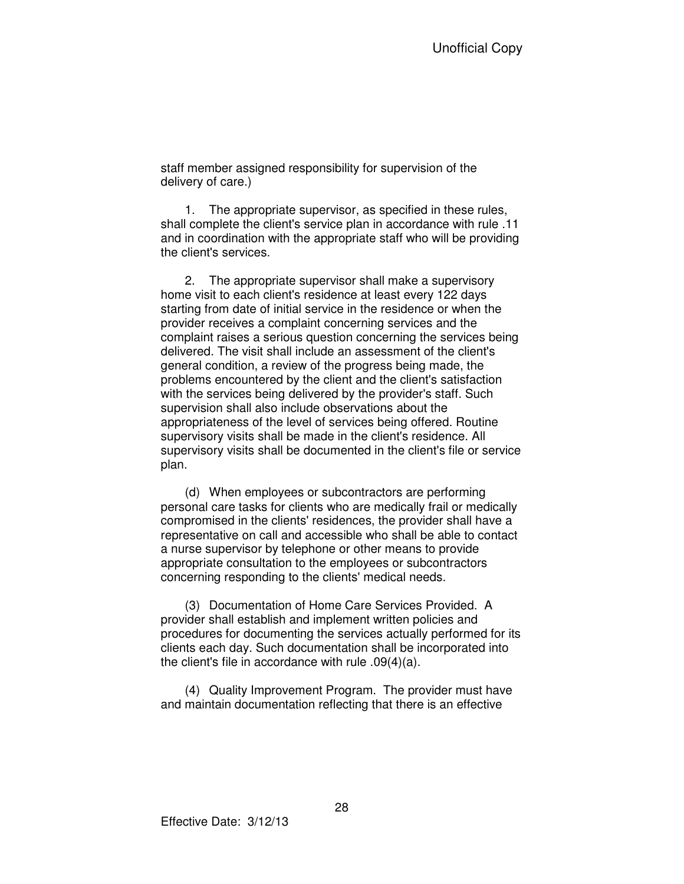staff member assigned responsibility for supervision of the delivery of care.)

1. The appropriate supervisor, as specified in these rules, shall complete the client's service plan in accordance with rule .11 and in coordination with the appropriate staff who will be providing the client's services.

2. The appropriate supervisor shall make a supervisory home visit to each client's residence at least every 122 days starting from date of initial service in the residence or when the provider receives a complaint concerning services and the complaint raises a serious question concerning the services being delivered. The visit shall include an assessment of the client's general condition, a review of the progress being made, the problems encountered by the client and the client's satisfaction with the services being delivered by the provider's staff. Such supervision shall also include observations about the appropriateness of the level of services being offered. Routine supervisory visits shall be made in the client's residence. All supervisory visits shall be documented in the client's file or service plan.

(d) When employees or subcontractors are performing personal care tasks for clients who are medically frail or medically compromised in the clients' residences, the provider shall have a representative on call and accessible who shall be able to contact a nurse supervisor by telephone or other means to provide appropriate consultation to the employees or subcontractors concerning responding to the clients' medical needs.

(3) Documentation of Home Care Services Provided. A provider shall establish and implement written policies and procedures for documenting the services actually performed for its clients each day. Such documentation shall be incorporated into the client's file in accordance with rule .09(4)(a).

(4) Quality Improvement Program. The provider must have and maintain documentation reflecting that there is an effective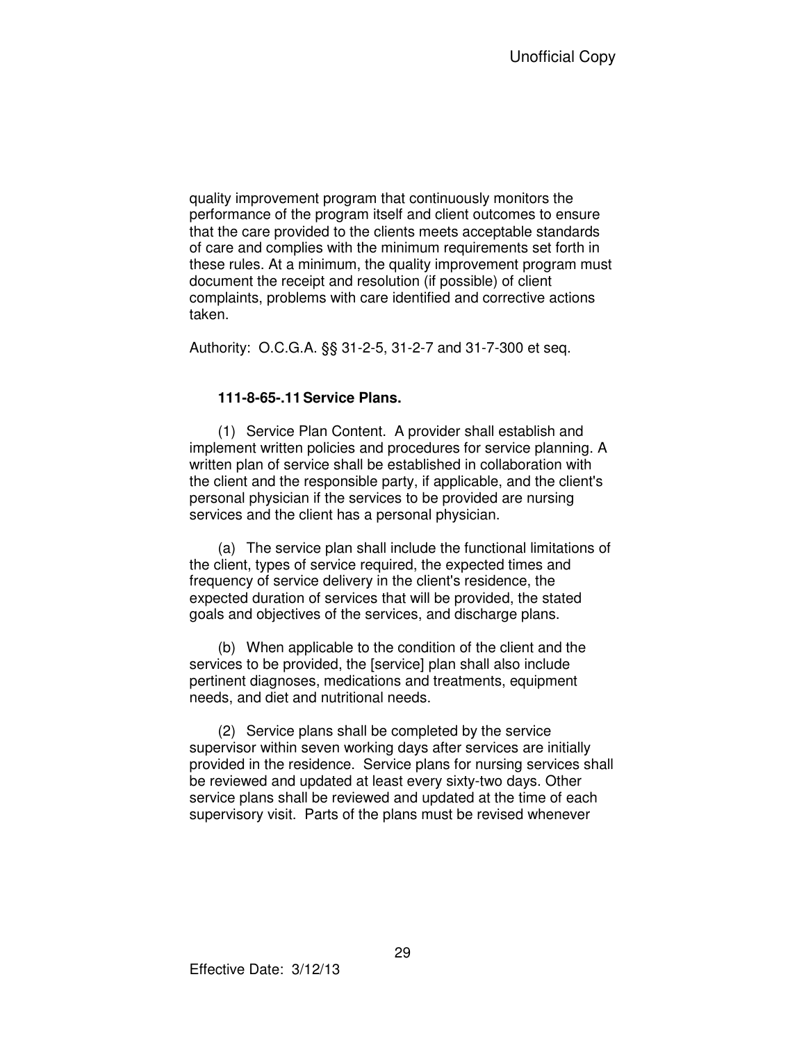quality improvement program that continuously monitors the performance of the program itself and client outcomes to ensure that the care provided to the clients meets acceptable standards of care and complies with the minimum requirements set forth in these rules. At a minimum, the quality improvement program must document the receipt and resolution (if possible) of client complaints, problems with care identified and corrective actions taken.

Authority: O.C.G.A. §§ 31-2-5, 31-2-7 and 31-7-300 et seq.

### 111-8-65-.11 Service Plans.

(1) Service Plan Content. A provider shall establish and implement written policies and procedures for service planning. A written plan of service shall be established in collaboration with the client and the responsible party, if applicable, and the client's personal physician if the services to be provided are nursing services and the client has a personal physician.

(a) The service plan shall include the functional limitations of the client, types of service required, the expected times and frequency of service delivery in the client's residence, the expected duration of services that will be provided, the stated goals and objectives of the services, and discharge plans.

(b) When applicable to the condition of the client and the services to be provided, the [service] plan shall also include pertinent diagnoses, medications and treatments, equipment needs, and diet and nutritional needs.

(2) Service plans shall be completed by the service supervisor within seven working days after services are initially provided in the residence. Service plans for nursing services shall be reviewed and updated at least every sixty-two days. Other service plans shall be reviewed and updated at the time of each supervisory visit. Parts of the plans must be revised whenever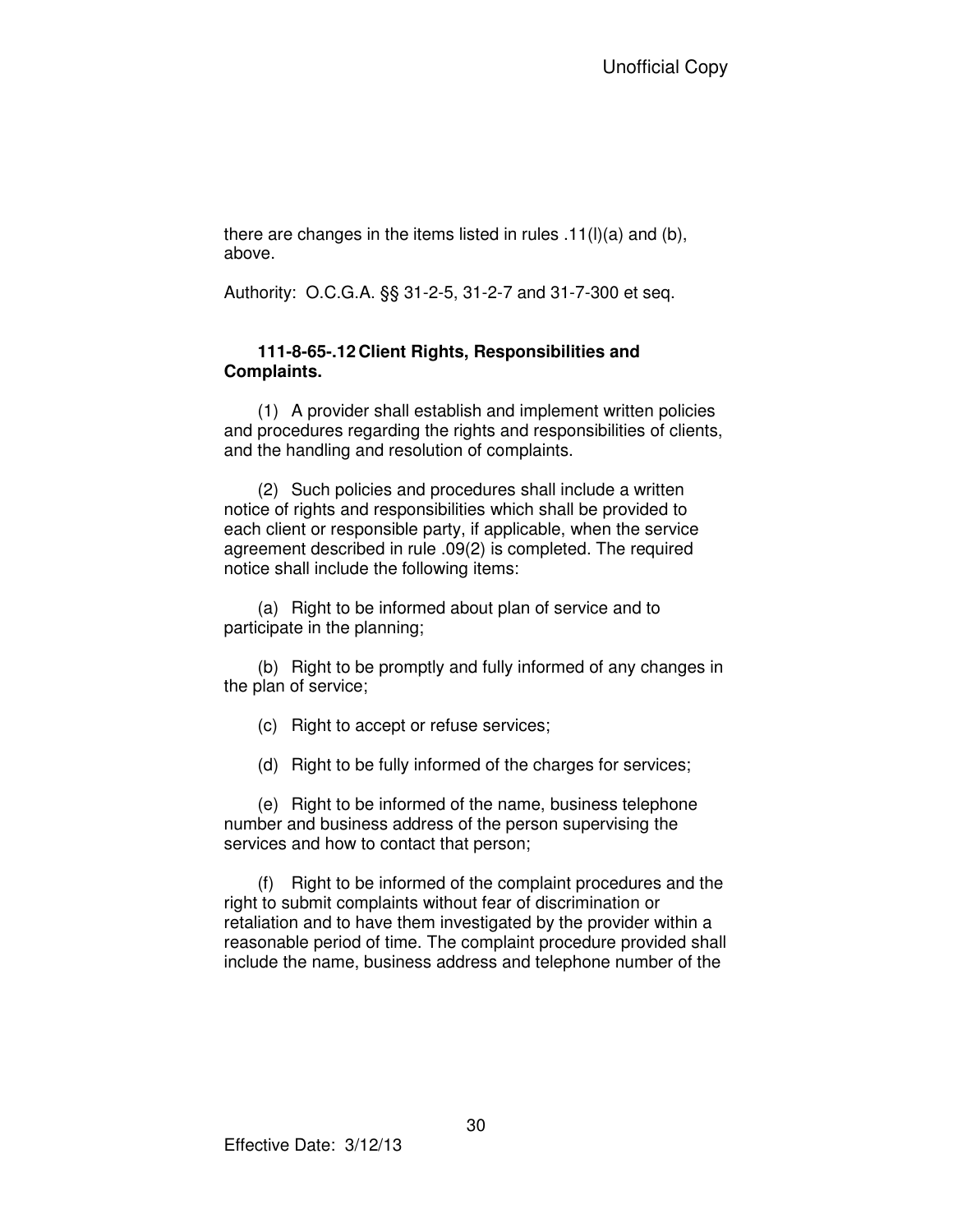there are changes in the items listed in rules .11(l)(a) and (b), above.

Authority: O.C.G.A. §§ 31-2-5, 31-2-7 and 31-7-300 et seq.

**111-8-65-.12 Client Rights, Responsibilities and Complaints.**

(1) A provider shall establish and implement written policies and procedures regarding the rights and responsibilities of clients, and the handling and resolution of complaints.

(2) Such policies and procedures shall include a written notice of rights and responsibilities which shall be provided to each client or responsible party, if applicable, when the service agreement described in rule .09(2) is completed. The required notice shall include the following items:

(a) Right to be informed about plan of service and to participate in the planning;

(b) Right to be promptly and fully informed of any changes in the plan of service;

(c) Right to accept or refuse services;

(d) Right to be fully informed of the charges for services;

(e) Right to be informed of the name, business telephone number and business address of the person supervising the services and how to contact that person;

(f) Right to be informed of the complaint procedures and the right to submit complaints without fear of discrimination or retaliation and to have them investigated by the provider within a reasonable period of time. The complaint procedure provided shall include the name, business address and telephone number of the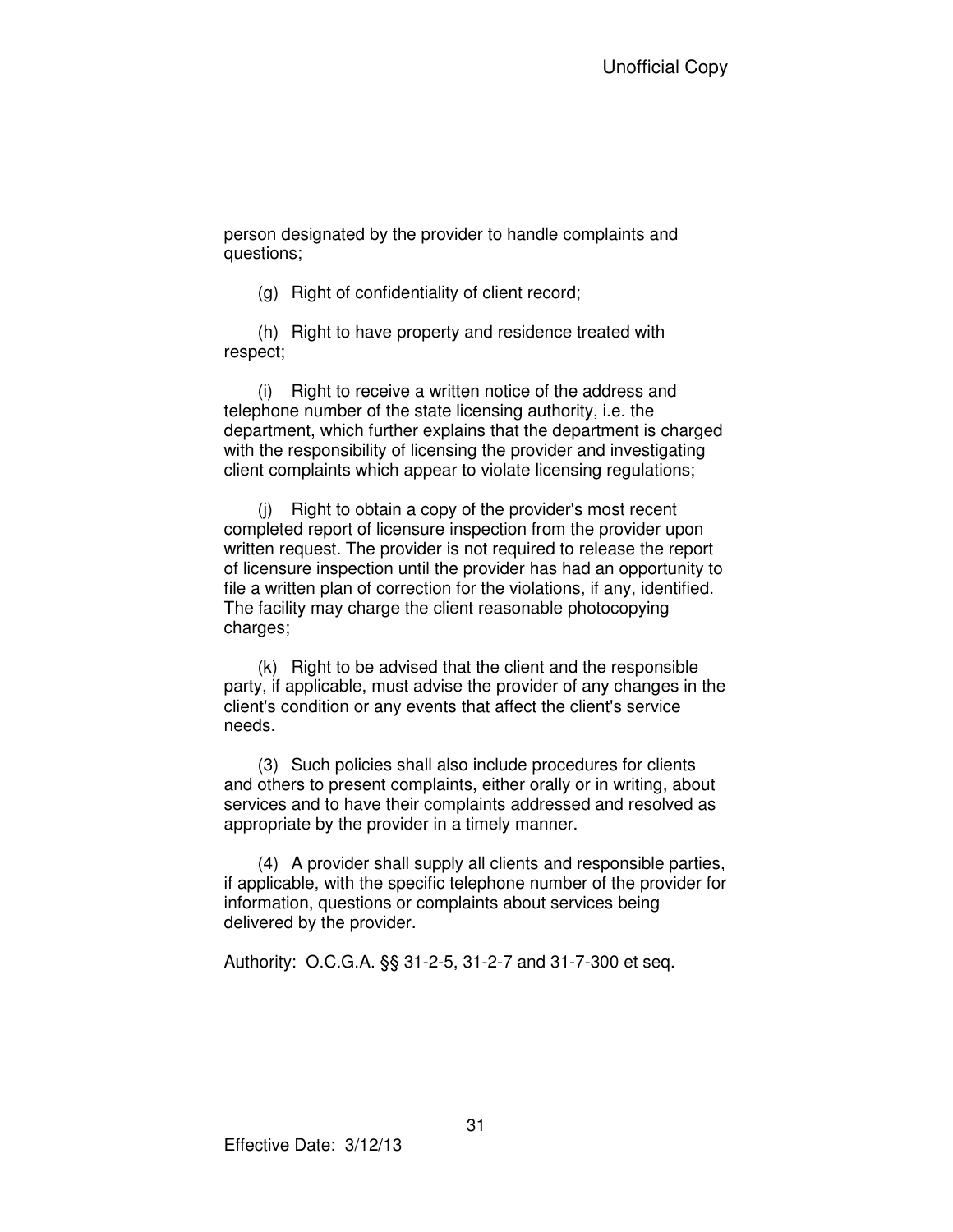person designated by the provider to handle complaints and questions;

(g) Right of confidentiality of client record;

(h) Right to have property and residence treated with respect;

(i) Right to receive a written notice of the address and telephone number of the state licensing authority, i.e. the department, which further explains that the department is charged with the responsibility of licensing the provider and investigating client complaints which appear to violate licensing regulations;

(j) Right to obtain a copy of the provider's most recent completed report of licensure inspection from the provider upon written request. The provider is not required to release the report of licensure inspection until the provider has had an opportunity to file a written plan of correction for the violations, if any, identified. The facility may charge the client reasonable photocopying charges;

(k) Right to be advised that the client and the responsible party, if applicable, must advise the provider of any changes in the client's condition or any events that affect the client's service needs.

(3) Such policies shall also include procedures for clients and others to present complaints, either orally or in writing, about services and to have their complaints addressed and resolved as appropriate by the provider in a timely manner.

(4) A provider shall supply all clients and responsible parties, if applicable, with the specific telephone number of the provider for information, questions or complaints about services being delivered by the provider.

Authority: O.C.G.A. §§ 31-2-5, 31-2-7 and 31-7-300 et seq.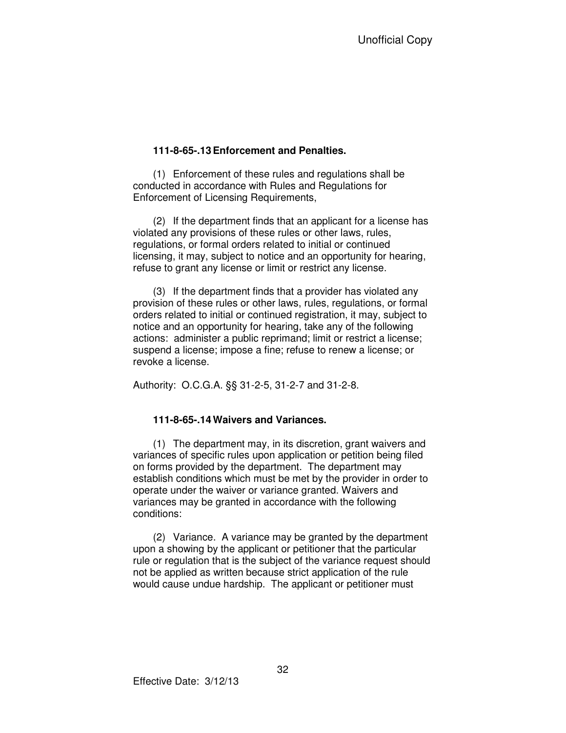### 111-8-65-.13 Enforcement and Penalties.

(1) Enforcement of these rules and regulations shall be conducted in accordance with Rules and Regulations for Enforcement of Licensing Requirements,

(2) If the department finds that an applicant for a license has violated any provisions of these rules or other laws, rules, regulations, or formal orders related to initial or continued licensing, it may, subject to notice and an opportunity for hearing, refuse to grant any license or limit or restrict any license.

(3) If the department finds that a provider has violated any provision of these rules or other laws, rules, regulations, or formal orders related to initial or continued registration, it may, subject to notice and an opportunity for hearing, take any of the following actions: administer a public reprimand; limit or restrict a license; suspend a license; impose a fine; refuse to renew a license; or revoke a license.

Authority: O.C.G.A. §§ 31-2-5, 31-2-7 and 31-2-8.

### 111-8-65-.14 Waivers and Variances.

(1) The department may, in its discretion, grant waivers and variances of specific rules upon application or petition being filed on forms provided by the department. The department may establish conditions which must be met by the provider in order to operate under the waiver or variance granted. Waivers and variances may be granted in accordance with the following conditions:

(2) Variance. A variance may be granted by the department upon a showing by the applicant or petitioner that the particular rule or regulation that is the subject of the variance request should not be applied as written because strict application of the rule would cause undue hardship. The applicant or petitioner must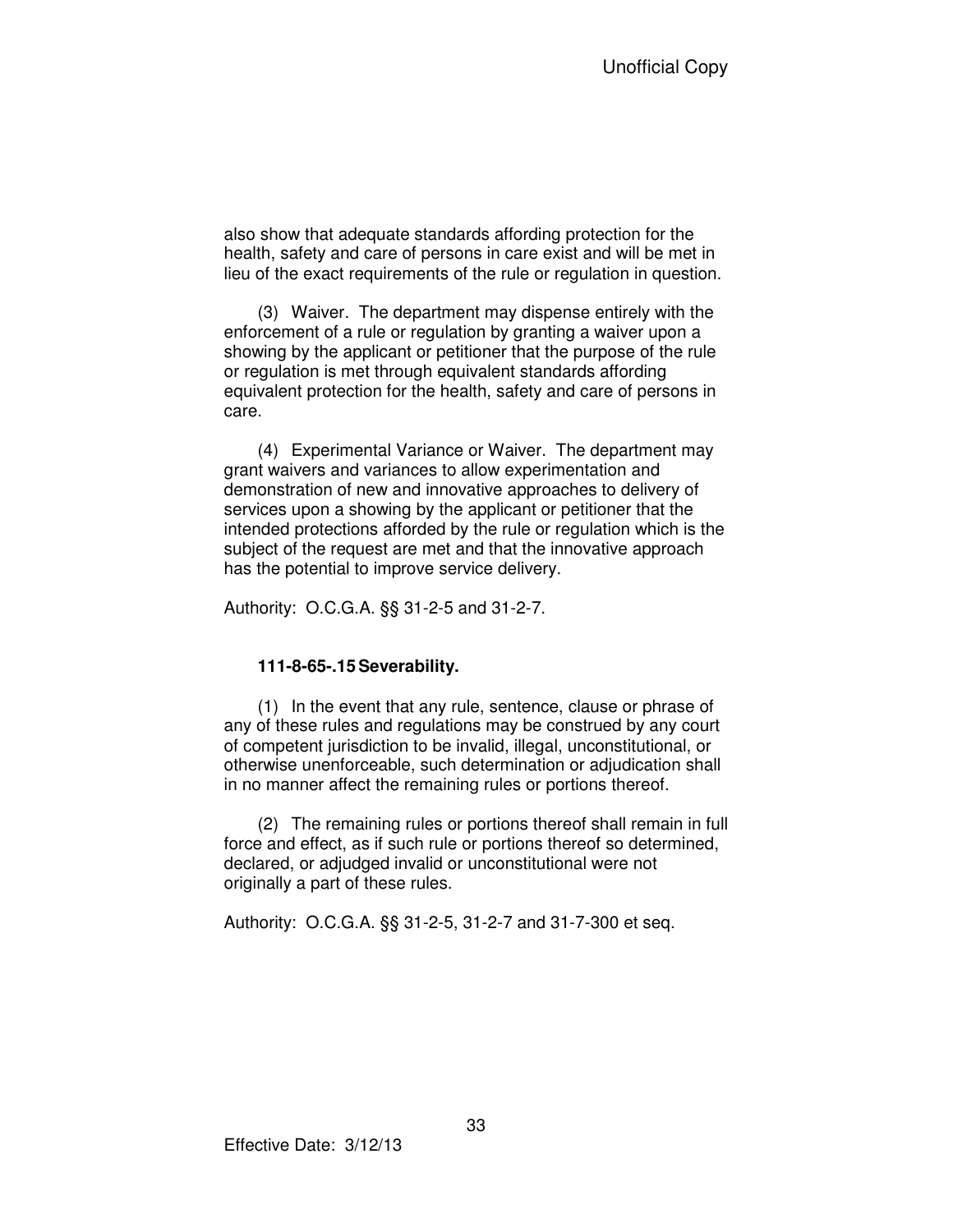also show that adequate standards affording protection for the health, safety and care of persons in care exist and will be met in lieu of the exact requirements of the rule or regulation in question.

(3) Waiver. The department may dispense entirely with the enforcement of a rule or regulation by granting a waiver upon a showing by the applicant or petitioner that the purpose of the rule or regulation is met through equivalent standards affording equivalent protection for the health, safety and care of persons in care.

(4) Experimental Variance or Waiver. The department may grant waivers and variances to allow experimentation and demonstration of new and innovative approaches to delivery of services upon a showing by the applicant or petitioner that the intended protections afforded by the rule or regulation which is the subject of the request are met and that the innovative approach has the potential to improve service delivery.

Authority: O.C.G.A. §§ 31-2-5 and 31-2-7.

### 111-8-65-.15 Severability.

(1) In the event that any rule, sentence, clause or phrase of any of these rules and regulations may be construed by any court of competent jurisdiction to be invalid, illegal, unconstitutional, or otherwise unenforceable, such determination or adjudication shall in no manner affect the remaining rules or portions thereof.

(2) The remaining rules or portions thereof shall remain in full force and effect, as if such rule or portions thereof so determined, declared, or adjudged invalid or unconstitutional were not originally a part of these rules.

Authority: O.C.G.A. §§ 31-2-5, 31-2-7 and 31-7-300 et seq.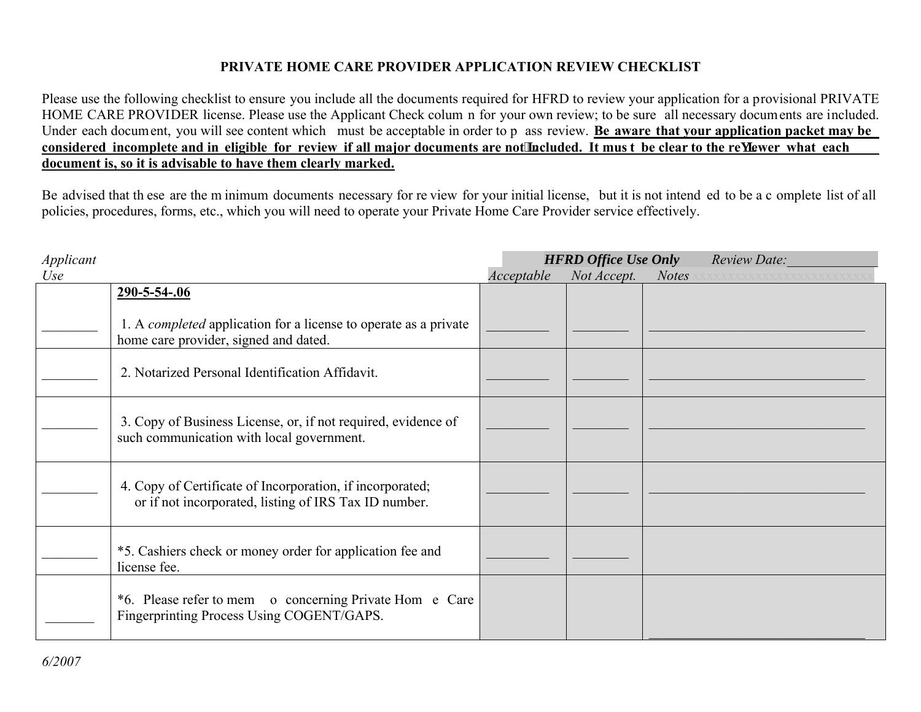**PRIVATE HOME CARE PROVIDER APPLICATION REVIEW CHECKLIST**

Please use the following checklist to ensure you include all the documents required for HFRD to review your application for a provisional PRIVATE HOME CARE PROVIDER license. Please use the Applicant Check column for your own review; to be sure all necessary documents are included. Under each document, you will see content which must be acceptable in order to pass review. **Be aware that your application packet may be considered incomplete and ineligible for review if all major documents are not included. It must be clear to the reviewer what each document is, so it is advisable to have them clearly marked.**

Be advised that these are the minimum documents necessary for review for your initial license, but it is not intended to be a complete list of all policies, procedures, forms, etc., which you will need to operate your Private Home Care Provider service effectively.

| *Applicant Use* | | ***HFRD Office Use Only*** *Acceptable* | *Not Accept.* | *Review Date:______* *Notes* |
|---|---|---|---|---|
| | **290-5-54-.06** | | | |
| ________ | 1. A *completed* application for a license to operate as a private home care provider, signed and dated. | ________ | ________ | ________________________ |
| ________ | 2. Notarized Personal Identification Affidavit. | ________ | ________ | ________________________ |
| ________ | 3. Copy of Business License, or, if not required, evidence of such communication with local government. | ________ | ________ | ________________________ |
| ________ | 4. Copy of Certificate of Incorporation, if incorporated; or if not incorporated, listing of IRS Tax ID number. | ________ | ________ | ________________________ |
| ________ | *5. Cashiers check or money order for application fee and license fee. | ________ | ________ | |
| _______ | *6. Please refer to memo concerning Private Home Care Fingerprinting Process Using COGENT/GAPS. | | | ________________________ |

*6/2007*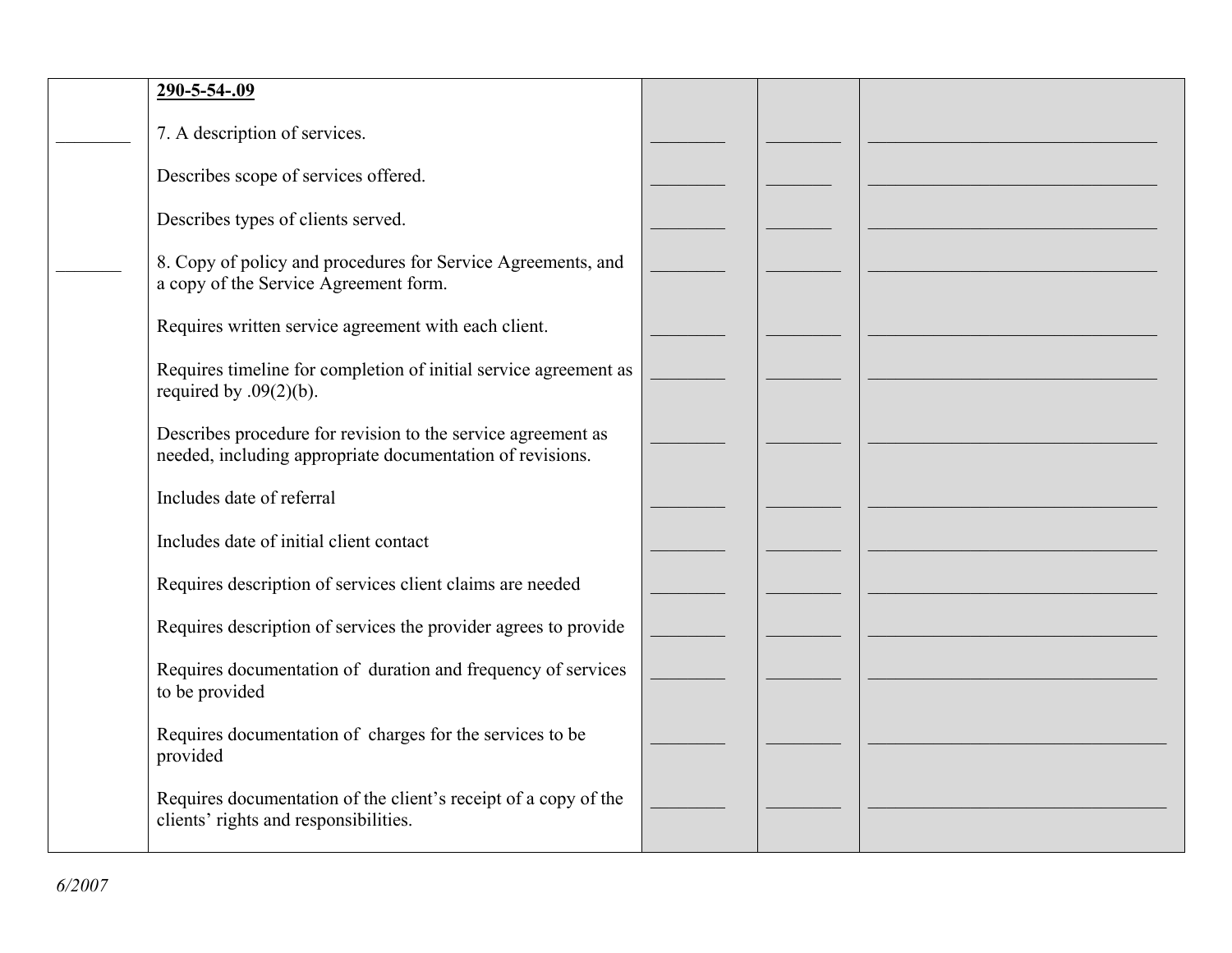| | | | | |
|---|---|---|---|---|
| | **290-5-54-.09** | | | |
| ________ | 7. A description of services. | ________ | ________ | ________________________________ |
| | Describes scope of services offered. | ________ | _______ | ________________________________ |
| | Describes types of clients served. | ________ | _______ | ________________________________ |
| _______ | 8. Copy of policy and procedures for Service Agreements, and a copy of the Service Agreement form. | ________ | ________ | ________________________________ |
| | Requires written service agreement with each client. | ________ | ________ | ________________________________ |
| | Requires timeline for completion of initial service agreement as required by .09(2)(b). | ________ | ________ | ________________________________ |
| | Describes procedure for revision to the service agreement as needed, including appropriate documentation of revisions. | ________ | ________ | ________________________________ |
| | Includes date of referral | ________ | ________ | ________________________________ |
| | Includes date of initial client contact | ________ | ________ | ________________________________ |
| | Requires description of services client claims are needed | ________ | ________ | ________________________________ |
| | Requires description of services the provider agrees to provide | ________ | ________ | ________________________________ |
| | Requires documentation of duration and frequency of services to be provided | ________ | ________ | ________________________________ |
| | Requires documentation of charges for the services to be provided | ________ | ________ | _________________________________ |
| | Requires documentation of the client's receipt of a copy of the clients' rights and responsibilities. | ________ | ________ | _________________________________ |

*6/2007*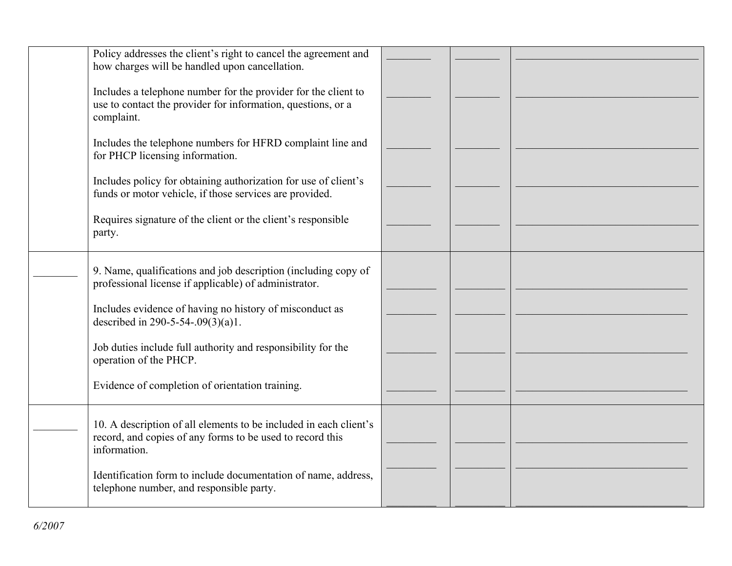| | | | | |
|---|---|---|---|---|
| | Policy addresses the client's right to cancel the agreement and how charges will be handled upon cancellation. | ________ | ________ | ________________________________ |
| | Includes a telephone number for the provider for the client to use to contact the provider for information, questions, or a complaint. | ________ | ________ | ________________________________ |
| | Includes the telephone numbers for HFRD complaint line and for PHCP licensing information. | ________ | ________ | ________________________________ |
| | Includes policy for obtaining authorization for use of client's funds or motor vehicle, if those services are provided. | ________ | ________ | ________________________________ |
| | Requires signature of the client or the client's responsible party. | ________ | ________ | ________________________________ |
| ________ | 9. Name, qualifications and job description (including copy of professional license if applicable) of administrator. | ________ | ________ | ________________________________ |
| | Includes evidence of having no history of misconduct as described in 290-5-54-.09(3)(a)1. | ________ | ________ | ________________________________ |
| | Job duties include full authority and responsibility for the operation of the PHCP. | ________ | ________ | ________________________________ |
| | Evidence of completion of orientation training. | ________ | ________ | ________________________________ |
| ________ | 10. A description of all elements to be included in each client's record, and copies of any forms to be used to record this information. | ________ | ________ | ________________________________ |
| | | ________ | ________ | ________________________________ |
| | Identification form to include documentation of name, address, telephone number, and responsible party. | ________ | ________ | ________________________________ |

*6/2007*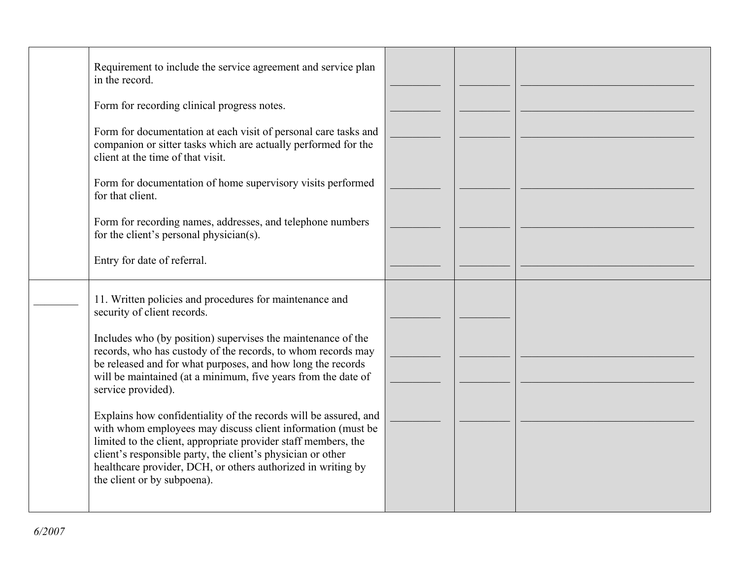| | | | | |
|---|---|---|---|---|
| | Requirement to include the service agreement and service plan in the record. | _________ | _________ | _______________________________ |
| | Form for recording clinical progress notes. | _________ | _________ | _______________________________ |
| | Form for documentation at each visit of personal care tasks and companion or sitter tasks which are actually performed for the client at the time of that visit. | _________ | _________ | _______________________________ |
| | Form for documentation of home supervisory visits performed for that client. | _________ | _________ | _______________________________ |
| | Form for recording names, addresses, and telephone numbers for the client's personal physician(s). | _________ | _________ | _______________________________ |
| | Entry for date of referral. | _________ | _________ | _______________________________ |
| ________ | 11. Written policies and procedures for maintenance and security of client records. | _________ | _________ | |
| | Includes who (by position) supervises the maintenance of the records, who has custody of the records, to whom records may be released and for what purposes, and how long the records will be maintained (at a minimum, five years from the date of service provided). | _________<br>_________ | _________<br>_________ | _______________________________<br>_______________________________ |
| | Explains how confidentiality of the records will be assured, and with whom employees may discuss client information (must be limited to the client, appropriate provider staff members, the client's responsible party, the client's physician or other healthcare provider, DCH, or others authorized in writing by the client or by subpoena). | _________ | _________ | _______________________________ |

*6/2007*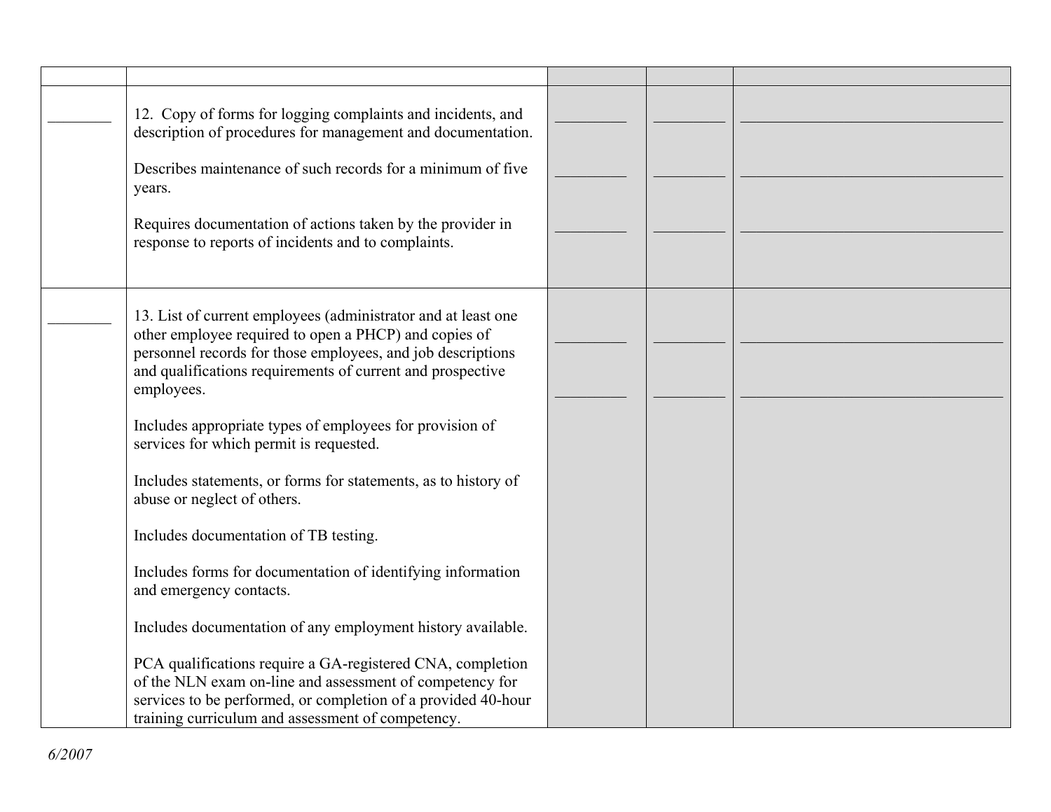| | | | | |
|---|---|---|---|---|
| ________ | 12. Copy of forms for logging complaints and incidents, and description of procedures for management and documentation. | _________ | _________ | ___________________________ |
| | Describes maintenance of such records for a minimum of five years. | _________ | _________ | ___________________________ |
| | Requires documentation of actions taken by the provider in response to reports of incidents and to complaints. | _________ | _________ | ___________________________ |
| ________ | 13. List of current employees (administrator and at least one other employee required to open a PHCP) and copies of personnel records for those employees, and job descriptions and qualifications requirements of current and prospective employees. | _________ | _________ | ___________________________ |
| | Includes appropriate types of employees for provision of services for which permit is requested. | _________ | _________ | ___________________________ |
| | Includes statements, or forms for statements, as to history of abuse or neglect of others. | | | |
| | Includes documentation of TB testing. | | | |
| | Includes forms for documentation of identifying information and emergency contacts. | | | |
| | Includes documentation of any employment history available. | | | |
| | PCA qualifications require a GA-registered CNA, completion of the NLN exam on-line and assessment of competency for services to be performed, or completion of a provided 40-hour training curriculum and assessment of competency. | | | |

*6/2007*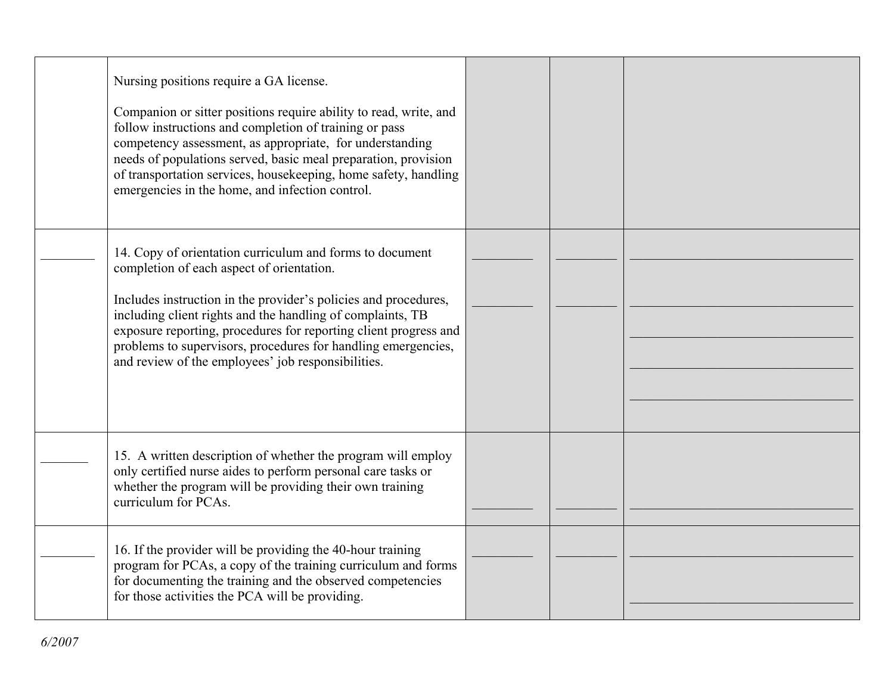| | | | | |
|---|---|---|---|---|
| | Nursing positions require a GA license.<br><br>Companion or sitter positions require ability to read, write, and follow instructions and completion of training or pass competency assessment, as appropriate, for understanding needs of populations served, basic meal preparation, provision of transportation services, housekeeping, home safety, handling emergencies in the home, and infection control. | | | |
| ________ | 14. Copy of orientation curriculum and forms to document completion of each aspect of orientation.<br><br>Includes instruction in the provider's policies and procedures, including client rights and the handling of complaints, TB exposure reporting, procedures for reporting client progress and problems to supervisors, procedures for handling emergencies, and review of the employees' job responsibilities. | _________<br><br>_________ | _________<br><br>_________ | ________________________________<br><br>________________________________<br><br>________________________________<br><br>________________________________<br><br>________________________________ |
| _______ | 15. A written description of whether the program will employ only certified nurse aides to perform personal care tasks or whether the program will be providing their own training curriculum for PCAs. | _________ | _________ | ________________________________ |
| ________ | 16. If the provider will be providing the 40-hour training program for PCAs, a copy of the training curriculum and forms for documenting the training and the observed competencies for those activities the PCA will be providing. | _________ | _________ | ________________________________<br><br>________________________________ |

*6/2007*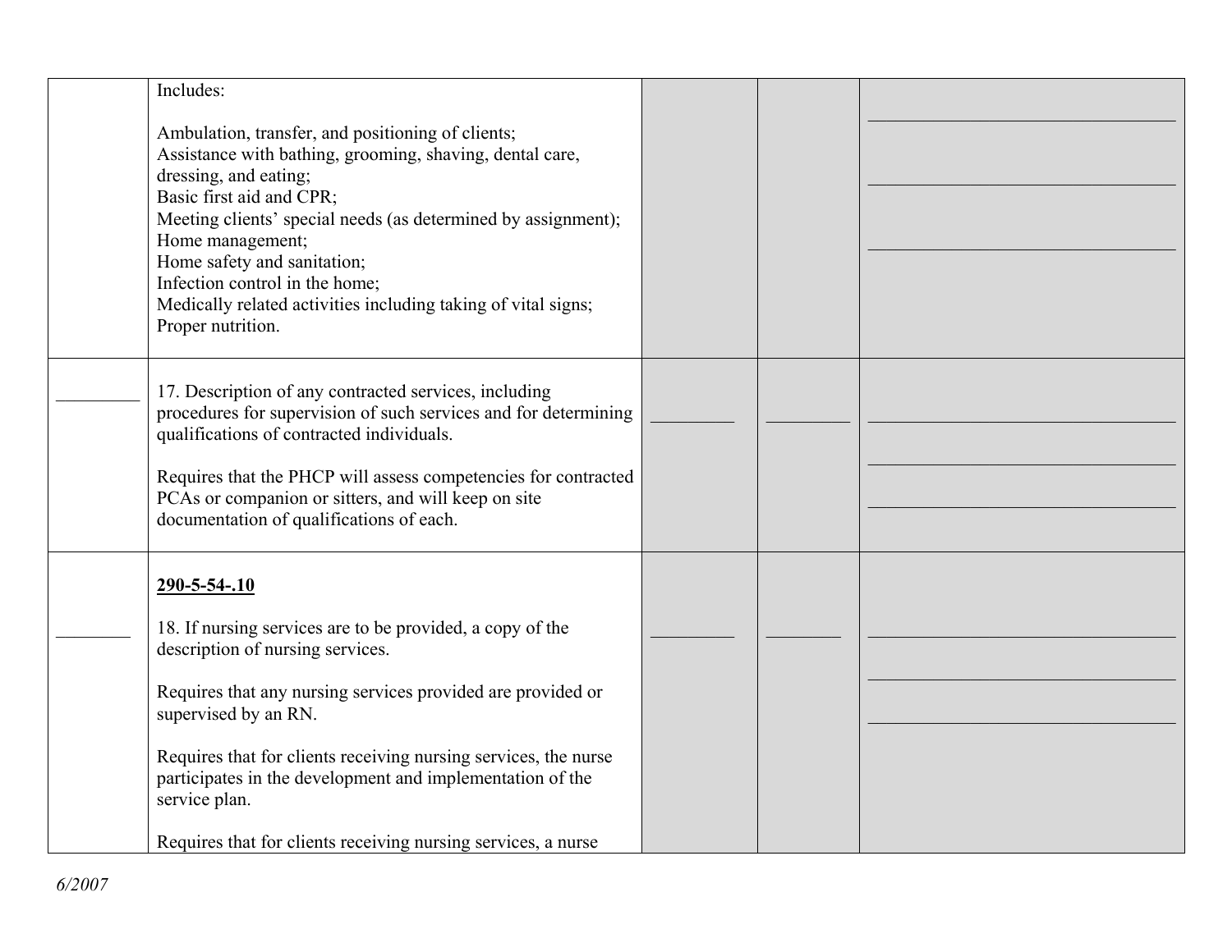| | | | | |
|---|---|---|---|---|
| | Includes:<br><br>Ambulation, transfer, and positioning of clients;<br>Assistance with bathing, grooming, shaving, dental care, dressing, and eating;<br>Basic first aid and CPR;<br>Meeting clients' special needs (as determined by assignment);<br>Home management;<br>Home safety and sanitation;<br>Infection control in the home;<br>Medically related activities including taking of vital signs;<br>Proper nutrition. | | | ______________________________<br>______________________________<br>______________________________ |
| ________ | 17. Description of any contracted services, including procedures for supervision of such services and for determining qualifications of contracted individuals.<br><br>Requires that the PHCP will assess competencies for contracted PCAs or companion or sitters, and will keep on site documentation of qualifications of each. | ________ | ________ | ______________________________<br>______________________________<br>______________________________ |
| ________ | **290-5-54-.10**<br><br>18. If nursing services are to be provided, a copy of the description of nursing services.<br><br>Requires that any nursing services provided are provided or supervised by an RN.<br><br>Requires that for clients receiving nursing services, the nurse participates in the development and implementation of the service plan.<br><br>Requires that for clients receiving nursing services, a nurse | ________ | ________ | ______________________________<br>______________________________<br>______________________________ |

*6/2007*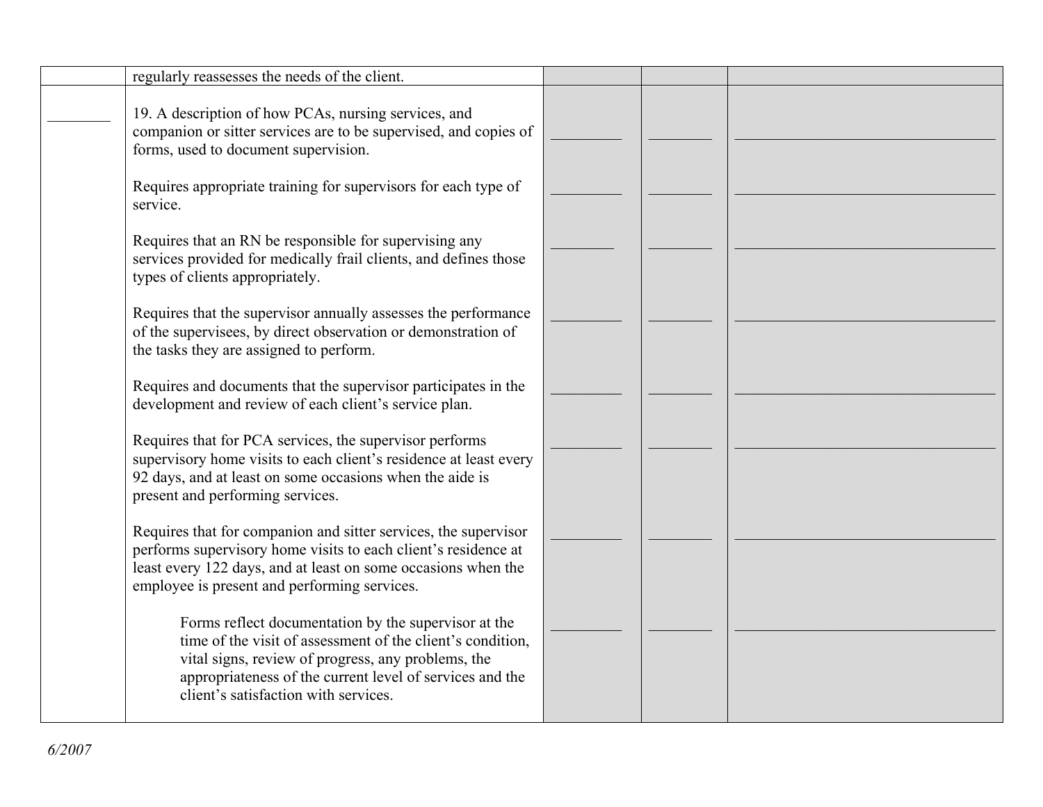| | | | | |
|---|---|---|---|---|
| | regularly reassesses the needs of the client. | | | |
| ________ | 19. A description of how PCAs, nursing services, and companion or sitter services are to be supervised, and copies of forms, used to document supervision. | _________ | ________ | __________________________________ |
| | Requires appropriate training for supervisors for each type of service. | _________ | ________ | __________________________________ |
| | Requires that an RN be responsible for supervising any services provided for medically frail clients, and defines those types of clients appropriately. | ________ | ________ | __________________________________ |
| | Requires that the supervisor annually assesses the performance of the supervisees, by direct observation or demonstration of the tasks they are assigned to perform. | _________ | ________ | __________________________________ |
| | Requires and documents that the supervisor participates in the development and review of each client's service plan. | _________ | ________ | __________________________________ |
| | Requires that for PCA services, the supervisor performs supervisory home visits to each client's residence at least every 92 days, and at least on some occasions when the aide is present and performing services. | _________ | ________ | __________________________________ |
| | Requires that for companion and sitter services, the supervisor performs supervisory home visits to each client's residence at least every 122 days, and at least on some occasions when the employee is present and performing services. | _________ | ________ | __________________________________ |
| | Forms reflect documentation by the supervisor at the time of the visit of assessment of the client's condition, vital signs, review of progress, any problems, the appropriateness of the current level of services and the client's satisfaction with services. | _________ | ________ | __________________________________ |

*6/2007*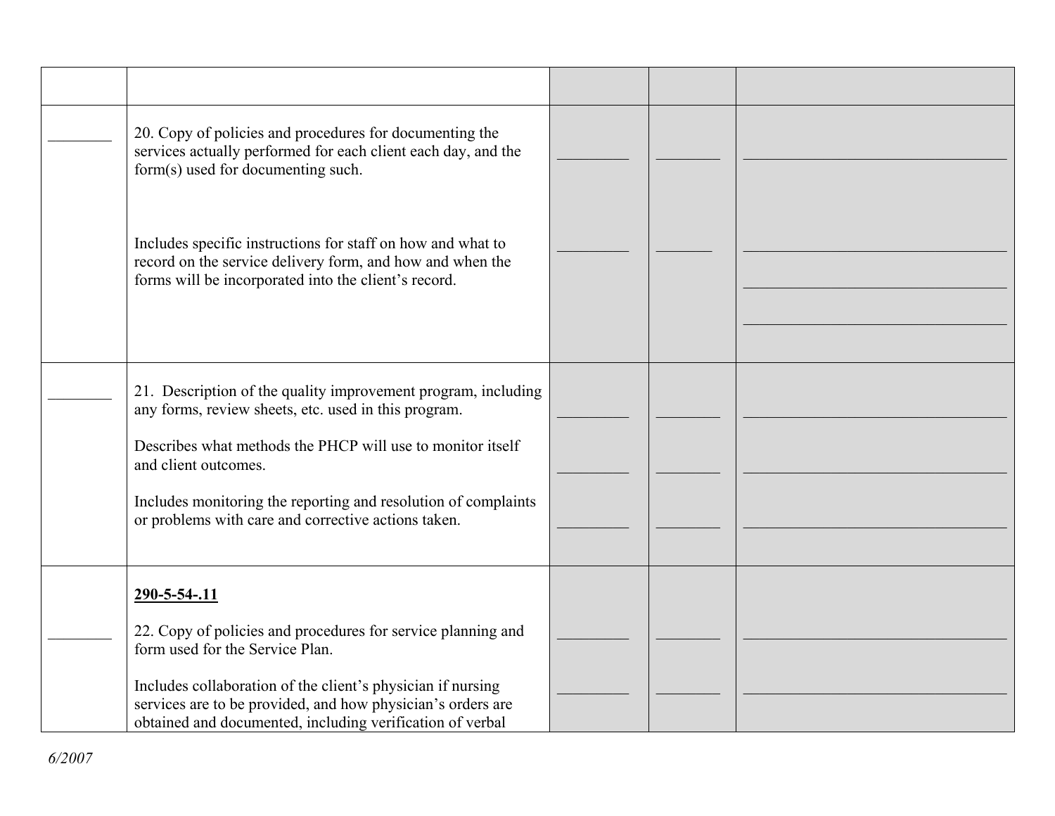| | | | | |
|---|---|---|---|---|
| ________ | 20. Copy of policies and procedures for documenting the services actually performed for each client each day, and the form(s) used for documenting such. | _________ | ________ | __________________________________ |
| | Includes specific instructions for staff on how and what to record on the service delivery form, and how and when the forms will be incorporated into the client's record. | _________ | _______ | __________________________________<br>__________________________________<br>__________________________________ |
| ________ | 21. Description of the quality improvement program, including any forms, review sheets, etc. used in this program. | _________ | ________ | __________________________________ |
| | Describes what methods the PHCP will use to monitor itself and client outcomes. | _________ | ________ | __________________________________ |
| | Includes monitoring the reporting and resolution of complaints or problems with care and corrective actions taken. | _________ | ________ | __________________________________ |
| | **290-5-54-.11** | | | |
| ________ | 22. Copy of policies and procedures for service planning and form used for the Service Plan. | _________ | ________ | __________________________________ |
| | Includes collaboration of the client's physician if nursing services are to be provided, and how physician's orders are obtained and documented, including verification of verbal | _________ | ________ | __________________________________ |

*6/2007*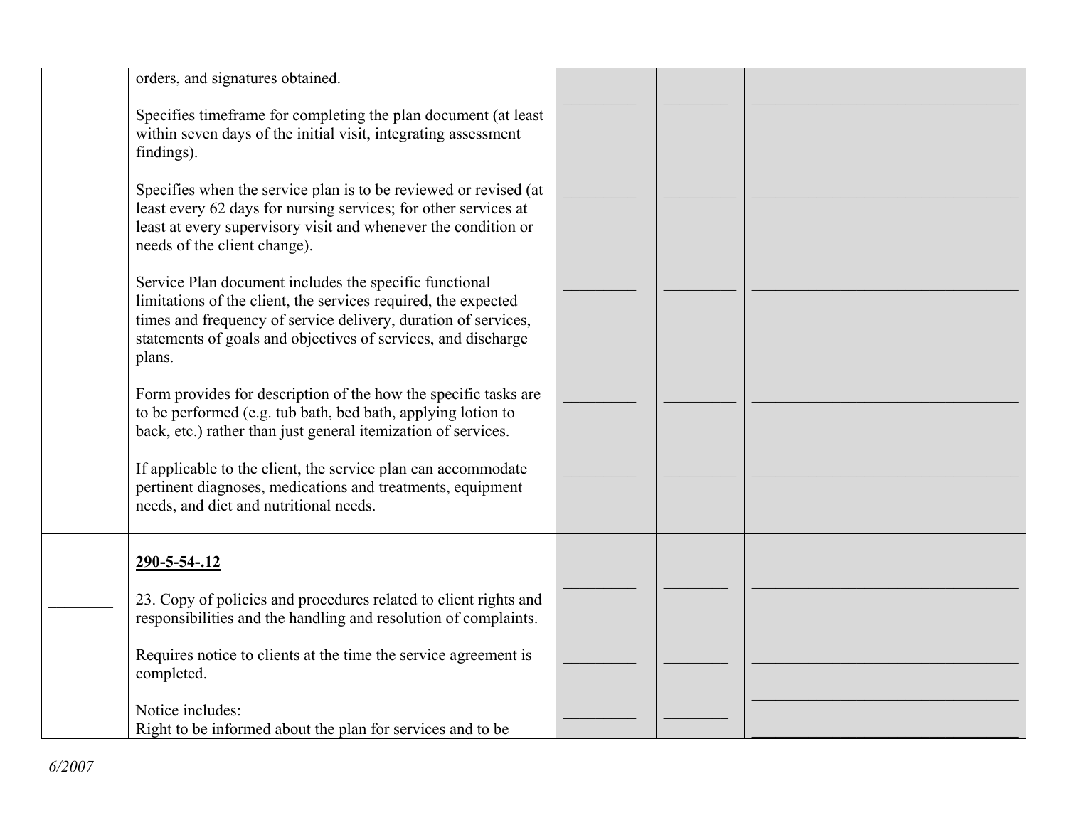| | | | | |
|---|---|---|---|---|
| | orders, and signatures obtained.<br><br>Specifies timeframe for completing the plan document (at least within seven days of the initial visit, integrating assessment findings).<br><br>Specifies when the service plan is to be reviewed or revised (at least every 62 days for nursing services; for other services at least at every supervisory visit and whenever the condition or needs of the client change).<br><br>Service Plan document includes the specific functional limitations of the client, the services required, the expected times and frequency of service delivery, duration of services, statements of goals and objectives of services, and discharge plans.<br><br>Form provides for description of the how the specific tasks are to be performed (e.g. tub bath, bed bath, applying lotion to back, etc.) rather than just general itemization of services.<br><br>If applicable to the client, the service plan can accommodate pertinent diagnoses, medications and treatments, equipment needs, and diet and nutritional needs. | ________<br><br>________<br><br>________<br><br>________<br><br>________ | ________<br><br>________<br><br>________<br><br>________<br><br>________ | ________<br><br>________<br><br>________<br><br>________<br><br>________ |
| ________ | <u>**290-5-54-.12**</u><br><br>23. Copy of policies and procedures related to client rights and responsibilities and the handling and resolution of complaints.<br><br>Requires notice to clients at the time the service agreement is completed.<br><br>Notice includes:<br>Right to be informed about the plan for services and to be | ________<br><br>________<br><br>________ | ________<br><br>________<br><br>________ | ________<br><br>________<br><br>________<br><br>________ |

*6/2007*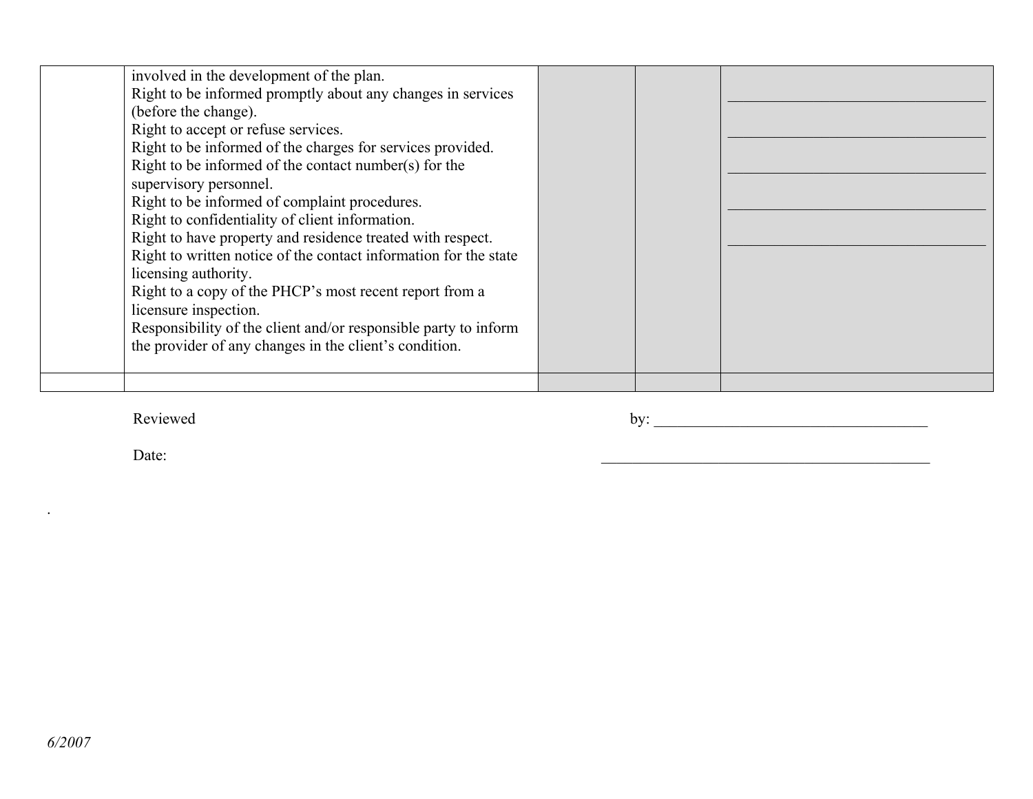| | | | | |
|---|---|---|---|---|
| | involved in the development of the plan.<br>Right to be informed promptly about any changes in services (before the change).<br>Right to accept or refuse services.<br>Right to be informed of the charges for services provided.<br>Right to be informed of the contact number(s) for the supervisory personnel.<br>Right to be informed of complaint procedures.<br>Right to confidentiality of client information.<br>Right to have property and residence treated with respect.<br>Right to written notice of the contact information for the state licensing authority.<br>Right to a copy of the PHCP's most recent report from a licensure inspection.<br>Responsibility of the client and/or responsible party to inform the provider of any changes in the client's condition. | | | \_\_\_\_\_\_\_\_\_\_\_\_\_\_\_\_\_\_\_\_\_\_\_\_\_\_\_\_\_\_\_\_\_\_<br>\_\_\_\_\_\_\_\_\_\_\_\_\_\_\_\_\_\_\_\_\_\_\_\_\_\_\_\_\_\_\_\_\_\_<br>\_\_\_\_\_\_\_\_\_\_\_\_\_\_\_\_\_\_\_\_\_\_\_\_\_\_\_\_\_\_\_\_\_\_<br>\_\_\_\_\_\_\_\_\_\_\_\_\_\_\_\_\_\_\_\_\_\_\_\_\_\_\_\_\_\_\_\_\_\_<br>\_\_\_\_\_\_\_\_\_\_\_\_\_\_\_\_\_\_\_\_\_\_\_\_\_\_\_\_\_\_\_\_\_\_ |
| | | | | |

Reviewed by: \_\_\_\_\_\_\_\_\_\_\_\_\_\_\_\_\_\_\_\_\_\_\_\_\_\_\_\_\_\_\_\_\_\_\_\_

Date: \_\_\_\_\_\_\_\_\_\_\_\_\_\_\_\_\_\_\_\_\_\_\_\_\_\_\_\_\_\_\_\_\_\_\_\_\_\_\_\_\_\_

.

*6/2007*